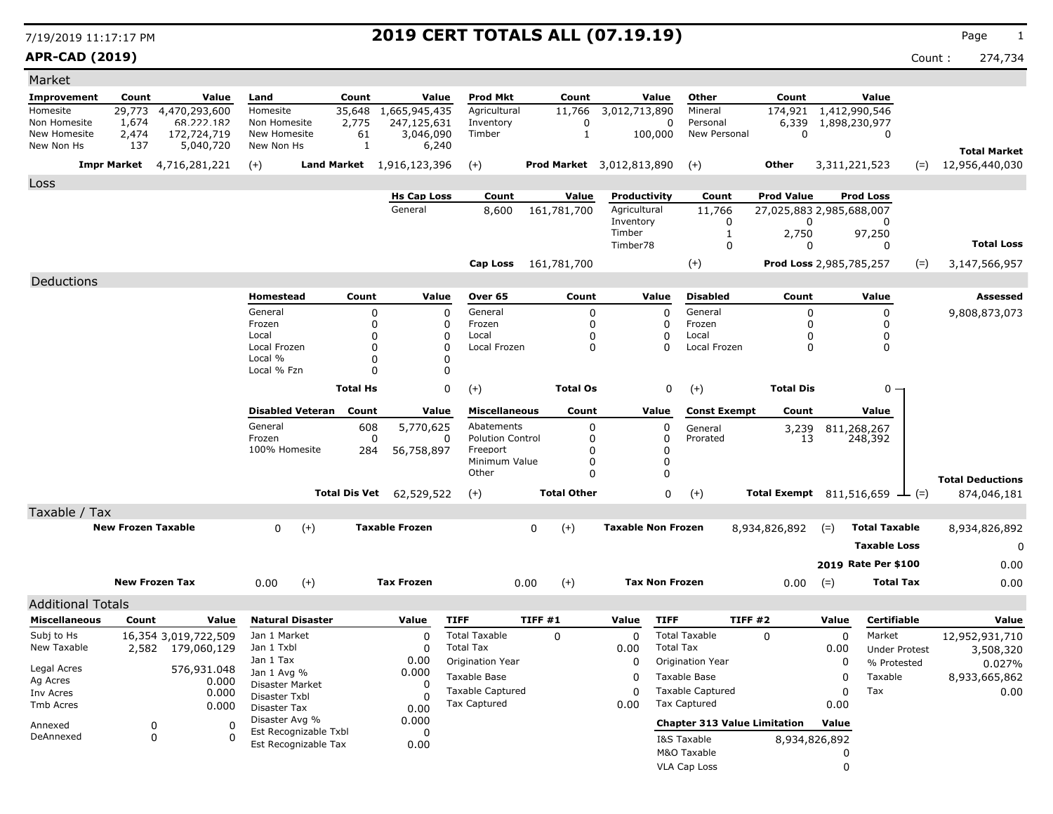7/19/2019 11:17:17 PM

# 2019 CERT TOTALS ALL (07.19.19)

**APR-CAD (2019)**

Count : 274,734

## Market

| Improvement | Count | Value | Land | Count | Value | Prod Mkt | Count | Value | Other | Count | Value | | |
|---|---|---|---|---|---|---|---|---|---|---|---|---|---|
| Homesite | 29,773 | 4,470,293,600 | Homesite | 35,648 | 1,665,945,435 | Agricultural | 11,766 | 3,012,713,890 | Mineral | 174,921 | 1,412,990,546 | | |
| Non Homesite | 1,674 | 68,222,182 | Non Homesite | 2,775 | 247,125,631 | Inventory | 0 | 0 | Personal | 6,339 | 1,898,230,977 | | |
| New Homesite | 2,474 | 172,724,719 | New Homesite | 61 | 3,046,090 | Timber | 1 | 100,000 | New Personal | 0 | 0 | | |
| New Non Hs | 137 | 5,040,720 | New Non Hs | 1 | 6,240 | | | | | | | | **Total Market** |
| **Impr Market** | | 4,716,281,221 | (+) **Land Market** | | 1,916,123,396 | (+) **Prod Market** | | 3,012,813,890 | (+) **Other** | | 3,311,221,523 | (=) | 12,956,440,030 |

## Loss

| Hs Cap Loss | Count | Value | Productivity | Count | Prod Value | Prod Loss | | |
|---|---|---|---|---|---|---|---|---|
| General | 8,600 | 161,781,700 | Agricultural | 11,766 | 27,025,883 | 2,985,688,007 | | |
| | | | Inventory | 0 | 0 | 0 | | |
| | | | Timber | 1 | 2,750 | 97,250 | | |
| | | | Timber78 | 0 | 0 | 0 | | **Total Loss** |
| **Cap Loss** | | 161,781,700 | (+) | | **Prod Loss** | 2,985,785,257 | (=) | 3,147,566,957 |

## Deductions

| Homestead | Count | Value | Over 65 | Count | Value | Disabled | Count | Value | Assessed |
|---|---|---|---|---|---|---|---|---|---|
| General | 0 | 0 | General | 0 | 0 | General | 0 | 0 | 9,808,873,073 |
| Frozen | 0 | 0 | Frozen | 0 | 0 | Frozen | 0 | 0 | |
| Local | 0 | 0 | Local | 0 | 0 | Local | 0 | 0 | |
| Local Frozen | 0 | 0 | Local Frozen | 0 | 0 | Local Frozen | 0 | 0 | |
| Local % | 0 | 0 | | | | | | | |
| Local % Fzn | 0 | 0 | | | | | | | |
| | **Total Hs** | 0 | (+) | **Total Os** | 0 | (+) | **Total Dis** | 0 | |

| Disabled Veteran | Count | Value | Miscellaneous | Count | Value | Const Exempt | Count | Value | | |
|---|---|---|---|---|---|---|---|---|---|---|
| General | 608 | 5,770,625 | Abatements | 0 | 0 | General | 3,239 | 811,268,267 | | |
| Frozen | 0 | 0 | Polution Control | 0 | 0 | Prorated | 13 | 248,392 | | |
| 100% Homesite | 284 | 56,758,897 | Freeport | 0 | 0 | | | | | |
| | | | Minimum Value | 0 | 0 | | | | | |
| | | | Other | 0 | 0 | | | | | **Total Deductions** |
| | **Total Dis Vet** | 62,529,522 | (+) | **Total Other** | 0 | (+) | **Total Exempt** | 811,516,659 | (=) | 874,046,181 |

## Taxable / Tax

| | | | | | | | | |
|---|---|---|---|---|---|---|---|---|
| **New Frozen Taxable** | 0 | (+) | **Taxable Frozen** | 0 | (+) | **Taxable Non Frozen** | 8,934,826,892 | (=) **Total Taxable** 8,934,826,892 |
| | | | | | | | | **Taxable Loss** 0 |
| | | | | | | | | **2019 Rate Per $100** 0.00 |
| **New Frozen Tax** | 0.00 | (+) | **Tax Frozen** | 0.00 | (+) | **Tax Non Frozen** | 0.00 | (=) **Total Tax** 0.00 |

## Additional Totals

| Miscellaneous | Count | Value |
|---|---|---|
| Subj to Hs | 16,354 | 3,019,722,509 |
| New Taxable | 2,582 | 179,060,129 |
| Legal Acres | | 576,931.048 |
| Ag Acres | | 0.000 |
| Inv Acres | | 0.000 |
| Tmb Acres | | 0.000 |
| Annexed | 0 | 0 |
| DeAnnexed | 0 | 0 |

| Natural Disaster | Value |
|---|---|
| Jan 1 Market | 0 |
| Jan 1 Txbl | 0 |
| Jan 1 Tax | 0.00 |
| Jan 1 Avg % | 0.000 |
| Disaster Market | 0 |
| Disaster Txbl | 0 |
| Disaster Tax | 0.00 |
| Disaster Avg % | 0.000 |
| Est Recognizable Txbl | 0 |
| Est Recognizable Tax | 0.00 |

| TIFF | TIFF #1 | Value |
|---|---|---|
| Total Taxable | 0 | 0 |
| Total Tax | | 0.00 |
| Origination Year | | 0 |
| Taxable Base | | 0 |
| Taxable Captured | | 0 |
| Tax Captured | | 0.00 |

| TIFF | TIFF #2 | Value |
|---|---|---|
| Total Taxable | 0 | 0 |
| Total Tax | | 0.00 |
| Origination Year | | 0 |
| Taxable Base | | 0 |
| Taxable Captured | | 0 |
| Tax Captured | | 0.00 |

| Chapter 313 Value Limitation | Value |
|---|---|
| I&S Taxable | 8,934,826,892 |
| M&O Taxable | 0 |
| VLA Cap Loss | 0 |

| Certifiable | Value |
|---|---|
| Market | 12,952,931,710 |
| Under Protest | 3,508,320 |
| % Protested | 0.027% |
| Taxable | 8,933,665,862 |
| Tax | 0.00 |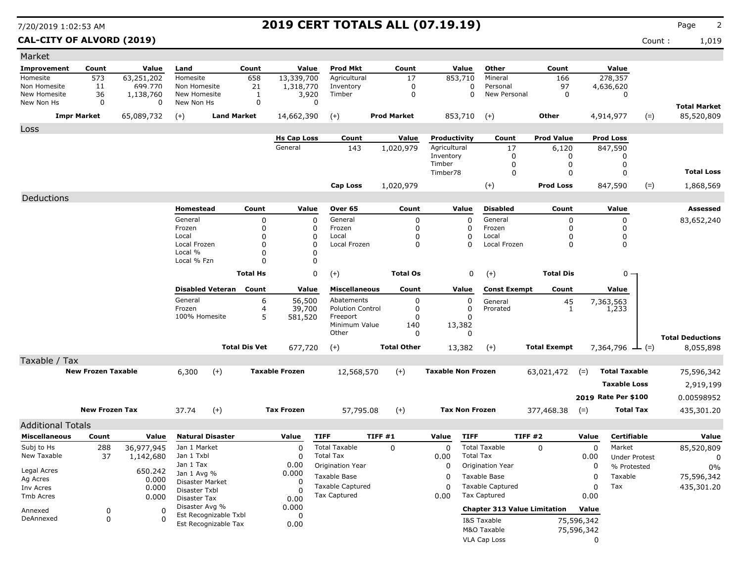# 2019 CERT TOTALS ALL (07.19.19)

7/20/2019 1:02:53 AM

**CAL-CITY OF ALVORD (2019)** Count : 1,019

## Market

| Improvement | Count | Value | Land | Count | Value | Prod Mkt | Count | Value | Other | Count | Value | |
|---|---|---|---|---|---|---|---|---|---|---|---|---|
| Homesite | 573 | 63,251,202 | Homesite | 658 | 13,339,700 | Agricultural | 17 | 853,710 | Mineral | 166 | 278,357 | |
| Non Homesite | 11 | 699,770 | Non Homesite | 21 | 1,318,770 | Inventory | 0 | 0 | Personal | 97 | 4,636,620 | |
| New Homesite | 36 | 1,138,760 | New Homesite | 1 | 3,920 | Timber | 0 | 0 | New Personal | 0 | 0 | |
| New Non Hs | 0 | 0 | New Non Hs | 0 | 0 | | | | | | | **Total Market** |
| **Impr Market** | | 65,089,732 | (+) **Land Market** | | 14,662,390 | (+) **Prod Market** | | 853,710 | (+) **Other** | | 4,914,977 | (=) 85,520,809 |

## Loss

| Hs Cap Loss | Count | Value | Productivity | Count | Prod Value | Prod Loss | |
|---|---|---|---|---|---|---|---|
| General | 143 | 1,020,979 | Agricultural | 17 | 6,120 | 847,590 | |
| | | | Inventory | 0 | 0 | 0 | |
| | | | Timber | 0 | 0 | 0 | |
| | | | Timber78 | 0 | 0 | 0 | **Total Loss** |
| **Cap Loss** | | 1,020,979 | (+) | | **Prod Loss** | 847,590 | (=) 1,868,569 |

## Deductions

| Homestead | Count | Value | Over 65 | Count | Value | Disabled | Count | Value | **Assessed** |
|---|---|---|---|---|---|---|---|---|---|
| General | 0 | 0 | General | 0 | 0 | General | 0 | 0 | 83,652,240 |
| Frozen | 0 | 0 | Frozen | 0 | 0 | Frozen | 0 | 0 | |
| Local | 0 | 0 | Local | 0 | 0 | Local | 0 | 0 | |
| Local Frozen | 0 | 0 | Local Frozen | 0 | 0 | Local Frozen | 0 | 0 | |
| Local % | 0 | 0 | | | | | | | |
| Local % Fzn | 0 | 0 | | | | | | | |
| **Total Hs** | | 0 | (+) **Total Os** | | 0 | (+) **Total Dis** | | 0 | |

| Disabled Veteran | Count | Value | Miscellaneous | Count | Value | Const Exempt | Count | Value | |
|---|---|---|---|---|---|---|---|---|---|
| General | 6 | 56,500 | Abatements | 0 | 0 | General | 45 | 7,363,563 | |
| Frozen | 4 | 39,700 | Polution Control | 0 | 0 | Prorated | 1 | 1,233 | |
| 100% Homesite | 5 | 581,520 | Freeport | 0 | 0 | | | | |
| | | | Minimum Value | 140 | 13,382 | | | | |
| | | | Other | 0 | 0 | | | | **Total Deductions** |
| **Total Dis Vet** | | 677,720 | (+) **Total Other** | | 13,382 | (+) **Total Exempt** | | 7,364,796 | (=) 8,055,898 |

## Taxable / Tax

| | | | | | | | | |
|---|---|---|---|---|---|---|---|---|
| **New Frozen Taxable** | 6,300 | (+) | **Taxable Frozen** | 12,568,570 | (+) | **Taxable Non Frozen** | 63,021,472 | (=) **Total Taxable** 75,596,342 |
| | | | | | | | | **Taxable Loss** 2,919,199 |
| | | | | | | | | **2019 Rate Per $100** 0.00598952 |
| **New Frozen Tax** | 37.74 | (+) | **Tax Frozen** | 57,795.08 | (+) | **Tax Non Frozen** | 377,468.38 | (=) **Total Tax** 435,301.20 |

## Additional Totals

| Miscellaneous | Count | Value |
|---|---|---|
| Subj to Hs | 288 | 36,977,945 |
| New Taxable | 37 | 1,142,680 |
| Legal Acres | | 650.242 |
| Ag Acres | | 0.000 |
| Inv Acres | | 0.000 |
| Tmb Acres | | 0.000 |
| Annexed | 0 | 0 |
| DeAnnexed | 0 | 0 |

| Natural Disaster | Value |
|---|---|
| Jan 1 Market | 0 |
| Jan 1 Txbl | 0 |
| Jan 1 Tax | 0.00 |
| Jan 1 Avg % | 0.000 |
| Disaster Market | 0 |
| Disaster Txbl | 0 |
| Disaster Tax | 0.00 |
| Disaster Avg % | 0.000 |
| Est Recognizable Txbl | 0 |
| Est Recognizable Tax | 0.00 |

| TIFF | TIFF #1 | Value |
|---|---|---|
| Total Taxable | 0 | 0 |
| Total Tax | | 0.00 |
| Origination Year | | 0 |
| Taxable Base | | 0 |
| Taxable Captured | | 0 |
| Tax Captured | | 0.00 |

| TIFF | TIFF #2 | Value |
|---|---|---|
| Total Taxable | 0 | 0 |
| Total Tax | | 0.00 |
| Origination Year | | 0 |
| Taxable Base | | 0 |
| Taxable Captured | | 0 |
| Tax Captured | | 0.00 |

| Chapter 313 Value Limitation | Value |
|---|---|
| I&S Taxable | 75,596,342 |
| M&O Taxable | 75,596,342 |
| VLA Cap Loss | 0 |

| Certifiable | Value |
|---|---|
| Market | 85,520,809 |
| Under Protest | 0 |
| % Protested | 0% |
| Taxable | 75,596,342 |
| Tax | 435,301.20 |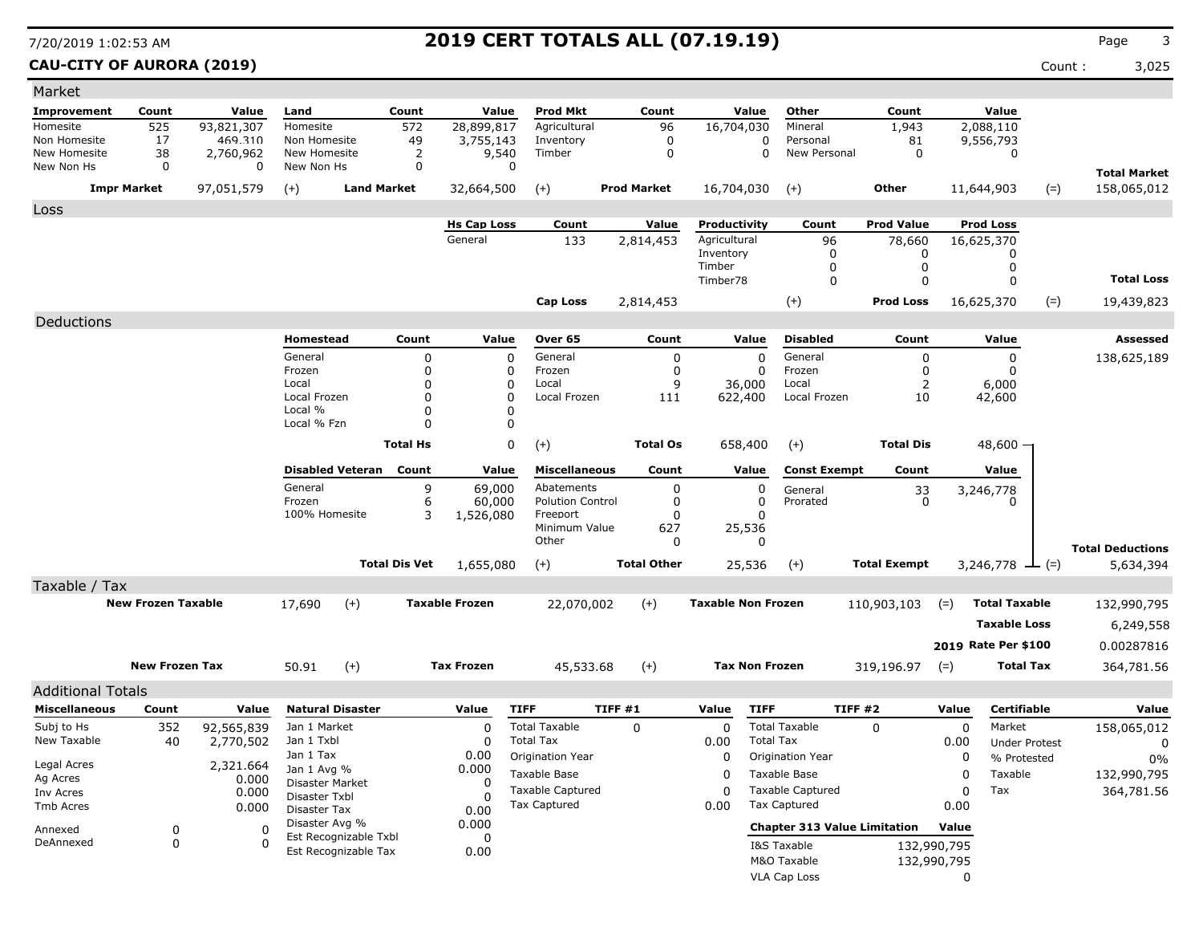# 2019 CERT TOTALS ALL (07.19.19)

7/20/2019 1:02:53 AM

**CAU-CITY OF AURORA (2019)**

Count : 3,025

## Market

| Improvement | Count | Value | Land | Count | Value | Prod Mkt | Count | Value | Other | Count | Value | | |
|---|---|---|---|---|---|---|---|---|---|---|---|---|---|
| Homesite | 525 | 93,821,307 | Homesite | 572 | 28,899,817 | Agricultural | 96 | 16,704,030 | Mineral | 1,943 | 2,088,110 | | |
| Non Homesite | 17 | 469,310 | Non Homesite | 49 | 3,755,143 | Inventory | 0 | 0 | Personal | 81 | 9,556,793 | | |
| New Homesite | 38 | 2,760,962 | New Homesite | 2 | 9,540 | Timber | 0 | 0 | New Personal | 0 | 0 | | |
| New Non Hs | 0 | 0 | New Non Hs | 0 | 0 | | | | | | | | **Total Market** |
| **Impr Market** | | 97,051,579 | (+) **Land Market** | | 32,664,500 | (+) **Prod Market** | | 16,704,030 | (+) **Other** | | 11,644,903 | (=) | 158,065,012 |

## Loss

| Hs Cap Loss | Count | Value | Productivity | Count | Prod Value | Prod Loss | | |
|---|---|---|---|---|---|---|---|---|
| General | 133 | 2,814,453 | Agricultural | 96 | 78,660 | 16,625,370 | | |
| | | | Inventory | 0 | 0 | 0 | | |
| | | | Timber | 0 | 0 | 0 | | |
| | | | Timber78 | 0 | 0 | 0 | | **Total Loss** |
| **Cap Loss** | | 2,814,453 | (+) | | **Prod Loss** | 16,625,370 | (=) | 19,439,823 |

## Deductions

| Homestead | Count | Value | Over 65 | Count | Value | Disabled | Count | Value | Assessed |
|---|---|---|---|---|---|---|---|---|---|
| General | 0 | 0 | General | 0 | 0 | General | 0 | 0 | 138,625,189 |
| Frozen | 0 | 0 | Frozen | 0 | 0 | Frozen | 0 | 0 | |
| Local | 0 | 0 | Local | 9 | 36,000 | Local | 2 | 6,000 | |
| Local Frozen | 0 | 0 | Local Frozen | 111 | 622,400 | Local Frozen | 10 | 42,600 | |
| Local % | 0 | 0 | | | | | | | |
| Local % Fzn | 0 | 0 | | | | | | | |
| **Total Hs** | | 0 | (+) **Total Os** | | 658,400 | (+) **Total Dis** | | 48,600 | |

| Disabled Veteran | Count | Value | Miscellaneous | Count | Value | Const Exempt | Count | Value | | |
|---|---|---|---|---|---|---|---|---|---|---|
| General | 9 | 69,000 | Abatements | 0 | 0 | General | 33 | 3,246,778 | | |
| Frozen | 6 | 60,000 | Polution Control | 0 | 0 | Prorated | 0 | 0 | | |
| 100% Homesite | 3 | 1,526,080 | Freeport | 0 | 0 | | | | | |
| | | | Minimum Value | 627 | 25,536 | | | | | |
| | | | Other | 0 | 0 | | | | | **Total Deductions** |
| **Total Dis Vet** | | 1,655,080 | (+) **Total Other** | | 25,536 | (+) **Total Exempt** | | 3,246,778 | (=) | 5,634,394 |

## Taxable / Tax

| | | | | | | | | | |
|---|---|---|---|---|---|---|---|---|---|
| **New Frozen Taxable** | 17,690 | (+) | **Taxable Frozen** | 22,070,002 | (+) | **Taxable Non Frozen** | 110,903,103 | (=) **Total Taxable** | 132,990,795 |
| | | | | | | | | **Taxable Loss** | 6,249,558 |
| | | | | | | | | **2019 Rate Per $100** | 0.00287816 |
| **New Frozen Tax** | 50.91 | (+) | **Tax Frozen** | 45,533.68 | (+) | **Tax Non Frozen** | 319,196.97 | (=) **Total Tax** | 364,781.56 |

## Additional Totals

| Miscellaneous | Count | Value |
|---|---|---|
| Subj to Hs | 352 | 92,565,839 |
| New Taxable | 40 | 2,770,502 |
| Legal Acres | | 2,321.664 |
| Ag Acres | | 0.000 |
| Inv Acres | | 0.000 |
| Tmb Acres | | 0.000 |
| Annexed | 0 | 0 |
| DeAnnexed | 0 | 0 |

| Natural Disaster | Value |
|---|---|
| Jan 1 Market | 0 |
| Jan 1 Txbl | 0 |
| Jan 1 Tax | 0.00 |
| Jan 1 Avg % | 0.000 |
| Disaster Market | 0 |
| Disaster Txbl | 0 |
| Disaster Tax | 0.00 |
| Disaster Avg % | 0.000 |
| Est Recognizable Txbl | 0 |
| Est Recognizable Tax | 0.00 |

| TIFF | TIFF #1 | Value |
|---|---|---|
| Total Taxable | 0 | 0 |
| Total Tax | | 0.00 |
| Origination Year | | 0 |
| Taxable Base | | 0 |
| Taxable Captured | | 0 |
| Tax Captured | | 0.00 |

| TIFF | TIFF #2 | Value |
|---|---|---|
| Total Taxable | 0 | 0 |
| Total Tax | | 0.00 |
| Origination Year | | 0 |
| Taxable Base | | 0 |
| Taxable Captured | | 0 |
| Tax Captured | | 0.00 |

| Chapter 313 Value Limitation | Value |
|---|---|
| I&S Taxable | 132,990,795 |
| M&O Taxable | 132,990,795 |
| VLA Cap Loss | 0 |

| Certifiable | Value |
|---|---|
| Market | 158,065,012 |
| Under Protest | 0 |
| % Protested | 0% |
| Taxable | 132,990,795 |
| Tax | 364,781.56 |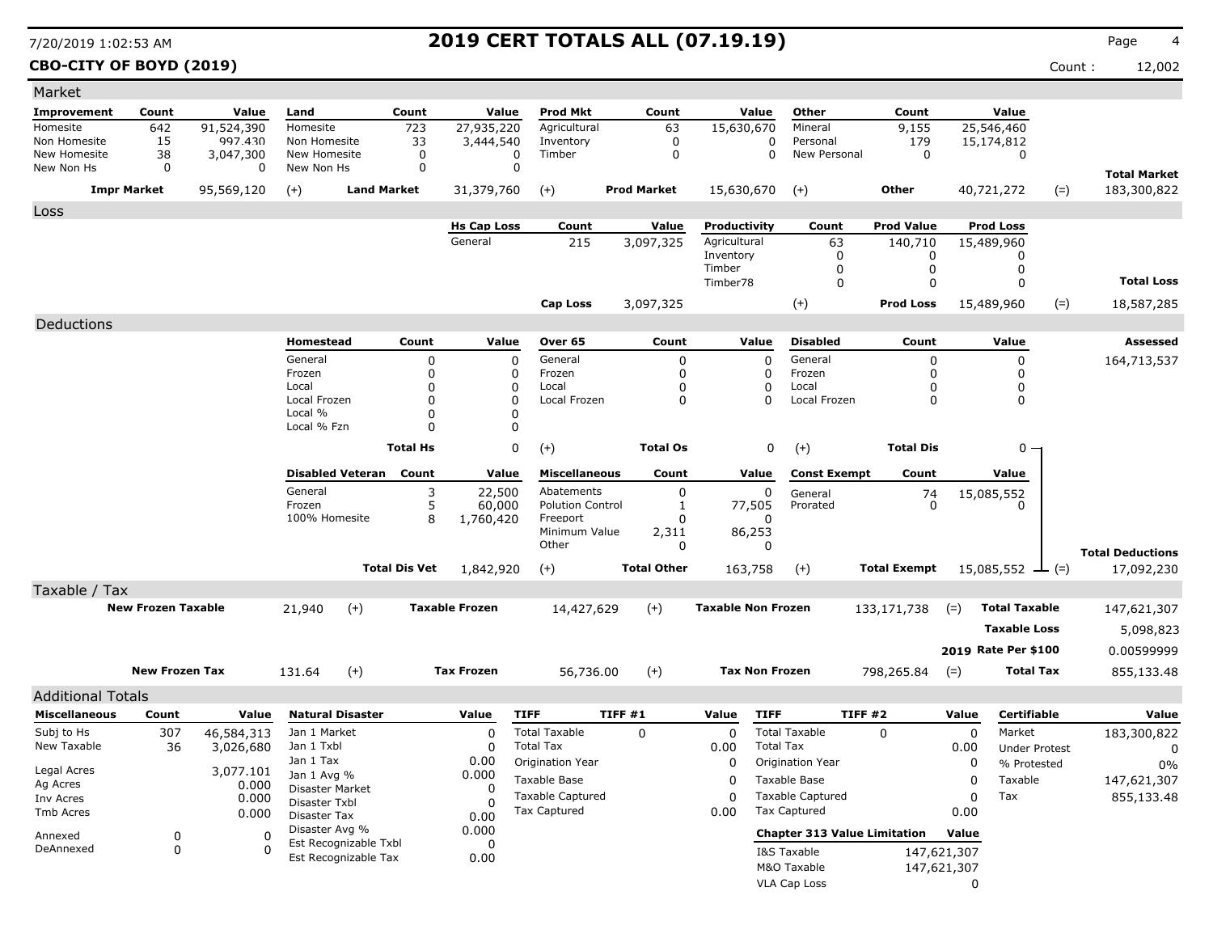**7/20/2019 1:02:53 AM** — **2019 CERT TOTALS ALL (07.19.19)**

**CBO-CITY OF BOYD (2019)** — Count : 12,002

## Market

| Improvement | Count | Value | Land | Count | Value | Prod Mkt | Count | Value | Other | Count | Value | |
|---|---|---|---|---|---|---|---|---|---|---|---|---|
| Homesite | 642 | 91,524,390 | Homesite | 723 | 27,935,220 | Agricultural | 63 | 15,630,670 | Mineral | 9,155 | 25,546,460 | |
| Non Homesite | 15 | 997,430 | Non Homesite | 33 | 3,444,540 | Inventory | 0 | 0 | Personal | 179 | 15,174,812 | |
| New Homesite | 38 | 3,047,300 | New Homesite | 0 | 0 | Timber | 0 | 0 | New Personal | 0 | 0 | |
| New Non Hs | 0 | 0 | New Non Hs | 0 | 0 | | | | | | | **Total Market** |
| **Impr Market** | | 95,569,120 | (+) **Land Market** | | 31,379,760 | (+) **Prod Market** | | 15,630,670 | (+) **Other** | | 40,721,272 | (=) 183,300,822 |

## Loss

| Hs Cap Loss | Count | Value | Productivity | Count | Prod Value | Prod Loss | |
|---|---|---|---|---|---|---|---|
| General | 215 | 3,097,325 | Agricultural | 63 | 140,710 | 15,489,960 | |
| | | | Inventory | 0 | 0 | 0 | |
| | | | Timber | 0 | 0 | 0 | |
| | | | Timber78 | 0 | 0 | 0 | **Total Loss** |
| **Cap Loss** | | 3,097,325 | (+) | | **Prod Loss** | 15,489,960 | (=) 18,587,285 |

## Deductions

| Homestead | Count | Value | Over 65 | Count | Value | Disabled | Count | Value | **Assessed** |
|---|---|---|---|---|---|---|---|---|---|
| General | 0 | 0 | General | 0 | 0 | General | 0 | 0 | 164,713,537 |
| Frozen | 0 | 0 | Frozen | 0 | 0 | Frozen | 0 | 0 | |
| Local | 0 | 0 | Local | 0 | 0 | Local | 0 | 0 | |
| Local Frozen | 0 | 0 | Local Frozen | 0 | 0 | Local Frozen | 0 | 0 | |
| Local % | 0 | 0 | | | | | | | |
| Local % Fzn | 0 | 0 | | | | | | | |
| **Total Hs** | | 0 | (+) **Total Os** | | 0 | (+) **Total Dis** | | 0 | |

| Disabled Veteran | Count | Value | Miscellaneous | Count | Value | Const Exempt | Count | Value | |
|---|---|---|---|---|---|---|---|---|---|
| General | 3 | 22,500 | Abatements | 0 | 0 | General | 74 | 15,085,552 | |
| Frozen | 5 | 60,000 | Polution Control | 1 | 77,505 | Prorated | 0 | 0 | |
| 100% Homesite | 8 | 1,760,420 | Freeport | 0 | 0 | | | | |
| | | | Minimum Value | 2,311 | 86,253 | | | | |
| | | | Other | 0 | 0 | | | | **Total Deductions** |
| **Total Dis Vet** | | 1,842,920 | (+) **Total Other** | | 163,758 | (+) **Total Exempt** | | 15,085,552 | (=) 17,092,230 |

## Taxable / Tax

| New Frozen Taxable | | Taxable Frozen | | Taxable Non Frozen | | Total Taxable | |
|---|---|---|---|---|---|---|---|
| 21,940 | (+) | 14,427,629 | (+) | 133,171,738 | (=) | | 147,621,307 |
| | | | | | | Taxable Loss | 5,098,823 |
| | | | | | | 2019 Rate Per $100 | 0.00599999 |
| **New Frozen Tax** 131.64 | (+) | **Tax Frozen** 56,736.00 | (+) | **Tax Non Frozen** 798,265.84 | (=) | **Total Tax** | 855,133.48 |

## Additional Totals

| Miscellaneous | Count | Value |
|---|---|---|
| Subj to Hs | 307 | 46,584,313 |
| New Taxable | 36 | 3,026,680 |
| Legal Acres | | 3,077.101 |
| Ag Acres | | 0.000 |
| Inv Acres | | 0.000 |
| Tmb Acres | | 0.000 |
| Annexed | 0 | 0 |
| DeAnnexed | 0 | 0 |

| Natural Disaster | Value |
|---|---|
| Jan 1 Market | 0 |
| Jan 1 Txbl | 0 |
| Jan 1 Tax | 0.00 |
| Jan 1 Avg % | 0.000 |
| Disaster Market | 0 |
| Disaster Txbl | 0 |
| Disaster Tax | 0.00 |
| Disaster Avg % | 0.000 |
| Est Recognizable Txbl | 0 |
| Est Recognizable Tax | 0.00 |

| TIFF | TIFF #1 | Value |
|---|---|---|
| Total Taxable | 0 | 0 |
| Total Tax | | 0.00 |
| Origination Year | | 0 |
| Taxable Base | | 0 |
| Taxable Captured | | 0 |
| Tax Captured | | 0.00 |

| TIFF | TIFF #2 | Value |
|---|---|---|
| Total Taxable | 0 | 0 |
| Total Tax | | 0.00 |
| Origination Year | | 0 |
| Taxable Base | | 0 |
| Taxable Captured | | 0 |
| Tax Captured | | 0.00 |

| Chapter 313 Value Limitation | Value |
|---|---|
| I&S Taxable | 147,621,307 |
| M&O Taxable | 147,621,307 |
| VLA Cap Loss | 0 |

| Certifiable | Value |
|---|---|
| Market | 183,300,822 |
| Under Protest | 0 |
| % Protested | 0% |
| Taxable | 147,621,307 |
| Tax | 855,133.48 |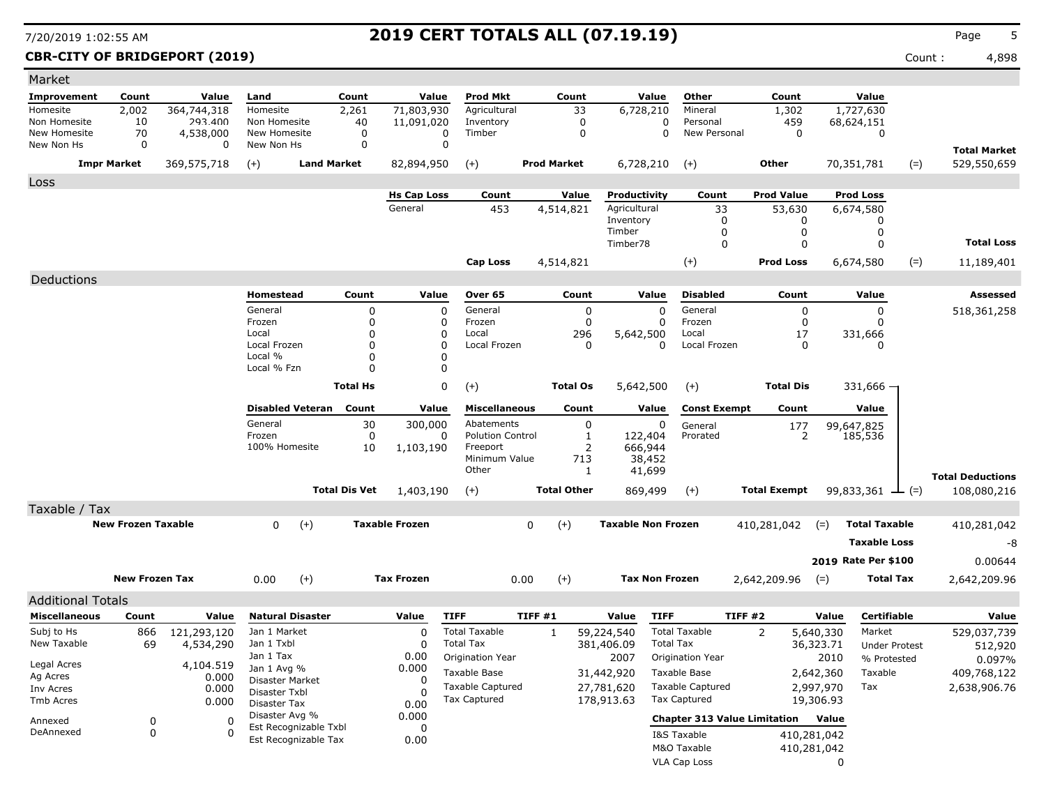# 2019 CERT TOTALS ALL (07.19.19)

**CBR-CITY OF BRIDGEPORT (2019)**

Count : 4,898

7/20/2019 1:02:55 AM

## Market

| Improvement | Count | Value | Land | Count | Value | Prod Mkt | Count | Value | Other | Count | Value |
|---|---|---|---|---|---|---|---|---|---|---|---|
| Homesite | 2,002 | 364,744,318 | Homesite | 2,261 | 71,803,930 | Agricultural | 33 | 6,728,210 | Mineral | 1,302 | 1,727,630 |
| Non Homesite | 10 | 293,400 | Non Homesite | 40 | 11,091,020 | Inventory | 0 | 0 | Personal | 459 | 68,624,151 |
| New Homesite | 70 | 4,538,000 | New Homesite | 0 | 0 | Timber | 0 | 0 | New Personal | 0 | 0 |
| New Non Hs | 0 | 0 | New Non Hs | 0 | 0 | | | | | | |

| Impr Market | | Land Market | | Prod Market | | Other | | Total Market |
|---|---|---|---|---|---|---|---|---|
| 369,575,718 | (+) | 82,894,950 | (+) | 6,728,210 | (+) | 70,351,781 | (=) | 529,550,659 |

## Loss

| Hs Cap Loss | Count | Value | Productivity | Count | Prod Value | Prod Loss |
|---|---|---|---|---|---|---|
| General | 453 | 4,514,821 | Agricultural | 33 | 53,630 | 6,674,580 |
| | | | Inventory | 0 | 0 | 0 |
| | | | Timber | 0 | 0 | 0 |
| | | | Timber78 | 0 | 0 | 0 |

| Cap Loss | | Prod Loss | | Total Loss |
|---|---|---|---|---|
| 4,514,821 | (+) | 6,674,580 | (=) | 11,189,401 |

## Deductions

**Assessed:** 518,361,258

| Homestead | Count | Value | Over 65 | Count | Value | Disabled | Count | Value |
|---|---|---|---|---|---|---|---|---|
| General | 0 | 0 | General | 0 | 0 | General | 0 | 0 |
| Frozen | 0 | 0 | Frozen | 0 | 0 | Frozen | 0 | 0 |
| Local | 0 | 0 | Local | 296 | 5,642,500 | Local | 17 | 331,666 |
| Local Frozen | 0 | 0 | Local Frozen | 0 | 0 | Local Frozen | 0 | 0 |
| Local % | 0 | 0 | | | | | | |
| Local % Fzn | 0 | 0 | | | | | | |
| **Total Hs** | | 0 | (+) **Total Os** | | 5,642,500 | (+) **Total Dis** | | 331,666 |

| Disabled Veteran | Count | Value | Miscellaneous | Count | Value | Const Exempt | Count | Value |
|---|---|---|---|---|---|---|---|---|
| General | 30 | 300,000 | Abatements | 0 | 0 | General | 177 | 99,647,825 |
| Frozen | 0 | 0 | Polution Control | 1 | 122,404 | Prorated | 2 | 185,536 |
| 100% Homesite | 10 | 1,103,190 | Freeport | 2 | 666,944 | | | |
| | | | Minimum Value | 713 | 38,452 | | | |
| | | | Other | 1 | 41,699 | | | |
| **Total Dis Vet** | | 1,403,190 | (+) **Total Other** | | 869,499 | (+) **Total Exempt** | | 99,833,361 |

**Total Deductions** (=) 108,080,216

## Taxable / Tax

| New Frozen Taxable | | Taxable Frozen | | Taxable Non Frozen | | Total Taxable |
|---|---|---|---|---|---|---|
| 0 | (+) | 0 | (+) | 410,281,042 | (=) | 410,281,042 |

Taxable Loss: -8

2019 Rate Per $100: 0.00644

| New Frozen Tax | | Tax Frozen | | Tax Non Frozen | | Total Tax |
|---|---|---|---|---|---|---|
| 0.00 | (+) | 0.00 | (+) | 2,642,209.96 | (=) | 2,642,209.96 |

## Additional Totals

| Miscellaneous | Count | Value |
|---|---|---|
| Subj to Hs | 866 | 121,293,120 |
| New Taxable | 69 | 4,534,290 |
| Legal Acres | | 4,104.519 |
| Ag Acres | | 0.000 |
| Inv Acres | | 0.000 |
| Tmb Acres | | 0.000 |
| Annexed | 0 | 0 |
| DeAnnexed | 0 | 0 |

| Natural Disaster | Value |
|---|---|
| Jan 1 Market | 0 |
| Jan 1 Txbl | 0 |
| Jan 1 Tax | 0.00 |
| Jan 1 Avg % | 0.000 |
| Disaster Market | 0 |
| Disaster Txbl | 0 |
| Disaster Tax | 0.00 |
| Disaster Avg % | 0.000 |
| Est Recognizable Txbl | 0 |
| Est Recognizable Tax | 0.00 |

| TIFF | TIFF #1 | Value |
|---|---|---|
| Total Taxable | 1 | 59,224,540 |
| Total Tax | | 381,406.09 |
| Origination Year | | 2007 |
| Taxable Base | | 31,442,920 |
| Taxable Captured | | 27,781,620 |
| Tax Captured | | 178,913.63 |

| TIFF | TIFF #2 | Value |
|---|---|---|
| Total Taxable | 2 | 5,640,330 |
| Total Tax | | 36,323.71 |
| Origination Year | | 2010 |
| Taxable Base | | 2,642,360 |
| Taxable Captured | | 2,997,970 |
| Tax Captured | | 19,306.93 |

| Chapter 313 Value Limitation | Value |
|---|---|
| I&S Taxable | 410,281,042 |
| M&O Taxable | 410,281,042 |
| VLA Cap Loss | 0 |

| Certifiable | Value |
|---|---|
| Market | 529,037,739 |
| Under Protest | 512,920 |
| % Protested | 0.097% |
| Taxable | 409,768,122 |
| Tax | 2,638,906.76 |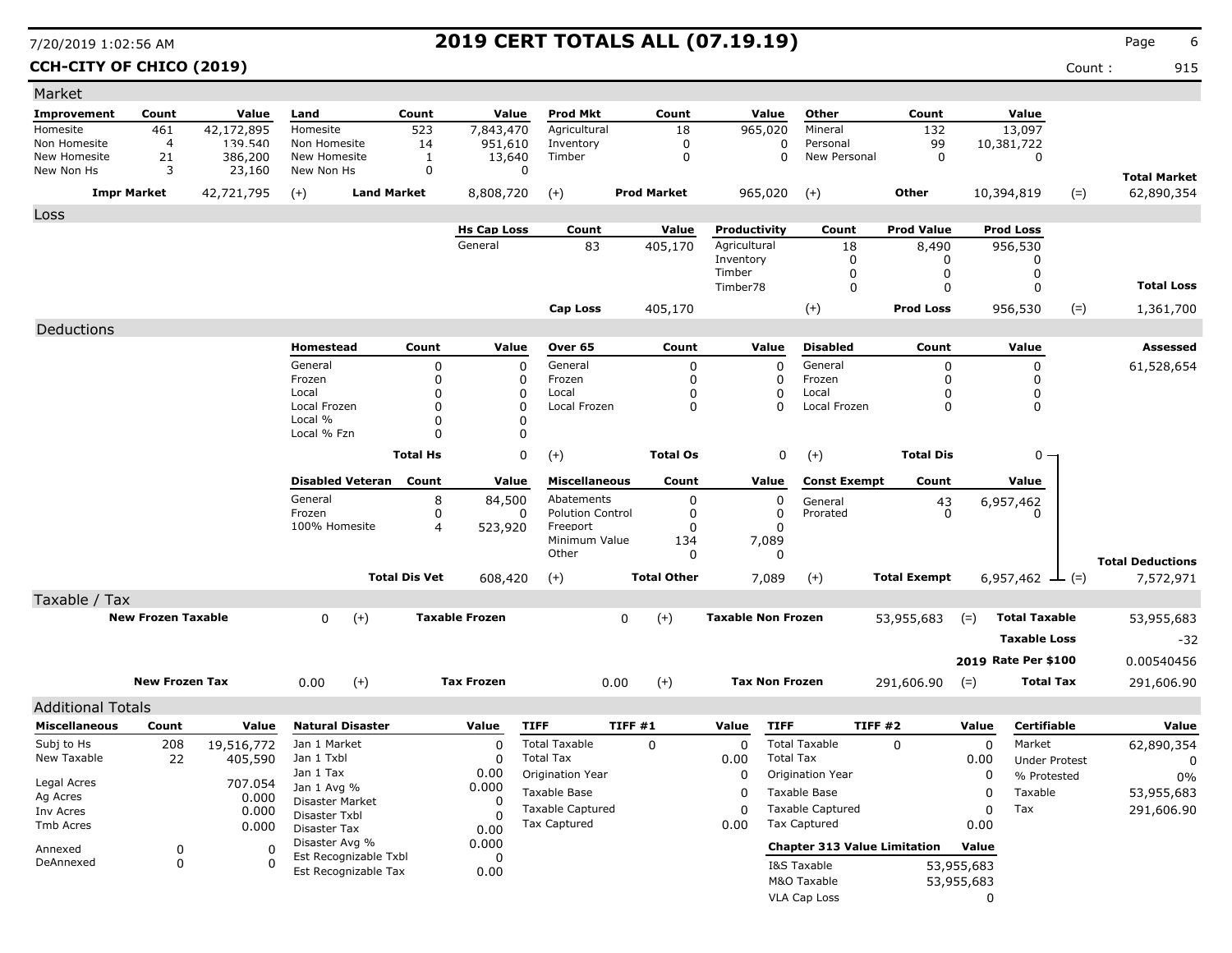# 2019 CERT TOTALS ALL (07.19.19)

**CCH-CITY OF CHICO (2019)**

Count : 915

## Market

| Improvement | Count | Value | Land | Count | Value | Prod Mkt | Count | Value | Other | Count | Value | | |
|---|---|---|---|---|---|---|---|---|---|---|---|---|---|
| Homesite | 461 | 42,172,895 | Homesite | 523 | 7,843,470 | Agricultural | 18 | 965,020 | Mineral | 132 | 13,097 | | |
| Non Homesite | 4 | 139,540 | Non Homesite | 14 | 951,610 | Inventory | 0 | 0 | Personal | 99 | 10,381,722 | | |
| New Homesite | 21 | 386,200 | New Homesite | 1 | 13,640 | Timber | 0 | 0 | New Personal | 0 | 0 | | |
| New Non Hs | 3 | 23,160 | New Non Hs | 0 | 0 | | | | | | | | **Total Market** |
| **Impr Market** | | 42,721,795 | (+) | **Land Market** | 8,808,720 | (+) | **Prod Market** | 965,020 | (+) | **Other** | 10,394,819 | (=) | 62,890,354 |

## Loss

| Hs Cap Loss | Count | Value | Productivity | Count | Prod Value | Prod Loss | | |
|---|---|---|---|---|---|---|---|---|
| General | 83 | 405,170 | Agricultural | 18 | 8,490 | 956,530 | | |
| | | | Inventory | 0 | 0 | 0 | | |
| | | | Timber | 0 | 0 | 0 | | |
| | | | Timber78 | 0 | 0 | 0 | | **Total Loss** |
| **Cap Loss** | | 405,170 | (+) | | **Prod Loss** | 956,530 | (=) | 1,361,700 |

## Deductions

| Homestead | Count | Value | Over 65 | Count | Value | Disabled | Count | Value | | Assessed |
|---|---|---|---|---|---|---|---|---|---|---|
| General | 0 | 0 | General | 0 | 0 | General | 0 | 0 | | 61,528,654 |
| Frozen | 0 | 0 | Frozen | 0 | 0 | Frozen | 0 | 0 | | |
| Local | 0 | 0 | Local | 0 | 0 | Local | 0 | 0 | | |
| Local Frozen | 0 | 0 | Local Frozen | 0 | 0 | Local Frozen | 0 | 0 | | |
| Local % | 0 | 0 | | | | | | | | |
| Local % Fzn | 0 | 0 | | | | | | | | |
| **Total Hs** | | 0 | (+) | **Total Os** | 0 | (+) | **Total Dis** | 0 | | |

| Disabled Veteran | Count | Value | Miscellaneous | Count | Value | Const Exempt | Count | Value | | |
|---|---|---|---|---|---|---|---|---|---|---|
| General | 8 | 84,500 | Abatements | 0 | 0 | General | 43 | 6,957,462 | | |
| Frozen | 0 | 0 | Polution Control | 0 | 0 | Prorated | 0 | 0 | | |
| 100% Homesite | 4 | 523,920 | Freeport | 0 | 0 | | | | | |
| | | | Minimum Value | 134 | 7,089 | | | | | |
| | | | Other | 0 | 0 | | | | | **Total Deductions** |
| **Total Dis Vet** | | 608,420 | (+) | **Total Other** | 7,089 | (+) | **Total Exempt** | 6,957,462 | (=) | 7,572,971 |

## Taxable / Tax

| New Frozen Taxable | | Taxable Frozen | | Taxable Non Frozen | | | |
|---|---|---|---|---|---|---|---|
| 0 | (+) | 0 | (+) | 53,955,683 | (=) | **Total Taxable** | 53,955,683 |
| | | | | | | **Taxable Loss** | -32 |
| | | | | | | **2019 Rate Per $100** | 0.00540456 |
| **New Frozen Tax** | | **Tax Frozen** | | **Tax Non Frozen** | | | |
| 0.00 | (+) | 0.00 | (+) | 291,606.90 | (=) | **Total Tax** | 291,606.90 |

## Additional Totals

| Miscellaneous | Count | Value |
|---|---|---|
| Subj to Hs | 208 | 19,516,772 |
| New Taxable | 22 | 405,590 |
| Legal Acres | | 707.054 |
| Ag Acres | | 0.000 |
| Inv Acres | | 0.000 |
| Tmb Acres | | 0.000 |
| Annexed | 0 | 0 |
| DeAnnexed | 0 | 0 |

| Natural Disaster | Value |
|---|---|
| Jan 1 Market | 0 |
| Jan 1 Txbl | 0 |
| Jan 1 Tax | 0.00 |
| Jan 1 Avg % | 0.000 |
| Disaster Market | 0 |
| Disaster Txbl | 0 |
| Disaster Tax | 0.00 |
| Disaster Avg % | 0.000 |
| Est Recognizable Txbl | 0 |
| Est Recognizable Tax | 0.00 |

| TIFF | TIFF #1 | Value |
|---|---|---|
| Total Taxable | 0 | 0 |
| Total Tax | | 0.00 |
| Origination Year | | 0 |
| Taxable Base | | 0 |
| Taxable Captured | | 0 |
| Tax Captured | | 0.00 |

| TIFF | TIFF #2 | Value |
|---|---|---|
| Total Taxable | 0 | 0 |
| Total Tax | | 0.00 |
| Origination Year | | 0 |
| Taxable Base | | 0 |
| Taxable Captured | | 0 |
| Tax Captured | | 0.00 |

| Chapter 313 Value Limitation | Value |
|---|---|
| I&S Taxable | 53,955,683 |
| M&O Taxable | 53,955,683 |
| VLA Cap Loss | 0 |

| Certifiable | Value |
|---|---|
| Market | 62,890,354 |
| Under Protest | 0 |
| % Protested | 0% |
| Taxable | 53,955,683 |
| Tax | 291,606.90 |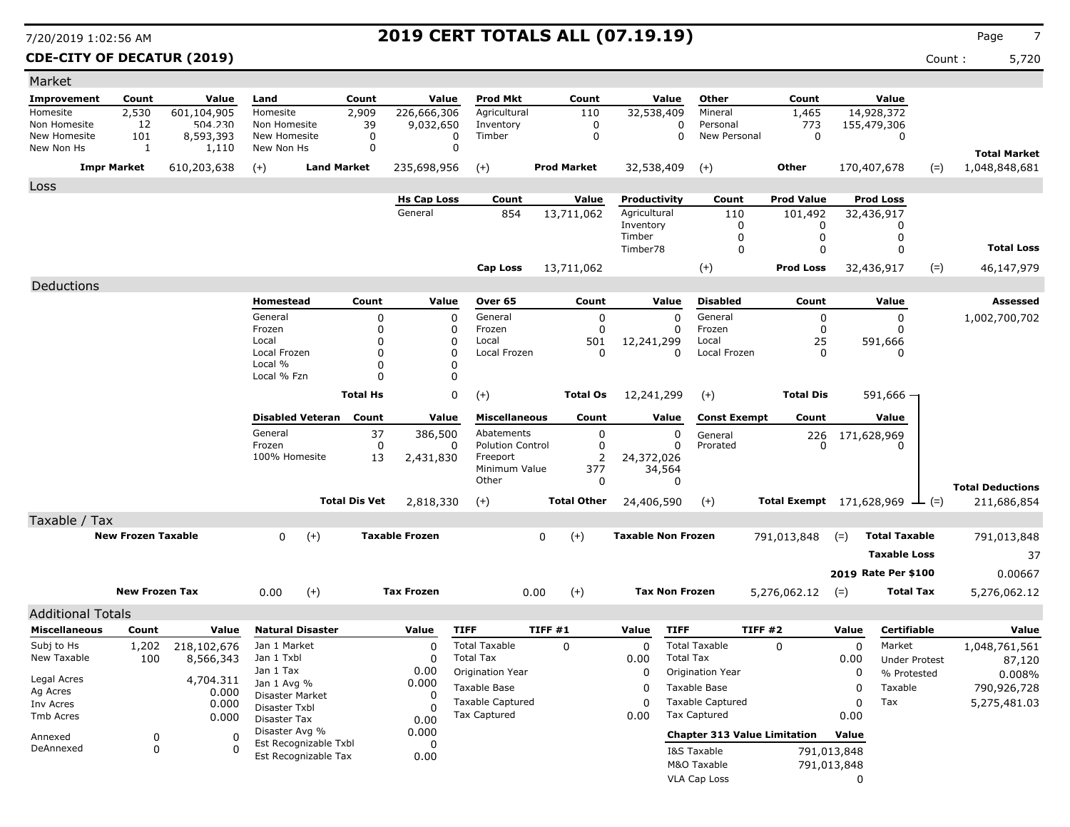# 2019 CERT TOTALS ALL (07.19.19)

7/20/2019 1:02:56 AM

**CDE-CITY OF DECATUR (2019)** Count : 5,720

## Market

| Improvement | Count | Value | Land | Count | Value | Prod Mkt | Count | Value | Other | Count | Value |
|---|---|---|---|---|---|---|---|---|---|---|---|
| Homesite | 2,530 | 601,104,905 | Homesite | 2,909 | 226,666,306 | Agricultural | 110 | 32,538,409 | Mineral | 1,465 | 14,928,372 |
| Non Homesite | 12 | 504,230 | Non Homesite | 39 | 9,032,650 | Inventory | 0 | 0 | Personal | 773 | 155,479,306 |
| New Homesite | 101 | 8,593,393 | New Homesite | 0 | 0 | Timber | 0 | 0 | New Personal | 0 | 0 |
| New Non Hs | 1 | 1,110 | New Non Hs | 0 | 0 | | | | | | |

| Impr Market | | Land Market | | Prod Market | | Other | | Total Market |
|---|---|---|---|---|---|---|---|---|
| 610,203,638 | (+) | 235,698,956 | (+) | 32,538,409 | (+) | 170,407,678 | (=) | 1,048,848,681 |

## Loss

| Hs Cap Loss | Count | Value | Productivity | Count | Prod Value | Prod Loss |
|---|---|---|---|---|---|---|
| General | 854 | 13,711,062 | Agricultural | 110 | 101,492 | 32,436,917 |
| | | | Inventory | 0 | 0 | 0 |
| | | | Timber | 0 | 0 | 0 |
| | | | Timber78 | 0 | 0 | 0 |

| Cap Loss | | Prod Loss | | Total Loss |
|---|---|---|---|---|
| 13,711,062 | (+) | 32,436,917 | (=) | 46,147,979 |

## Deductions

**Assessed:** 1,002,700,702

| Homestead | Count | Value | Over 65 | Count | Value | Disabled | Count | Value |
|---|---|---|---|---|---|---|---|---|
| General | 0 | 0 | General | 0 | 0 | General | 0 | 0 |
| Frozen | 0 | 0 | Frozen | 0 | 0 | Frozen | 0 | 0 |
| Local | 0 | 0 | Local | 501 | 12,241,299 | Local | 25 | 591,666 |
| Local Frozen | 0 | 0 | Local Frozen | 0 | 0 | Local Frozen | 0 | 0 |
| Local % | 0 | 0 | | | | | | |
| Local % Fzn | 0 | 0 | | | | | | |
| **Total Hs** | | 0 | (+) **Total Os** | | 12,241,299 | (+) **Total Dis** | | 591,666 |

| Disabled Veteran | Count | Value | Miscellaneous | Count | Value | Const Exempt | Count | Value |
|---|---|---|---|---|---|---|---|---|
| General | 37 | 386,500 | Abatements | 0 | 0 | General | 226 | 171,628,969 |
| Frozen | 0 | 0 | Polution Control | 0 | 0 | Prorated | 0 | 0 |
| 100% Homesite | 13 | 2,431,830 | Freeport | 2 | 24,372,026 | | | |
| | | | Minimum Value | 377 | 34,564 | | | |
| | | | Other | 0 | 0 | | | |
| **Total Dis Vet** | | 2,818,330 | (+) **Total Other** | | 24,406,590 | (+) **Total Exempt** | | 171,628,969 |

**Total Deductions** (=) 211,686,854

## Taxable / Tax

| New Frozen Taxable | | Taxable Frozen | | Taxable Non Frozen | | Total Taxable |
|---|---|---|---|---|---|---|
| 0 | (+) | 0 | (+) | 791,013,848 | (=) | 791,013,848 |

**Taxable Loss:** 37

**2019 Rate Per $100:** 0.00667

| New Frozen Tax | | Tax Frozen | | Tax Non Frozen | | Total Tax |
|---|---|---|---|---|---|---|
| 0.00 | (+) | 0.00 | (+) | 5,276,062.12 | (=) | 5,276,062.12 |

## Additional Totals

| Miscellaneous | Count | Value |
|---|---|---|
| Subj to Hs | 1,202 | 218,102,676 |
| New Taxable | 100 | 8,566,343 |
| Legal Acres | | 4,704.311 |
| Ag Acres | | 0.000 |
| Inv Acres | | 0.000 |
| Tmb Acres | | 0.000 |
| Annexed | 0 | 0 |
| DeAnnexed | 0 | 0 |

| Natural Disaster | Value |
|---|---|
| Jan 1 Market | 0 |
| Jan 1 Txbl | 0 |
| Jan 1 Tax | 0.00 |
| Jan 1 Avg % | 0.000 |
| Disaster Market | 0 |
| Disaster Txbl | 0 |
| Disaster Tax | 0.00 |
| Disaster Avg % | 0.000 |
| Est Recognizable Txbl | 0 |
| Est Recognizable Tax | 0.00 |

| TIFF | TIFF #1 | Value |
|---|---|---|
| Total Taxable | 0 | 0 |
| Total Tax | | 0.00 |
| Origination Year | | 0 |
| Taxable Base | | 0 |
| Taxable Captured | | 0 |
| Tax Captured | | 0.00 |

| TIFF | TIFF #2 | Value |
|---|---|---|
| Total Taxable | 0 | 0 |
| Total Tax | | 0.00 |
| Origination Year | | 0 |
| Taxable Base | | 0 |
| Taxable Captured | | 0 |
| Tax Captured | | 0.00 |

| Chapter 313 Value Limitation | Value |
|---|---|
| I&S Taxable | 791,013,848 |
| M&O Taxable | 791,013,848 |
| VLA Cap Loss | 0 |

| Certifiable | Value |
|---|---|
| Market | 1,048,761,561 |
| Under Protest | 87,120 |
| % Protested | 0.008% |
| Taxable | 790,926,728 |
| Tax | 5,275,481.03 |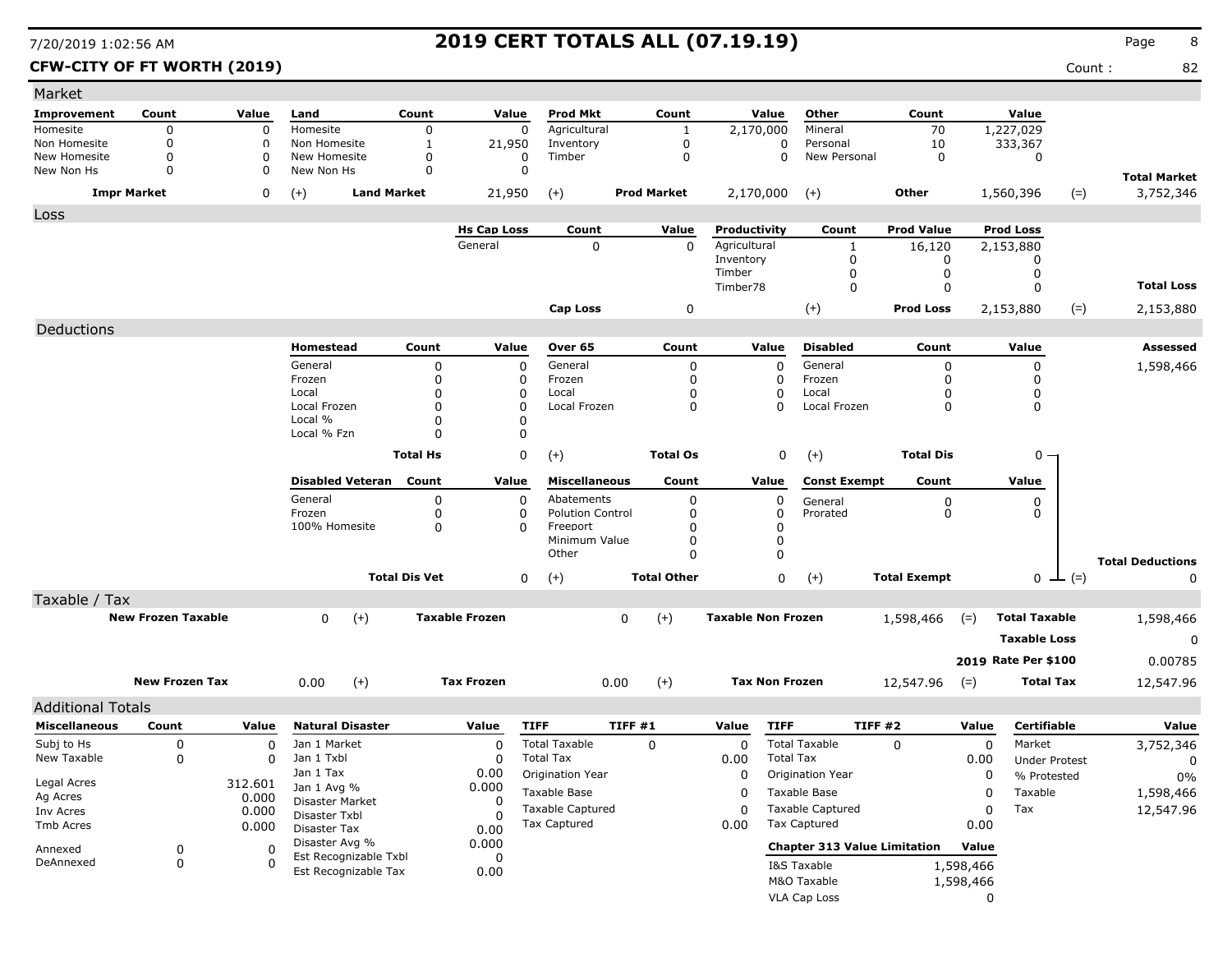# 2019 CERT TOTALS ALL (07.19.19)

7/20/2019 1:02:56 AM

**CFW-CITY OF FT WORTH (2019)**

Count : 82

## Market

| Improvement | Count | Value | Land | Count | Value | Prod Mkt | Count | Value | Other | Count | Value | | |
|---|---|---|---|---|---|---|---|---|---|---|---|---|---|
| Homesite | 0 | 0 | Homesite | 0 | 0 | Agricultural | 1 | 2,170,000 | Mineral | 70 | 1,227,029 | | |
| Non Homesite | 0 | 0 | Non Homesite | 1 | 21,950 | Inventory | 0 | 0 | Personal | 10 | 333,367 | | |
| New Homesite | 0 | 0 | New Homesite | 0 | 0 | Timber | 0 | 0 | New Personal | 0 | 0 | | |
| New Non Hs | 0 | 0 | New Non Hs | 0 | 0 | | | | | | | | **Total Market** |
| **Impr Market** | | 0 | (+) **Land Market** | | 21,950 | (+) **Prod Market** | | 2,170,000 | (+) **Other** | | 1,560,396 | (=) | 3,752,346 |

## Loss

| Hs Cap Loss | Count | Value | Productivity | Count | Prod Value | Prod Loss | | |
|---|---|---|---|---|---|---|---|---|
| General | 0 | 0 | Agricultural | 1 | 16,120 | 2,153,880 | | |
| | | | Inventory | 0 | 0 | 0 | | |
| | | | Timber | 0 | 0 | 0 | | |
| | | | Timber78 | 0 | 0 | 0 | | **Total Loss** |
| **Cap Loss** | | 0 | (+) | | **Prod Loss** | 2,153,880 | (=) | 2,153,880 |

## Deductions

| Homestead | Count | Value | Over 65 | Count | Value | Disabled | Count | Value | | Assessed |
|---|---|---|---|---|---|---|---|---|---|---|
| General | 0 | 0 | General | 0 | 0 | General | 0 | 0 | | 1,598,466 |
| Frozen | 0 | 0 | Frozen | 0 | 0 | Frozen | 0 | 0 | | |
| Local | 0 | 0 | Local | 0 | 0 | Local | 0 | 0 | | |
| Local Frozen | 0 | 0 | Local Frozen | 0 | 0 | Local Frozen | 0 | 0 | | |
| Local % | 0 | 0 | | | | | | | | |
| Local % Fzn | 0 | 0 | | | | | | | | |
| **Total Hs** | | 0 | (+) **Total Os** | | 0 | (+) **Total Dis** | | 0 | | |

| Disabled Veteran | Count | Value | Miscellaneous | Count | Value | Const Exempt | Count | Value | | |
|---|---|---|---|---|---|---|---|---|---|---|
| General | 0 | 0 | Abatements | 0 | 0 | General | 0 | 0 | | |
| Frozen | 0 | 0 | Polution Control | 0 | 0 | Prorated | 0 | 0 | | |
| 100% Homesite | 0 | 0 | Freeport | 0 | 0 | | | | | |
| | | | Minimum Value | 0 | 0 | | | | | |
| | | | Other | 0 | 0 | | | | | **Total Deductions** |
| **Total Dis Vet** | | 0 | (+) **Total Other** | | 0 | (+) **Total Exempt** | | 0 | (=) | 0 |

## Taxable / Tax

| | | | | | | | | | |
|---|---|---|---|---|---|---|---|---|---|
| **New Frozen Taxable** | 0 | (+) | **Taxable Frozen** | 0 | (+) | **Taxable Non Frozen** | 1,598,466 | (=) | **Total Taxable** 1,598,466 |
| | | | | | | | | | **Taxable Loss** 0 |
| | | | | | | | | | **2019 Rate Per $100** 0.00785 |
| **New Frozen Tax** | 0.00 | (+) | **Tax Frozen** | 0.00 | (+) | **Tax Non Frozen** | 12,547.96 | (=) | **Total Tax** 12,547.96 |

## Additional Totals

| Miscellaneous | Count | Value | Natural Disaster | Value | TIFF | TIFF #1 | Value | TIFF | TIFF #2 | Value | Certifiable | Value |
|---|---|---|---|---|---|---|---|---|---|---|---|---|
| Subj to Hs | 0 | 0 | Jan 1 Market | 0 | Total Taxable | 0 | 0 | Total Taxable | 0 | 0 | Market | 3,752,346 |
| New Taxable | 0 | 0 | Jan 1 Txbl | 0 | Total Tax | | 0.00 | Total Tax | | 0.00 | Under Protest | 0 |
| | | | Jan 1 Tax | 0.00 | Origination Year | | 0 | Origination Year | | 0 | % Protested | 0% |
| Legal Acres | | 312.601 | Jan 1 Avg % | 0.000 | Taxable Base | | 0 | Taxable Base | | 0 | Taxable | 1,598,466 |
| Ag Acres | | 0.000 | Disaster Market | 0 | Taxable Captured | | 0 | Taxable Captured | | 0 | Tax | 12,547.96 |
| Inv Acres | | 0.000 | Disaster Txbl | 0 | Tax Captured | | 0.00 | Tax Captured | | 0.00 | | |
| Tmb Acres | | 0.000 | Disaster Tax | 0.00 | | | | | | | | |
| Annexed | 0 | 0 | Disaster Avg % | 0.000 | | | | **Chapter 313 Value Limitation** | | **Value** | | |
| DeAnnexed | 0 | 0 | Est Recognizable Txbl | 0 | | | | I&S Taxable | | 1,598,466 | | |
| | | | Est Recognizable Tax | 0.00 | | | | M&O Taxable | | 1,598,466 | | |
| | | | | | | | | VLA Cap Loss | | 0 | | |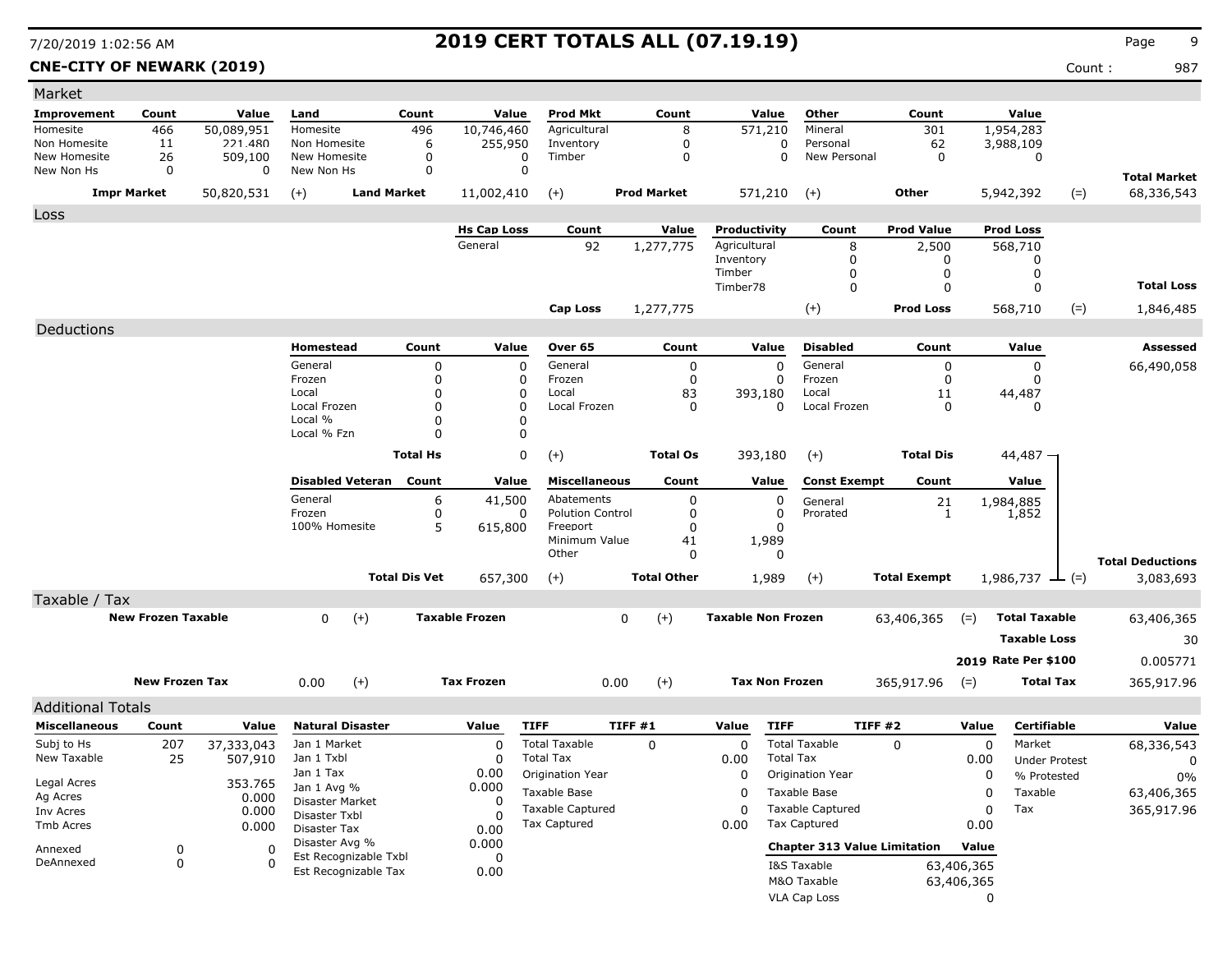# 2019 CERT TOTALS ALL (07.19.19)

7/20/2019 1:02:56 AM

**CNE-CITY OF NEWARK (2019)** Count : 987

## Market

| Improvement | Count | Value | Land | Count | Value | Prod Mkt | Count | Value | Other | Count | Value | | Total Market |
|---|---|---|---|---|---|---|---|---|---|---|---|---|---|
| Homesite | 466 | 50,089,951 | Homesite | 496 | 10,746,460 | Agricultural | 8 | 571,210 | Mineral | 301 | 1,954,283 | | |
| Non Homesite | 11 | 221,480 | Non Homesite | 6 | 255,950 | Inventory | 0 | 0 | Personal | 62 | 3,988,109 | | |
| New Homesite | 26 | 509,100 | New Homesite | 0 | 0 | Timber | 0 | 0 | New Personal | 0 | 0 | | |
| New Non Hs | 0 | 0 | New Non Hs | 0 | 0 | | | | | | | | |
| **Impr Market** | | 50,820,531 | (+) **Land Market** | | 11,002,410 | (+) **Prod Market** | | 571,210 | (+) **Other** | | 5,942,392 | (=) | 68,336,543 |

## Loss

| Hs Cap Loss | Count | Value | Productivity | Count | Prod Value | Prod Loss | | Total Loss |
|---|---|---|---|---|---|---|---|---|
| General | 92 | 1,277,775 | Agricultural | 8 | 2,500 | 568,710 | | |
| | | | Inventory | 0 | 0 | 0 | | |
| | | | Timber | 0 | 0 | 0 | | |
| | | | Timber78 | 0 | 0 | 0 | | |
| **Cap Loss** | | 1,277,775 | (+) | | **Prod Loss** | 568,710 | (=) | 1,846,485 |

## Deductions

| Homestead | Count | Value | Over 65 | Count | Value | Disabled | Count | Value | | Assessed |
|---|---|---|---|---|---|---|---|---|---|---|
| General | 0 | 0 | General | 0 | 0 | General | 0 | 0 | | 66,490,058 |
| Frozen | 0 | 0 | Frozen | 0 | 0 | Frozen | 0 | 0 | | |
| Local | 0 | 0 | Local | 83 | 393,180 | Local | 11 | 44,487 | | |
| Local Frozen | 0 | 0 | Local Frozen | 0 | 0 | Local Frozen | 0 | 0 | | |
| Local % | 0 | 0 | | | | | | | | |
| Local % Fzn | 0 | 0 | | | | | | | | |
| **Total Hs** | | 0 | (+) **Total Os** | | 393,180 | (+) **Total Dis** | | 44,487 | | |

| Disabled Veteran | Count | Value | Miscellaneous | Count | Value | Const Exempt | Count | Value | | Total Deductions |
|---|---|---|---|---|---|---|---|---|---|---|
| General | 6 | 41,500 | Abatements | 0 | 0 | General | 21 | 1,984,885 | | |
| Frozen | 0 | 0 | Polution Control | 0 | 0 | Prorated | 1 | 1,852 | | |
| 100% Homesite | 5 | 615,800 | Freeport | 0 | 0 | | | | | |
| | | | Minimum Value | 41 | 1,989 | | | | | |
| | | | Other | 0 | 0 | | | | | |
| **Total Dis Vet** | | 657,300 | (+) **Total Other** | | 1,989 | (+) **Total Exempt** | | 1,986,737 | (=) | 3,083,693 |

## Taxable / Tax

| New Frozen Taxable | | Taxable Frozen | | Taxable Non Frozen | | Total Taxable | |
|---|---|---|---|---|---|---|---|
| 0 | (+) | 0 | (+) | 63,406,365 | (=) | | 63,406,365 |
| | | | | | | Taxable Loss | 30 |
| | | | | | | 2019 Rate Per $100 | 0.005771 |

| New Frozen Tax | | Tax Frozen | | Tax Non Frozen | | Total Tax | |
|---|---|---|---|---|---|---|---|
| 0.00 | (+) | 0.00 | (+) | 365,917.96 | (=) | | 365,917.96 |

## Additional Totals

| Miscellaneous | Count | Value |
|---|---|---|
| Subj to Hs | 207 | 37,333,043 |
| New Taxable | 25 | 507,910 |
| Legal Acres | | 353.765 |
| Ag Acres | | 0.000 |
| Inv Acres | | 0.000 |
| Tmb Acres | | 0.000 |
| Annexed | 0 | 0 |
| DeAnnexed | 0 | 0 |

| Natural Disaster | Value |
|---|---|
| Jan 1 Market | 0 |
| Jan 1 Txbl | 0 |
| Jan 1 Tax | 0.00 |
| Jan 1 Avg % | 0.000 |
| Disaster Market | 0 |
| Disaster Txbl | 0 |
| Disaster Tax | 0.00 |
| Disaster Avg % | 0.000 |
| Est Recognizable Txbl | 0 |
| Est Recognizable Tax | 0.00 |

| TIFF | TIFF #1 | Value |
|---|---|---|
| Total Taxable | 0 | 0 |
| Total Tax | | 0.00 |
| Origination Year | | 0 |
| Taxable Base | | 0 |
| Taxable Captured | | 0 |
| Tax Captured | | 0.00 |

| TIFF | TIFF #2 | Value |
|---|---|---|
| Total Taxable | 0 | 0 |
| Total Tax | | 0.00 |
| Origination Year | | 0 |
| Taxable Base | | 0 |
| Taxable Captured | | 0 |
| Tax Captured | | 0.00 |

| Chapter 313 Value Limitation | Value |
|---|---|
| I&S Taxable | 63,406,365 |
| M&O Taxable | 63,406,365 |
| VLA Cap Loss | 0 |

| Certifiable | Value |
|---|---|
| Market | 68,336,543 |
| Under Protest | 0 |
| % Protested | 0% |
| Taxable | 63,406,365 |
| Tax | 365,917.96 |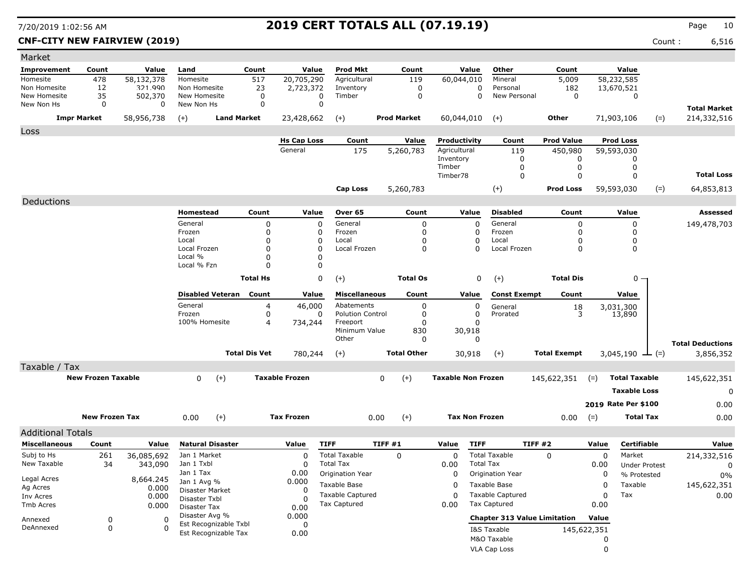# 2019 CERT TOTALS ALL (07.19.19)

**CNF-CITY NEW FAIRVIEW (2019)** Count : 6,516

## Market

| Improvement | Count | Value | Land | Count | Value | Prod Mkt | Count | Value | Other | Count | Value | | |
|---|---|---|---|---|---|---|---|---|---|---|---|---|---|
| Homesite | 478 | 58,132,378 | Homesite | 517 | 20,705,290 | Agricultural | 119 | 60,044,010 | Mineral | 5,009 | 58,232,585 | | |
| Non Homesite | 12 | 321,990 | Non Homesite | 23 | 2,723,372 | Inventory | 0 | 0 | Personal | 182 | 13,670,521 | | |
| New Homesite | 35 | 502,370 | New Homesite | 0 | 0 | Timber | 0 | 0 | New Personal | 0 | 0 | | |
| New Non Hs | 0 | 0 | New Non Hs | 0 | 0 | | | | | | | | **Total Market** |
| **Impr Market** | | 58,956,738 | (+) **Land Market** | | 23,428,662 | (+) **Prod Market** | | 60,044,010 | (+) **Other** | | 71,903,106 | (=) | 214,332,516 |

## Loss

| Hs Cap Loss | Count | Value | Productivity | Count | Prod Value | Prod Loss | | |
|---|---|---|---|---|---|---|---|---|
| General | 175 | 5,260,783 | Agricultural | 119 | 450,980 | 59,593,030 | | |
| | | | Inventory | 0 | 0 | 0 | | |
| | | | Timber | 0 | 0 | 0 | | |
| | | | Timber78 | 0 | 0 | 0 | | **Total Loss** |
| **Cap Loss** | | 5,260,783 | (+) | | **Prod Loss** | 59,593,030 | (=) | 64,853,813 |

## Deductions

| Homestead | Count | Value | Over 65 | Count | Value | Disabled | Count | Value | Assessed |
|---|---|---|---|---|---|---|---|---|---|
| General | 0 | 0 | General | 0 | 0 | General | 0 | 0 | 149,478,703 |
| Frozen | 0 | 0 | Frozen | 0 | 0 | Frozen | 0 | 0 | |
| Local | 0 | 0 | Local | 0 | 0 | Local | 0 | 0 | |
| Local Frozen | 0 | 0 | Local Frozen | 0 | 0 | Local Frozen | 0 | 0 | |
| Local % | 0 | 0 | | | | | | | |
| Local % Fzn | 0 | 0 | | | | | | | |
| **Total Hs** | | 0 | (+) **Total Os** | | 0 | (+) **Total Dis** | | 0 | |

| Disabled Veteran | Count | Value | Miscellaneous | Count | Value | Const Exempt | Count | Value | | |
|---|---|---|---|---|---|---|---|---|---|---|
| General | 4 | 46,000 | Abatements | 0 | 0 | General | 18 | 3,031,300 | | |
| Frozen | 0 | 0 | Polution Control | 0 | 0 | Prorated | 3 | 13,890 | | |
| 100% Homesite | 4 | 734,244 | Freeport | 0 | 0 | | | | | |
| | | | Minimum Value | 830 | 30,918 | | | | | |
| | | | Other | 0 | 0 | | | | | **Total Deductions** |
| **Total Dis Vet** | | 780,244 | (+) **Total Other** | | 30,918 | (+) **Total Exempt** | | 3,045,190 | (=) | 3,856,352 |

## Taxable / Tax

| | | | | | | | | |
|---|---|---|---|---|---|---|---|---|
| **New Frozen Taxable** | 0 | (+) | **Taxable Frozen** | 0 | (+) | **Taxable Non Frozen** | 145,622,351 | (=) **Total Taxable** 145,622,351 |
| | | | | | | | | **Taxable Loss** 0 |
| | | | | | | | | **2019 Rate Per $100** 0.00 |
| **New Frozen Tax** | 0.00 | (+) | **Tax Frozen** | 0.00 | (+) | **Tax Non Frozen** | 0.00 | (=) **Total Tax** 0.00 |

## Additional Totals

| Miscellaneous | Count | Value |
|---|---|---|
| Subj to Hs | 261 | 36,085,692 |
| New Taxable | 34 | 343,090 |
| Legal Acres | | 8,664.245 |
| Ag Acres | | 0.000 |
| Inv Acres | | 0.000 |
| Tmb Acres | | 0.000 |
| Annexed | 0 | 0 |
| DeAnnexed | 0 | 0 |

| Natural Disaster | Value |
|---|---|
| Jan 1 Market | 0 |
| Jan 1 Txbl | 0 |
| Jan 1 Tax | 0.00 |
| Jan 1 Avg % | 0.000 |
| Disaster Market | 0 |
| Disaster Txbl | 0 |
| Disaster Tax | 0.00 |
| Disaster Avg % | 0.000 |
| Est Recognizable Txbl | 0 |
| Est Recognizable Tax | 0.00 |

| TIFF | TIFF #1 | Value |
|---|---|---|
| Total Taxable | 0 | 0 |
| Total Tax | | 0.00 |
| Origination Year | | 0 |
| Taxable Base | | 0 |
| Taxable Captured | | 0 |
| Tax Captured | | 0.00 |

| TIFF | TIFF #2 | Value |
|---|---|---|
| Total Taxable | 0 | 0 |
| Total Tax | | 0.00 |
| Origination Year | | 0 |
| Taxable Base | | 0 |
| Taxable Captured | | 0 |
| Tax Captured | | 0.00 |

| Chapter 313 Value Limitation | Value |
|---|---|
| I&S Taxable | 145,622,351 |
| M&O Taxable | 0 |
| VLA Cap Loss | 0 |

| Certifiable | Value |
|---|---|
| Market | 214,332,516 |
| Under Protest | 0 |
| % Protested | 0% |
| Taxable | 145,622,351 |
| Tax | 0.00 |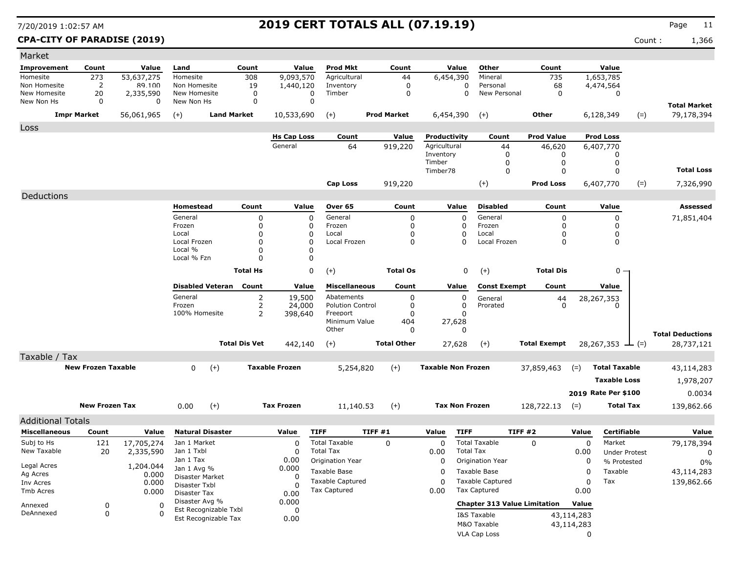# 2019 CERT TOTALS ALL (07.19.19)

7/20/2019 1:02:57 AM

**CPA-CITY OF PARADISE (2019)**

Count : 1,366

## Market

| Improvement | Count | Value | Land | Count | Value | Prod Mkt | Count | Value | Other | Count | Value | | |
|---|---|---|---|---|---|---|---|---|---|---|---|---|---|
| Homesite | 273 | 53,637,275 | Homesite | 308 | 9,093,570 | Agricultural | 44 | 6,454,390 | Mineral | 735 | 1,653,785 | | |
| Non Homesite | 2 | 89,100 | Non Homesite | 19 | 1,440,120 | Inventory | 0 | 0 | Personal | 68 | 4,474,564 | | |
| New Homesite | 20 | 2,335,590 | New Homesite | 0 | 0 | Timber | 0 | 0 | New Personal | 0 | 0 | | |
| New Non Hs | 0 | 0 | New Non Hs | 0 | 0 | | | | | | | | **Total Market** |
| **Impr Market** | | 56,061,965 | (+) **Land Market** | | 10,533,690 | (+) **Prod Market** | | 6,454,390 | (+) **Other** | | 6,128,349 | (=) | 79,178,394 |

## Loss

| Hs Cap Loss | Count | Value | Productivity | Count | Prod Value | Prod Loss | | |
|---|---|---|---|---|---|---|---|---|
| General | 64 | 919,220 | Agricultural | 44 | 46,620 | 6,407,770 | | |
| | | | Inventory | 0 | 0 | 0 | | |
| | | | Timber | 0 | 0 | 0 | | |
| | | | Timber78 | 0 | 0 | 0 | | **Total Loss** |
| **Cap Loss** | | 919,220 | (+) | | **Prod Loss** | 6,407,770 | (=) | 7,326,990 |

## Deductions

| Homestead | Count | Value | Over 65 | Count | Value | Disabled | Count | Value | | **Assessed** |
|---|---|---|---|---|---|---|---|---|---|---|
| General | 0 | 0 | General | 0 | 0 | General | 0 | 0 | | 71,851,404 |
| Frozen | 0 | 0 | Frozen | 0 | 0 | Frozen | 0 | 0 | | |
| Local | 0 | 0 | Local | 0 | 0 | Local | 0 | 0 | | |
| Local Frozen | 0 | 0 | Local Frozen | 0 | 0 | Local Frozen | 0 | 0 | | |
| Local % | 0 | 0 | | | | | | | | |
| Local % Fzn | 0 | 0 | | | | | | | | |
| | **Total Hs** | 0 | (+) | **Total Os** | 0 | (+) | **Total Dis** | 0 | | |

| Disabled Veteran | Count | Value | Miscellaneous | Count | Value | Const Exempt | Count | Value | | |
|---|---|---|---|---|---|---|---|---|---|---|
| General | 2 | 19,500 | Abatements | 0 | 0 | General | 44 | 28,267,353 | | |
| Frozen | 2 | 24,000 | Polution Control | 0 | 0 | Prorated | 0 | 0 | | |
| 100% Homesite | 2 | 398,640 | Freeport | 0 | 0 | | | | | |
| | | | Minimum Value | 404 | 27,628 | | | | | |
| | | | Other | 0 | 0 | | | | | **Total Deductions** |
| | **Total Dis Vet** | 442,140 | (+) | **Total Other** | 27,628 | (+) | **Total Exempt** | 28,267,353 | (=) | 28,737,121 |

## Taxable / Tax

| | | | | | | | | |
|---|---|---|---|---|---|---|---|---|
| **New Frozen Taxable** | 0 | (+) | **Taxable Frozen** | 5,254,820 | (+) | **Taxable Non Frozen** | 37,859,463 | (=) **Total Taxable** 43,114,283 |
| | | | | | | | | **Taxable Loss** 1,978,207 |
| | | | | | | | | **2019 Rate Per $100** 0.0034 |
| **New Frozen Tax** | 0.00 | (+) | **Tax Frozen** | 11,140.53 | (+) | **Tax Non Frozen** | 128,722.13 | (=) **Total Tax** 139,862.66 |

## Additional Totals

| Miscellaneous | Count | Value |
|---|---|---|
| Subj to Hs | 121 | 17,705,274 |
| New Taxable | 20 | 2,335,590 |
| Legal Acres | | 1,204.044 |
| Ag Acres | | 0.000 |
| Inv Acres | | 0.000 |
| Tmb Acres | | 0.000 |
| Annexed | 0 | 0 |
| DeAnnexed | 0 | 0 |

| Natural Disaster | Value |
|---|---|
| Jan 1 Market | 0 |
| Jan 1 Txbl | 0 |
| Jan 1 Tax | 0.00 |
| Jan 1 Avg % | 0.000 |
| Disaster Market | 0 |
| Disaster Txbl | 0 |
| Disaster Tax | 0.00 |
| Disaster Avg % | 0.000 |
| Est Recognizable Txbl | 0 |
| Est Recognizable Tax | 0.00 |

| TIFF | TIFF #1 | Value |
|---|---|---|
| Total Taxable | 0 | 0 |
| Total Tax | | 0.00 |
| Origination Year | | 0 |
| Taxable Base | | 0 |
| Taxable Captured | | 0 |
| Tax Captured | | 0.00 |

| TIFF | TIFF #2 | Value |
|---|---|---|
| Total Taxable | 0 | 0 |
| Total Tax | | 0.00 |
| Origination Year | | 0 |
| Taxable Base | | 0 |
| Taxable Captured | | 0 |
| Tax Captured | | 0.00 |

| Chapter 313 Value Limitation | Value |
|---|---|
| I&S Taxable | 43,114,283 |
| M&O Taxable | 43,114,283 |
| VLA Cap Loss | 0 |

| Certifiable | Value |
|---|---|
| Market | 79,178,394 |
| Under Protest | 0 |
| % Protested | 0% |
| Taxable | 43,114,283 |
| Tax | 139,862.66 |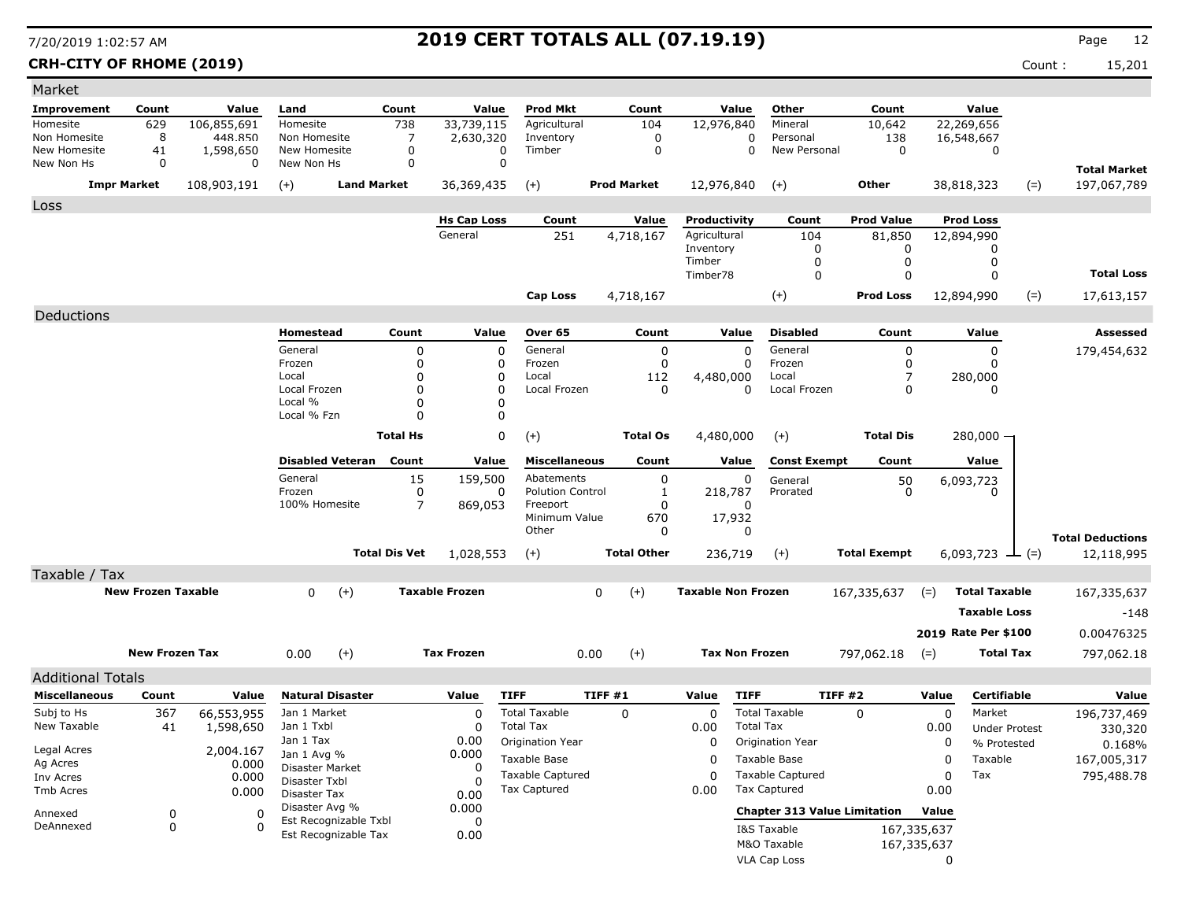# 2019 CERT TOTALS ALL (07.19.19)

**CRH-CITY OF RHOME (2019)**

Count : 15,201

## Market

| Improvement | Count | Value | Land | Count | Value | Prod Mkt | Count | Value | Other | Count | Value |
|---|---|---|---|---|---|---|---|---|---|---|---|
| Homesite | 629 | 106,855,691 | Homesite | 738 | 33,739,115 | Agricultural | 104 | 12,976,840 | Mineral | 10,642 | 22,269,656 |
| Non Homesite | 8 | 448,850 | Non Homesite | 7 | 2,630,320 | Inventory | 0 | 0 | Personal | 138 | 16,548,667 |
| New Homesite | 41 | 1,598,650 | New Homesite | 0 | 0 | Timber | 0 | 0 | New Personal | 0 | 0 |
| New Non Hs | 0 | 0 | New Non Hs | 0 | 0 | | | | | | |

| Impr Market | | Land Market | | Prod Market | | Other | | Total Market |
|---|---|---|---|---|---|---|---|---|
| 108,903,191 | (+) | 36,369,435 | (+) | 12,976,840 | (+) | 38,818,323 | (=) | 197,067,789 |

## Loss

| Hs Cap Loss | Count | Value | Productivity | Count | Prod Value | Prod Loss |
|---|---|---|---|---|---|---|
| General | 251 | 4,718,167 | Agricultural | 104 | 81,850 | 12,894,990 |
| | | | Inventory | 0 | 0 | 0 |
| | | | Timber | 0 | 0 | 0 |
| | | | Timber78 | 0 | 0 | 0 |

| Cap Loss | | | Prod Loss | | Total Loss |
|---|---|---|---|---|---|
| 4,718,167 | | (+) | 12,894,990 | (=) | 17,613,157 |

## Deductions

**Assessed:** 179,454,632

| Homestead | Count | Value | Over 65 | Count | Value | Disabled | Count | Value |
|---|---|---|---|---|---|---|---|---|
| General | 0 | 0 | General | 0 | 0 | General | 0 | 0 |
| Frozen | 0 | 0 | Frozen | 0 | 0 | Frozen | 0 | 0 |
| Local | 0 | 0 | Local | 112 | 4,480,000 | Local | 7 | 280,000 |
| Local Frozen | 0 | 0 | Local Frozen | 0 | 0 | Local Frozen | 0 | 0 |
| Local % | 0 | 0 | | | | | | |
| Local % Fzn | 0 | 0 | | | | | | |
| **Total Hs** | | 0 | (+) **Total Os** | | 4,480,000 | (+) **Total Dis** | | 280,000 |

| Disabled Veteran | Count | Value | Miscellaneous | Count | Value | Const Exempt | Count | Value |
|---|---|---|---|---|---|---|---|---|
| General | 15 | 159,500 | Abatements | 0 | 0 | General | 50 | 6,093,723 |
| Frozen | 0 | 0 | Polution Control | 1 | 218,787 | Prorated | 0 | 0 |
| 100% Homesite | 7 | 869,053 | Freeport | 0 | 0 | | | |
| | | | Minimum Value | 670 | 17,932 | | | |
| | | | Other | 0 | 0 | | | |
| **Total Dis Vet** | | 1,028,553 | (+) **Total Other** | | 236,719 | (+) **Total Exempt** | | 6,093,723 |

**Total Deductions** (=) 12,118,995

## Taxable / Tax

| New Frozen Taxable | | Taxable Frozen | | Taxable Non Frozen | | Total Taxable |
|---|---|---|---|---|---|---|
| 0 | (+) | 0 | (+) | 167,335,637 | (=) | 167,335,637 |

Taxable Loss: -148

2019 Rate Per $100: 0.00476325

| New Frozen Tax | | Tax Frozen | | Tax Non Frozen | | Total Tax |
|---|---|---|---|---|---|---|
| 0.00 | (+) | 0.00 | (+) | 797,062.18 | (=) | 797,062.18 |

## Additional Totals

| Miscellaneous | Count | Value |
|---|---|---|
| Subj to Hs | 367 | 66,553,955 |
| New Taxable | 41 | 1,598,650 |
| Legal Acres | | 2,004.167 |
| Ag Acres | | 0.000 |
| Inv Acres | | 0.000 |
| Tmb Acres | | 0.000 |
| Annexed | 0 | 0 |
| DeAnnexed | 0 | 0 |

| Natural Disaster | Value |
|---|---|
| Jan 1 Market | 0 |
| Jan 1 Txbl | 0 |
| Jan 1 Tax | 0.00 |
| Jan 1 Avg % | 0.000 |
| Disaster Market | 0 |
| Disaster Txbl | 0 |
| Disaster Tax | 0.00 |
| Disaster Avg % | 0.000 |
| Est Recognizable Txbl | 0 |
| Est Recognizable Tax | 0.00 |

| TIFF | TIFF #1 | Value |
|---|---|---|
| Total Taxable | 0 | 0 |
| Total Tax | | 0.00 |
| Origination Year | | 0 |
| Taxable Base | | 0 |
| Taxable Captured | | 0 |
| Tax Captured | | 0.00 |

| TIFF | TIFF #2 | Value |
|---|---|---|
| Total Taxable | 0 | 0 |
| Total Tax | | 0.00 |
| Origination Year | | 0 |
| Taxable Base | | 0 |
| Taxable Captured | | 0 |
| Tax Captured | | 0.00 |

| Chapter 313 Value Limitation | Value |
|---|---|
| I&S Taxable | 167,335,637 |
| M&O Taxable | 167,335,637 |
| VLA Cap Loss | 0 |

| Certifiable | Value |
|---|---|
| Market | 196,737,469 |
| Under Protest | 330,320 |
| % Protested | 0.168% |
| Taxable | 167,005,317 |
| Tax | 795,488.78 |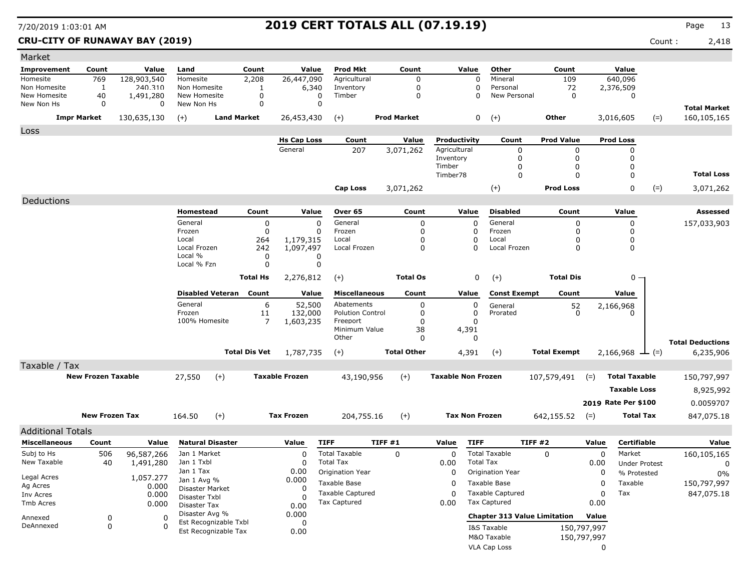# 2019 CERT TOTALS ALL (07.19.19)

7/20/2019 1:03:01 AM

**CRU-CITY OF RUNAWAY BAY (2019)**

Count : 2,418

## Market

| Improvement | Count | Value | Land | Count | Value | Prod Mkt | Count | Value | Other | Count | Value | | |
|---|---|---|---|---|---|---|---|---|---|---|---|---|---|
| Homesite | 769 | 128,903,540 | Homesite | 2,208 | 26,447,090 | Agricultural | 0 | 0 | Mineral | 109 | 640,096 | | |
| Non Homesite | 1 | 240,310 | Non Homesite | 1 | 6,340 | Inventory | 0 | 0 | Personal | 72 | 2,376,509 | | |
| New Homesite | 40 | 1,491,280 | New Homesite | 0 | 0 | Timber | 0 | 0 | New Personal | 0 | 0 | | |
| New Non Hs | 0 | 0 | New Non Hs | 0 | 0 | | | | | | | | **Total Market** |
| **Impr Market** | | 130,635,130 | (+) | **Land Market** | 26,453,430 | (+) | **Prod Market** | 0 | (+) | **Other** | 3,016,605 | (=) | 160,105,165 |

## Loss

| Hs Cap Loss | Count | Value | Productivity | Count | Prod Value | Prod Loss | | |
|---|---|---|---|---|---|---|---|---|
| General | 207 | 3,071,262 | Agricultural | 0 | 0 | 0 | | |
| | | | Inventory | 0 | 0 | 0 | | |
| | | | Timber | 0 | 0 | 0 | | |
| | | | Timber78 | 0 | 0 | 0 | | **Total Loss** |
| **Cap Loss** | | 3,071,262 | (+) | **Prod Loss** | | 0 | (=) | 3,071,262 |

## Deductions

| Homestead | Count | Value | Over 65 | Count | Value | Disabled | Count | Value | | Assessed |
|---|---|---|---|---|---|---|---|---|---|---|
| General | 0 | 0 | General | 0 | 0 | General | 0 | 0 | | 157,033,903 |
| Frozen | 0 | 0 | Frozen | 0 | 0 | Frozen | 0 | 0 | | |
| Local | 264 | 1,179,315 | Local | 0 | 0 | Local | 0 | 0 | | |
| Local Frozen | 242 | 1,097,497 | Local Frozen | 0 | 0 | Local Frozen | 0 | 0 | | |
| Local % | 0 | 0 | | | | | | | | |
| Local % Fzn | 0 | 0 | | | | | | | | |
| **Total Hs** | | 2,276,812 | (+) **Total Os** | | 0 | (+) **Total Dis** | | 0 | | |

| Disabled Veteran | Count | Value | Miscellaneous | Count | Value | Const Exempt | Count | Value | | Total Deductions |
|---|---|---|---|---|---|---|---|---|---|---|
| General | 6 | 52,500 | Abatements | 0 | 0 | General | 52 | 2,166,968 | | |
| Frozen | 11 | 132,000 | Polution Control | 0 | 0 | Prorated | 0 | 0 | | |
| 100% Homesite | 7 | 1,603,235 | Freeport | 0 | 0 | | | | | |
| | | | Minimum Value | 38 | 4,391 | | | | | |
| | | | Other | 0 | 0 | | | | | |
| **Total Dis Vet** | | 1,787,735 | (+) **Total Other** | | 4,391 | (+) **Total Exempt** | | 2,166,968 | (=) | 6,235,906 |

## Taxable / Tax

| | | | | | | | | |
|---|---|---|---|---|---|---|---|---|
| **New Frozen Taxable** | 27,550 | (+) | **Taxable Frozen** | 43,190,956 | (+) | **Taxable Non Frozen** | 107,579,491 | (=) **Total Taxable** 150,797,997 |
| | | | | | | | | **Taxable Loss** 8,925,992 |
| | | | | | | | | **2019 Rate Per $100** 0.0059707 |
| **New Frozen Tax** | 164.50 | (+) | **Tax Frozen** | 204,755.16 | (+) | **Tax Non Frozen** | 642,155.52 | (=) **Total Tax** 847,075.18 |

## Additional Totals

| Miscellaneous | Count | Value |
|---|---|---|
| Subj to Hs | 506 | 96,587,266 |
| New Taxable | 40 | 1,491,280 |
| Legal Acres | | 1,057.277 |
| Ag Acres | | 0.000 |
| Inv Acres | | 0.000 |
| Tmb Acres | | 0.000 |
| Annexed | 0 | 0 |
| DeAnnexed | 0 | 0 |

| Natural Disaster | Value |
|---|---|
| Jan 1 Market | 0 |
| Jan 1 Txbl | 0 |
| Jan 1 Tax | 0.00 |
| Jan 1 Avg % | 0.000 |
| Disaster Market | 0 |
| Disaster Txbl | 0 |
| Disaster Tax | 0.00 |
| Disaster Avg % | 0.000 |
| Est Recognizable Txbl | 0 |
| Est Recognizable Tax | 0.00 |

| TIFF | TIFF #1 | Value |
|---|---|---|
| Total Taxable | 0 | 0 |
| Total Tax | | 0.00 |
| Origination Year | | 0 |
| Taxable Base | | 0 |
| Taxable Captured | | 0 |
| Tax Captured | | 0.00 |

| TIFF | TIFF #2 | Value |
|---|---|---|
| Total Taxable | 0 | 0 |
| Total Tax | | 0.00 |
| Origination Year | | 0 |
| Taxable Base | | 0 |
| Taxable Captured | | 0 |
| Tax Captured | | 0.00 |

| Chapter 313 Value Limitation | Value |
|---|---|
| I&S Taxable | 150,797,997 |
| M&O Taxable | 150,797,997 |
| VLA Cap Loss | 0 |

| Certifiable | Value |
|---|---|
| Market | 160,105,165 |
| Under Protest | 0 |
| % Protested | 0% |
| Taxable | 150,797,997 |
| Tax | 847,075.18 |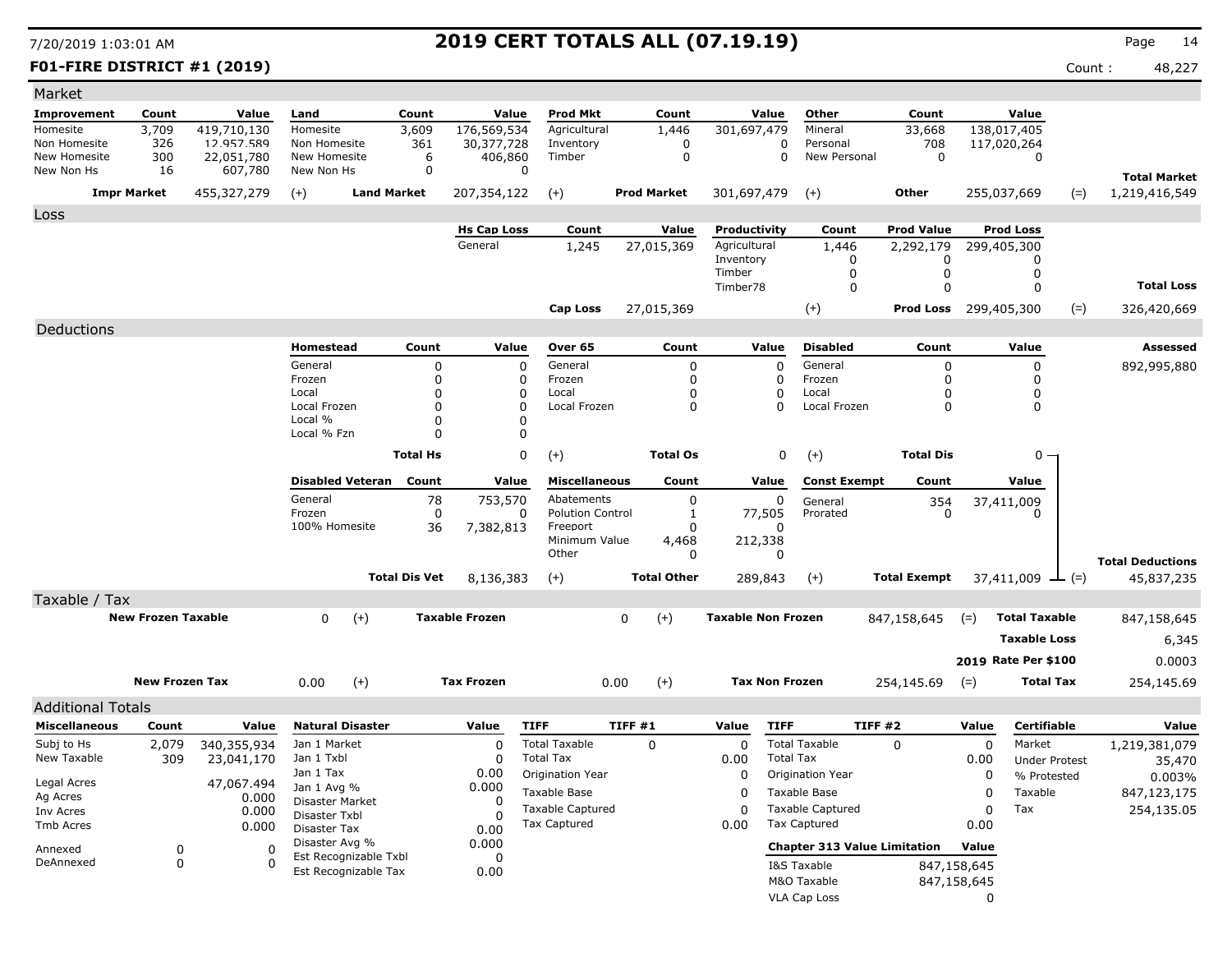# 2019 CERT TOTALS ALL (07.19.19)

**F01-FIRE DISTRICT #1 (2019)**

Count : 48,227

## Market

| Improvement | Count | Value | Land | Count | Value | Prod Mkt | Count | Value | Other | Count | Value | | |
|---|---|---|---|---|---|---|---|---|---|---|---|---|---|
| Homesite | 3,709 | 419,710,130 | Homesite | 3,609 | 176,569,534 | Agricultural | 1,446 | 301,697,479 | Mineral | 33,668 | 138,017,405 | | |
| Non Homesite | 326 | 12,957,589 | Non Homesite | 361 | 30,377,728 | Inventory | 0 | 0 | Personal | 708 | 117,020,264 | | |
| New Homesite | 300 | 22,051,780 | New Homesite | 6 | 406,860 | Timber | 0 | 0 | New Personal | 0 | 0 | | |
| New Non Hs | 16 | 607,780 | New Non Hs | 0 | 0 | | | | | | | | **Total Market** |
| **Impr Market** | | 455,327,279 | (+) **Land Market** | | 207,354,122 | (+) **Prod Market** | | 301,697,479 | (+) **Other** | | 255,037,669 | (=) | 1,219,416,549 |

## Loss

| Hs Cap Loss | Count | Value | Productivity | Count | Prod Value | Prod Loss | | |
|---|---|---|---|---|---|---|---|---|
| General | 1,245 | 27,015,369 | Agricultural | 1,446 | 2,292,179 | 299,405,300 | | |
| | | | Inventory | 0 | 0 | 0 | | |
| | | | Timber | 0 | 0 | 0 | | |
| | | | Timber78 | 0 | 0 | 0 | | **Total Loss** |
| **Cap Loss** | | 27,015,369 | (+) | | **Prod Loss** | 299,405,300 | (=) | 326,420,669 |

## Deductions

| Homestead | Count | Value | Over 65 | Count | Value | Disabled | Count | Value | **Assessed** |
|---|---|---|---|---|---|---|---|---|---|
| General | 0 | 0 | General | 0 | 0 | General | 0 | 0 | 892,995,880 |
| Frozen | 0 | 0 | Frozen | 0 | 0 | Frozen | 0 | 0 | |
| Local | 0 | 0 | Local | 0 | 0 | Local | 0 | 0 | |
| Local Frozen | 0 | 0 | Local Frozen | 0 | 0 | Local Frozen | 0 | 0 | |
| Local % | 0 | 0 | | | | | | | |
| Local % Fzn | 0 | 0 | | | | | | | |
| **Total Hs** | | 0 | (+) **Total Os** | | 0 | (+) **Total Dis** | | 0 | |

| Disabled Veteran | Count | Value | Miscellaneous | Count | Value | Const Exempt | Count | Value | | |
|---|---|---|---|---|---|---|---|---|---|---|
| General | 78 | 753,570 | Abatements | 0 | 0 | General | 354 | 37,411,009 | | |
| Frozen | 0 | 0 | Polution Control | 1 | 77,505 | Prorated | 0 | 0 | | |
| 100% Homesite | 36 | 7,382,813 | Freeport | 0 | 0 | | | | | |
| | | | Minimum Value | 4,468 | 212,338 | | | | | |
| | | | Other | 0 | 0 | | | | | **Total Deductions** |
| **Total Dis Vet** | | 8,136,383 | (+) **Total Other** | | 289,843 | (+) **Total Exempt** | | 37,411,009 | (=) | 45,837,235 |

## Taxable / Tax

| | | | | | | | | |
|---|---|---|---|---|---|---|---|---|
| **New Frozen Taxable** | 0 | (+) **Taxable Frozen** | 0 | (+) **Taxable Non Frozen** | 847,158,645 | (=) | **Total Taxable** | 847,158,645 |
| | | | | | | | **Taxable Loss** | 6,345 |
| | | | | | | | **2019 Rate Per $100** | 0.0003 |
| **New Frozen Tax** | 0.00 | (+) **Tax Frozen** | 0.00 | (+) **Tax Non Frozen** | 254,145.69 | (=) | **Total Tax** | 254,145.69 |

## Additional Totals

| Miscellaneous | Count | Value |
|---|---|---|
| Subj to Hs | 2,079 | 340,355,934 |
| New Taxable | 309 | 23,041,170 |
| Legal Acres | | 47,067.494 |
| Ag Acres | | 0.000 |
| Inv Acres | | 0.000 |
| Tmb Acres | | 0.000 |
| Annexed | 0 | 0 |
| DeAnnexed | 0 | 0 |

| Natural Disaster | Value |
|---|---|
| Jan 1 Market | 0 |
| Jan 1 Txbl | 0 |
| Jan 1 Tax | 0.00 |
| Jan 1 Avg % | 0.000 |
| Disaster Market | 0 |
| Disaster Txbl | 0 |
| Disaster Tax | 0.00 |
| Disaster Avg % | 0.000 |
| Est Recognizable Txbl | 0 |
| Est Recognizable Tax | 0.00 |

| TIFF | TIFF #1 | Value |
|---|---|---|
| Total Taxable | 0 | 0 |
| Total Tax | | 0.00 |
| Origination Year | | 0 |
| Taxable Base | | 0 |
| Taxable Captured | | 0 |
| Tax Captured | | 0.00 |

| TIFF | TIFF #2 | Value |
|---|---|---|
| Total Taxable | 0 | 0 |
| Total Tax | | 0.00 |
| Origination Year | | 0 |
| Taxable Base | | 0 |
| Taxable Captured | | 0 |
| Tax Captured | | 0.00 |

| Chapter 313 Value Limitation | Value |
|---|---|
| I&S Taxable | 847,158,645 |
| M&O Taxable | 847,158,645 |
| VLA Cap Loss | 0 |

| Certifiable | Value |
|---|---|
| Market | 1,219,381,079 |
| Under Protest | 35,470 |
| % Protested | 0.003% |
| Taxable | 847,123,175 |
| Tax | 254,135.05 |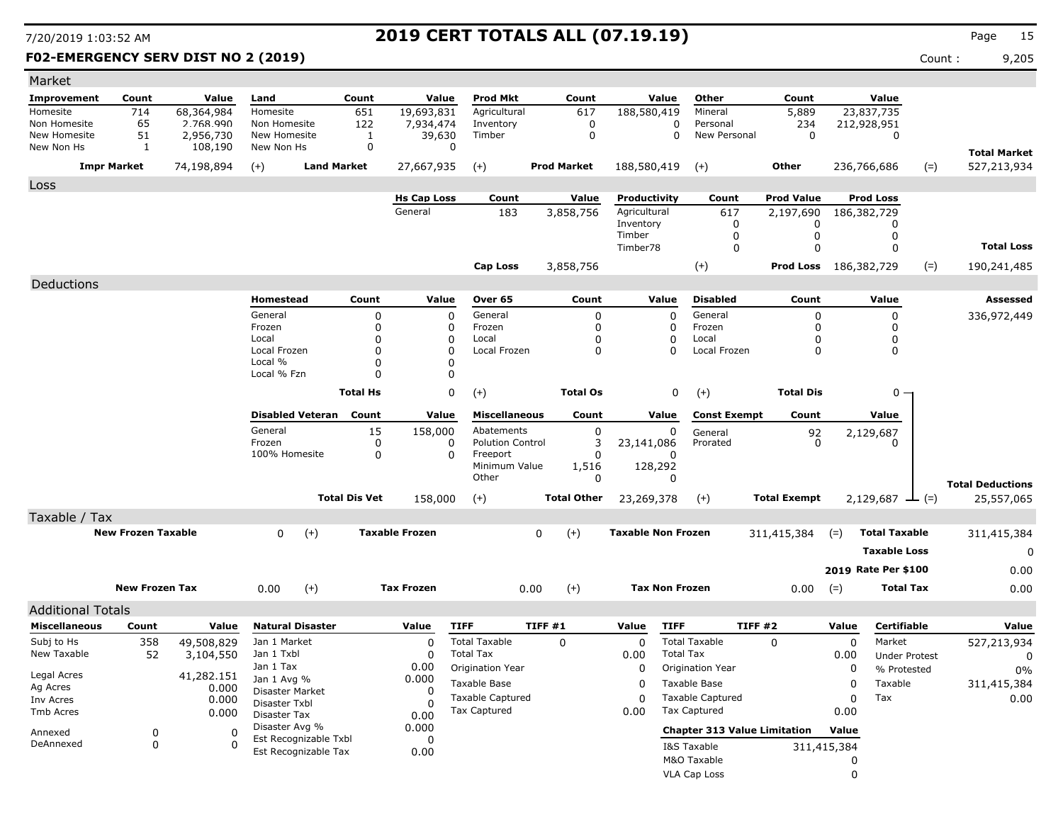# 2019 CERT TOTALS ALL (07.19.19)

7/20/2019 1:03:52 AM

**F02-EMERGENCY SERV DIST NO 2 (2019)** — Count : 9,205

## Market

| Improvement | Count | Value | Land | Count | Value | Prod Mkt | Count | Value | Other | Count | Value |
|---|---|---|---|---|---|---|---|---|---|---|---|
| Homesite | 714 | 68,364,984 | Homesite | 651 | 19,693,831 | Agricultural | 617 | 188,580,419 | Mineral | 5,889 | 23,837,735 |
| Non Homesite | 65 | 2,768,990 | Non Homesite | 122 | 7,934,474 | Inventory | 0 | 0 | Personal | 234 | 212,928,951 |
| New Homesite | 51 | 2,956,730 | New Homesite | 1 | 39,630 | Timber | 0 | 0 | New Personal | 0 | 0 |
| New Non Hs | 1 | 108,190 | New Non Hs | 0 | 0 | | | | | | |

| Impr Market | | Land Market | | Prod Market | | Other | | Total Market |
|---|---|---|---|---|---|---|---|---|
| 74,198,894 | (+) | 27,667,935 | (+) | 188,580,419 | (+) | 236,766,686 | (=) | 527,213,934 |

## Loss

| Hs Cap Loss | Count | Value | Productivity | Count | Prod Value | Prod Loss |
|---|---|---|---|---|---|---|
| General | 183 | 3,858,756 | Agricultural | 617 | 2,197,690 | 186,382,729 |
| | | | Inventory | 0 | 0 | 0 |
| | | | Timber | 0 | 0 | 0 |
| | | | Timber78 | 0 | 0 | 0 |

| Cap Loss | | Prod Loss | | Total Loss |
|---|---|---|---|---|
| 3,858,756 | (+) | 186,382,729 | (=) | 190,241,485 |

## Deductions

**Assessed:** 336,972,449

| Homestead | Count | Value | Over 65 | Count | Value | Disabled | Count | Value |
|---|---|---|---|---|---|---|---|---|
| General | 0 | 0 | General | 0 | 0 | General | 0 | 0 |
| Frozen | 0 | 0 | Frozen | 0 | 0 | Frozen | 0 | 0 |
| Local | 0 | 0 | Local | 0 | 0 | Local | 0 | 0 |
| Local Frozen | 0 | 0 | Local Frozen | 0 | 0 | Local Frozen | 0 | 0 |
| Local % | 0 | 0 | | | | | | |
| Local % Fzn | 0 | 0 | | | | | | |
| **Total Hs** | | 0 | (+) **Total Os** | | 0 | (+) **Total Dis** | | 0 |

| Disabled Veteran | Count | Value | Miscellaneous | Count | Value | Const Exempt | Count | Value |
|---|---|---|---|---|---|---|---|---|
| General | 15 | 158,000 | Abatements | 0 | 0 | General | 92 | 2,129,687 |
| Frozen | 0 | 0 | Polution Control | 3 | 23,141,086 | Prorated | 0 | 0 |
| 100% Homesite | 0 | 0 | Freeport | 0 | 0 | | | |
| | | | Minimum Value | 1,516 | 128,292 | | | |
| | | | Other | 0 | 0 | | | |
| **Total Dis Vet** | | 158,000 | (+) **Total Other** | | 23,269,378 | (+) **Total Exempt** | | 2,129,687 |

**Total Deductions** (=) 25,557,065

## Taxable / Tax

| New Frozen Taxable | | Taxable Frozen | | Taxable Non Frozen | | Total Taxable |
|---|---|---|---|---|---|---|
| 0 | (+) | 0 | (+) | 311,415,384 | (=) | 311,415,384 |

| | |
|---|---|
| Taxable Loss | 0 |
| 2019 Rate Per $100 | 0.00 |

| New Frozen Tax | | Tax Frozen | | Tax Non Frozen | | Total Tax |
|---|---|---|---|---|---|---|
| 0.00 | (+) | 0.00 | (+) | 0.00 | (=) | 0.00 |

## Additional Totals

| Miscellaneous | Count | Value |
|---|---|---|
| Subj to Hs | 358 | 49,508,829 |
| New Taxable | 52 | 3,104,550 |
| Legal Acres | | 41,282.151 |
| Ag Acres | | 0.000 |
| Inv Acres | | 0.000 |
| Tmb Acres | | 0.000 |
| Annexed | 0 | 0 |
| DeAnnexed | 0 | 0 |

| Natural Disaster | Value |
|---|---|
| Jan 1 Market | 0 |
| Jan 1 Txbl | 0 |
| Jan 1 Tax | 0.00 |
| Jan 1 Avg % | 0.000 |
| Disaster Market | 0 |
| Disaster Txbl | 0 |
| Disaster Tax | 0.00 |
| Disaster Avg % | 0.000 |
| Est Recognizable Txbl | 0 |
| Est Recognizable Tax | 0.00 |

| TIFF | TIFF #1 | Value |
|---|---|---|
| Total Taxable | 0 | 0 |
| Total Tax | | 0.00 |
| Origination Year | | 0 |
| Taxable Base | | 0 |
| Taxable Captured | | 0 |
| Tax Captured | | 0.00 |

| TIFF | TIFF #2 | Value |
|---|---|---|
| Total Taxable | 0 | 0 |
| Total Tax | | 0.00 |
| Origination Year | | 0 |
| Taxable Base | | 0 |
| Taxable Captured | | 0 |
| Tax Captured | | 0.00 |

| Chapter 313 Value Limitation | Value |
|---|---|
| I&S Taxable | 311,415,384 |
| M&O Taxable | 0 |
| VLA Cap Loss | 0 |

| Certifiable | Value |
|---|---|
| Market | 527,213,934 |
| Under Protest | 0 |
| % Protested | 0% |
| Taxable | 311,415,384 |
| Tax | 0.00 |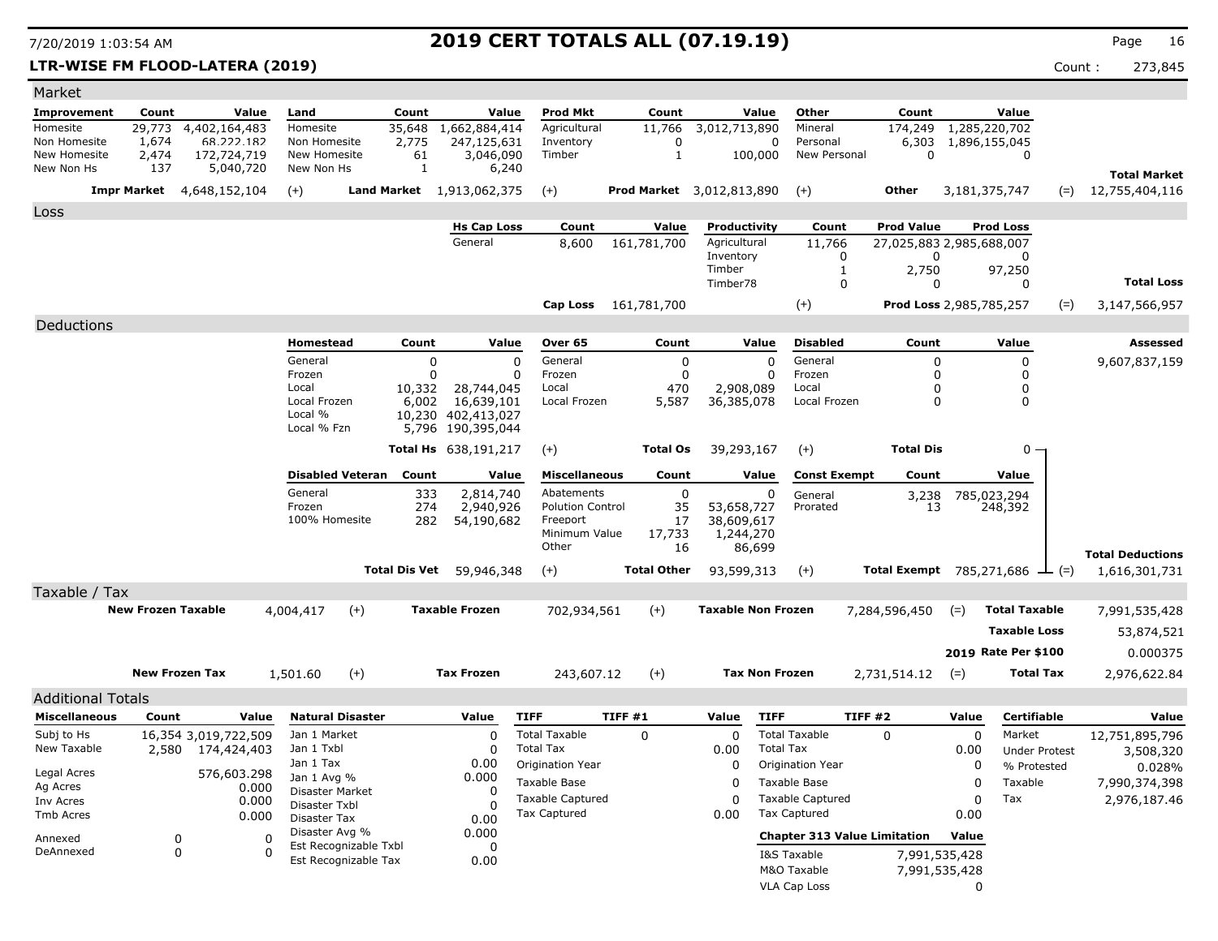# 2019 CERT TOTALS ALL (07.19.19)

7/20/2019 1:03:54 AM

**LTR-WISE FM FLOOD-LATERA (2019)**

Count : 273,845

## Market

| Improvement | Count | Value | Land | Count | Value | Prod Mkt | Count | Value | Other | Count | Value |
|---|---|---|---|---|---|---|---|---|---|---|---|
| Homesite | 29,773 | 4,402,164,483 | Homesite | 35,648 | 1,662,884,414 | Agricultural | 11,766 | 3,012,713,890 | Mineral | 174,249 | 1,285,220,702 |
| Non Homesite | 1,674 | 68,222,182 | Non Homesite | 2,775 | 247,125,631 | Inventory | 0 | 0 | Personal | 6,303 | 1,896,155,045 |
| New Homesite | 2,474 | 172,724,719 | New Homesite | 61 | 3,046,090 | Timber | 1 | 100,000 | New Personal | 0 | 0 |
| New Non Hs | 137 | 5,040,720 | New Non Hs | 1 | 6,240 | | | | | | |

| Impr Market | | Land Market | | Prod Market | | Other | | Total Market |
|---|---|---|---|---|---|---|---|---|
| 4,648,152,104 | (+) | 1,913,062,375 | (+) | 3,012,813,890 | (+) | 3,181,375,747 | (=) | 12,755,404,116 |

## Loss

| Hs Cap Loss | Count | Value | Productivity | Count | Prod Value | Prod Loss |
|---|---|---|---|---|---|---|
| General | 8,600 | 161,781,700 | Agricultural | 11,766 | 27,025,883 | 2,985,688,007 |
| | | | Inventory | 0 | 0 | 0 |
| | | | Timber | 1 | 2,750 | 97,250 |
| | | | Timber78 | 0 | 0 | 0 |

| Cap Loss | | Prod Loss | | Total Loss |
|---|---|---|---|---|
| 161,781,700 | (+) | 2,985,785,257 | (=) | 3,147,566,957 |

## Deductions

**Assessed:** 9,607,837,159

| Homestead | Count | Value | Over 65 | Count | Value | Disabled | Count | Value |
|---|---|---|---|---|---|---|---|---|
| General | 0 | 0 | General | 0 | 0 | General | 0 | 0 |
| Frozen | 0 | 0 | Frozen | 0 | 0 | Frozen | 0 | 0 |
| Local | 10,332 | 28,744,045 | Local | 470 | 2,908,089 | Local | 0 | 0 |
| Local Frozen | 6,002 | 16,639,101 | Local Frozen | 5,587 | 36,385,078 | Local Frozen | 0 | 0 |
| Local % | 10,230 | 402,413,027 | | | | | | |
| Local % Fzn | 5,796 | 190,395,044 | | | | | | |
| **Total Hs** | | 638,191,217 | (+) **Total Os** | | 39,293,167 | (+) **Total Dis** | | 0 |

| Disabled Veteran | Count | Value | Miscellaneous | Count | Value | Const Exempt | Count | Value |
|---|---|---|---|---|---|---|---|---|
| General | 333 | 2,814,740 | Abatements | 0 | 0 | General | 3,238 | 785,023,294 |
| Frozen | 274 | 2,940,926 | Polution Control | 35 | 53,658,727 | Prorated | 13 | 248,392 |
| 100% Homesite | 282 | 54,190,682 | Freeport | 17 | 38,609,617 | | | |
| | | | Minimum Value | 17,733 | 1,244,270 | | | |
| | | | Other | 16 | 86,699 | | | |
| **Total Dis Vet** | | 59,946,348 | (+) **Total Other** | | 93,599,313 | (+) **Total Exempt** | | 785,271,686 |

**Total Deductions** (=) 1,616,301,731

## Taxable / Tax

| New Frozen Taxable | | Taxable Frozen | | Taxable Non Frozen | | Total Taxable |
|---|---|---|---|---|---|---|
| 4,004,417 | (+) | 702,934,561 | (+) | 7,284,596,450 | (=) | 7,991,535,428 |

| | |
|---|---|
| Taxable Loss | 53,874,521 |
| 2019 Rate Per $100 | 0.000375 |

| New Frozen Tax | | Tax Frozen | | Tax Non Frozen | | Total Tax |
|---|---|---|---|---|---|---|
| 1,501.60 | (+) | 243,607.12 | (+) | 2,731,514.12 | (=) | 2,976,622.84 |

## Additional Totals

| Miscellaneous | Count | Value |
|---|---|---|
| Subj to Hs | 16,354 | 3,019,722,509 |
| New Taxable | 2,580 | 174,424,403 |
| Legal Acres | | 576,603.298 |
| Ag Acres | | 0.000 |
| Inv Acres | | 0.000 |
| Tmb Acres | | 0.000 |
| Annexed | 0 | 0 |
| DeAnnexed | 0 | 0 |

| Natural Disaster | Value |
|---|---|
| Jan 1 Market | 0 |
| Jan 1 Txbl | 0 |
| Jan 1 Tax | 0.00 |
| Jan 1 Avg % | 0.000 |
| Disaster Market | 0 |
| Disaster Txbl | 0 |
| Disaster Tax | 0.00 |
| Disaster Avg % | 0.000 |
| Est Recognizable Txbl | 0 |
| Est Recognizable Tax | 0.00 |

| TIFF | TIFF #1 | Value |
|---|---|---|
| Total Taxable | 0 | 0 |
| Total Tax | | 0.00 |
| Origination Year | | 0 |
| Taxable Base | | 0 |
| Taxable Captured | | 0 |
| Tax Captured | | 0.00 |

| TIFF | TIFF #2 | Value |
|---|---|---|
| Total Taxable | 0 | 0 |
| Total Tax | | 0.00 |
| Origination Year | | 0 |
| Taxable Base | | 0 |
| Taxable Captured | | 0 |
| Tax Captured | | 0.00 |

| Chapter 313 Value Limitation | Value |
|---|---|
| I&S Taxable | 7,991,535,428 |
| M&O Taxable | 7,991,535,428 |
| VLA Cap Loss | 0 |

| Certifiable | Value |
|---|---|
| Market | 12,751,895,796 |
| Under Protest | 3,508,320 |
| % Protested | 0.028% |
| Taxable | 7,990,374,398 |
| Tax | 2,976,187.46 |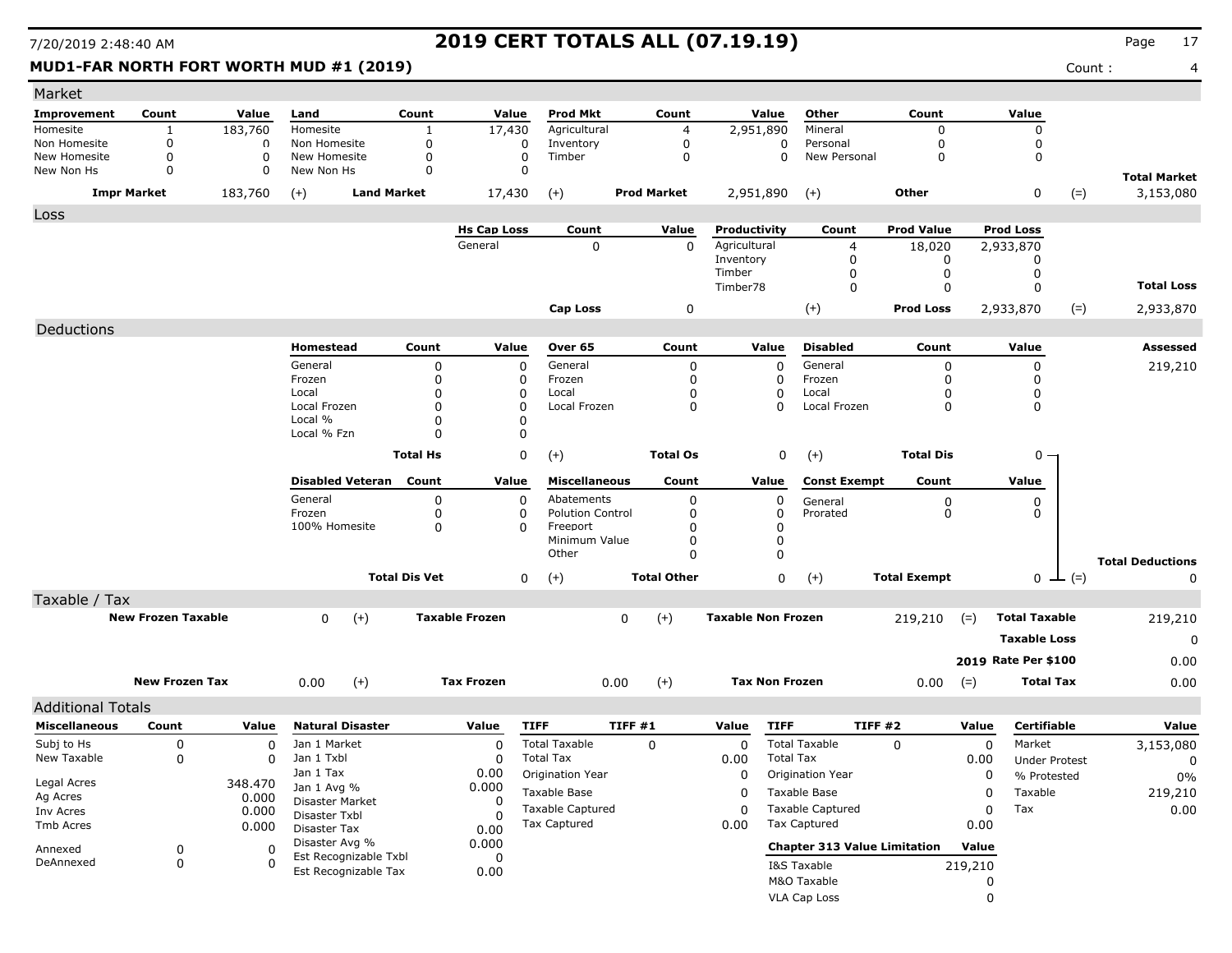# 2019 CERT TOTALS ALL (07.19.19)

7/20/2019 2:48:40 AM

**MUD1-FAR NORTH FORT WORTH MUD #1 (2019)**

Count : 4

## Market

| Improvement | Count | Value | Land | Count | Value | Prod Mkt | Count | Value | Other | Count | Value |
|---|---|---|---|---|---|---|---|---|---|---|---|
| Homesite | 1 | 183,760 | Homesite | 1 | 17,430 | Agricultural | 4 | 2,951,890 | Mineral | 0 | 0 |
| Non Homesite | 0 | 0 | Non Homesite | 0 | 0 | Inventory | 0 | 0 | Personal | 0 | 0 |
| New Homesite | 0 | 0 | New Homesite | 0 | 0 | Timber | 0 | 0 | New Personal | 0 | 0 |
| New Non Hs | 0 | 0 | New Non Hs | 0 | 0 | | | | | | |

| Impr Market | | Land Market | | Prod Market | | Other | | Total Market |
|---|---|---|---|---|---|---|---|---|
| 183,760 | (+) | 17,430 | (+) | 2,951,890 | (+) | 0 | (=) | 3,153,080 |

## Loss

| Hs Cap Loss | Count | Value | Productivity | Count | Prod Value | Prod Loss |
|---|---|---|---|---|---|---|
| General | 0 | 0 | Agricultural | 4 | 18,020 | 2,933,870 |
| | | | Inventory | 0 | 0 | 0 |
| | | | Timber | 0 | 0 | 0 |
| | | | Timber78 | 0 | 0 | 0 |

| Cap Loss | | Prod Loss | | Total Loss |
|---|---|---|---|---|
| 0 | (+) | 2,933,870 | (=) | 2,933,870 |

## Deductions

**Assessed:** 219,210

| Homestead | Count | Value | Over 65 | Count | Value | Disabled | Count | Value |
|---|---|---|---|---|---|---|---|---|
| General | 0 | 0 | General | 0 | 0 | General | 0 | 0 |
| Frozen | 0 | 0 | Frozen | 0 | 0 | Frozen | 0 | 0 |
| Local | 0 | 0 | Local | 0 | 0 | Local | 0 | 0 |
| Local Frozen | 0 | 0 | Local Frozen | 0 | 0 | Local Frozen | 0 | 0 |
| Local % | 0 | 0 | | | | | | |
| Local % Fzn | 0 | 0 | | | | | | |
| **Total Hs** | | 0 | (+) **Total Os** | | 0 | (+) **Total Dis** | | 0 |

| Disabled Veteran | Count | Value | Miscellaneous | Count | Value | Const Exempt | Count | Value |
|---|---|---|---|---|---|---|---|---|
| General | 0 | 0 | Abatements | 0 | 0 | General | 0 | 0 |
| Frozen | 0 | 0 | Polution Control | 0 | 0 | Prorated | 0 | 0 |
| 100% Homesite | 0 | 0 | Freeport | 0 | 0 | | | |
| | | | Minimum Value | 0 | 0 | | | |
| | | | Other | 0 | 0 | | | |
| **Total Dis Vet** | | 0 | (+) **Total Other** | | 0 | (+) **Total Exempt** | | 0 |

**Total Deductions** (=) 0

## Taxable / Tax

| New Frozen Taxable | | Taxable Frozen | | Taxable Non Frozen | | Total Taxable |
|---|---|---|---|---|---|---|
| 0 | (+) | 0 | (+) | 219,210 | (=) | 219,210 |

Taxable Loss: 0

2019 Rate Per $100: 0.00

| New Frozen Tax | | Tax Frozen | | Tax Non Frozen | | Total Tax |
|---|---|---|---|---|---|---|
| 0.00 | (+) | 0.00 | (+) | 0.00 | (=) | 0.00 |

## Additional Totals

| Miscellaneous | Count | Value |
|---|---|---|
| Subj to Hs | 0 | 0 |
| New Taxable | 0 | 0 |
| Legal Acres | | 348.470 |
| Ag Acres | | 0.000 |
| Inv Acres | | 0.000 |
| Tmb Acres | | 0.000 |
| Annexed | 0 | 0 |
| DeAnnexed | 0 | 0 |

| Natural Disaster | Value |
|---|---|
| Jan 1 Market | 0 |
| Jan 1 Txbl | 0 |
| Jan 1 Tax | 0.00 |
| Jan 1 Avg % | 0.000 |
| Disaster Market | 0 |
| Disaster Txbl | 0 |
| Disaster Tax | 0.00 |
| Disaster Avg % | 0.000 |
| Est Recognizable Txbl | 0 |
| Est Recognizable Tax | 0.00 |

| TIFF | TIFF #1 | Value |
|---|---|---|
| Total Taxable | 0 | 0 |
| Total Tax | | 0.00 |
| Origination Year | | 0 |
| Taxable Base | | 0 |
| Taxable Captured | | 0 |
| Tax Captured | | 0.00 |

| TIFF | TIFF #2 | Value |
|---|---|---|
| Total Taxable | 0 | 0 |
| Total Tax | | 0.00 |
| Origination Year | | 0 |
| Taxable Base | | 0 |
| Taxable Captured | | 0 |
| Tax Captured | | 0.00 |

| Chapter 313 Value Limitation | Value |
|---|---|
| I&S Taxable | 219,210 |
| M&O Taxable | 0 |
| VLA Cap Loss | 0 |

| Certifiable | Value |
|---|---|
| Market | 3,153,080 |
| Under Protest | 0 |
| % Protested | 0% |
| Taxable | 219,210 |
| Tax | 0.00 |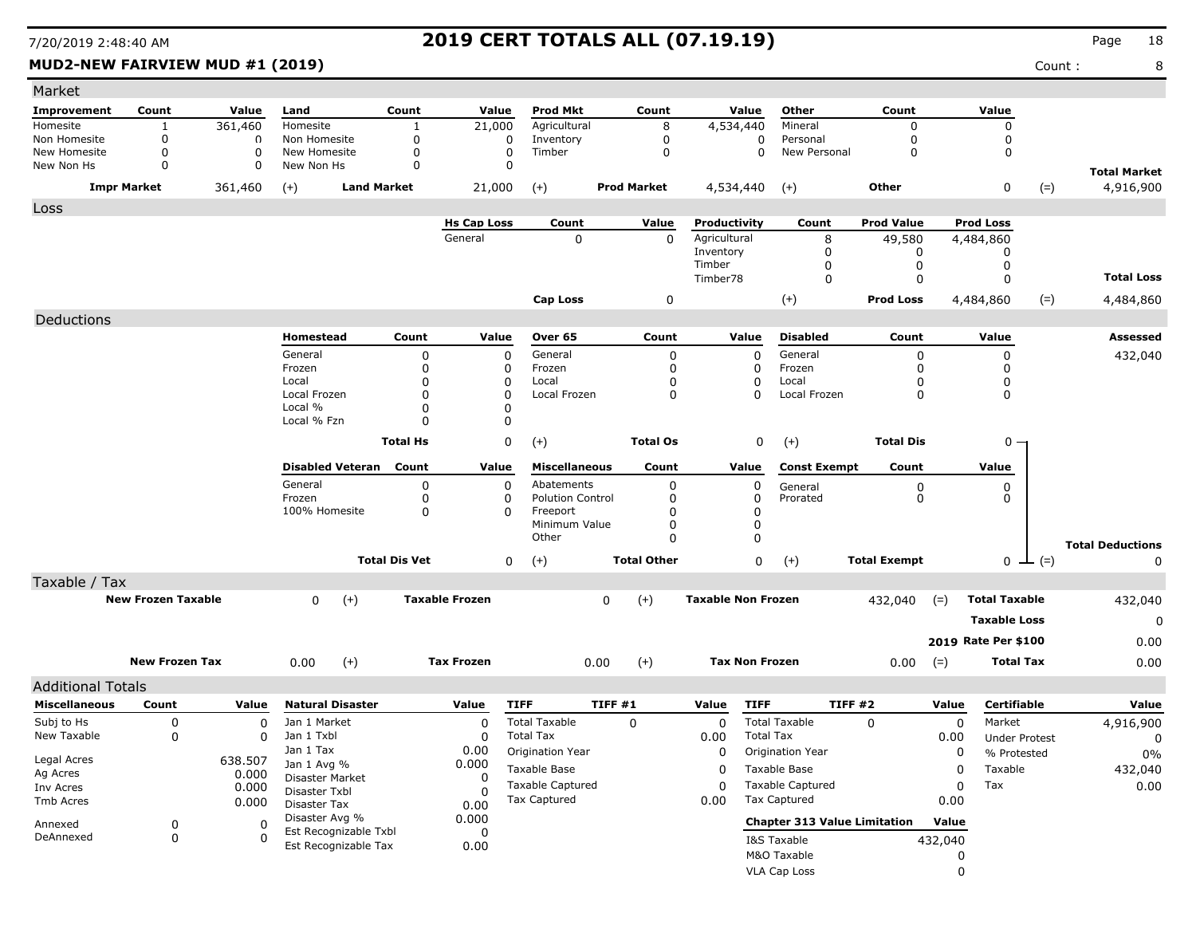# 2019 CERT TOTALS ALL (07.19.19)

7/20/2019 2:48:40 AM

**MUD2-NEW FAIRVIEW MUD #1 (2019)** Count : 8

## Market

| Improvement | Count | Value | Land | Count | Value | Prod Mkt | Count | Value | Other | Count | Value | | |
|---|---|---|---|---|---|---|---|---|---|---|---|---|---|
| Homesite | 1 | 361,460 | Homesite | 1 | 21,000 | Agricultural | 8 | 4,534,440 | Mineral | 0 | 0 | | |
| Non Homesite | 0 | 0 | Non Homesite | 0 | 0 | Inventory | 0 | 0 | Personal | 0 | 0 | | |
| New Homesite | 0 | 0 | New Homesite | 0 | 0 | Timber | 0 | 0 | New Personal | 0 | 0 | | |
| New Non Hs | 0 | 0 | New Non Hs | 0 | 0 | | | | | | | | **Total Market** |
| **Impr Market** | | 361,460 | (+) **Land Market** | | 21,000 | (+) **Prod Market** | | 4,534,440 | (+) **Other** | | 0 | (=) | 4,916,900 |

## Loss

| Hs Cap Loss | Count | Value | Productivity | Count | Prod Value | Prod Loss | | |
|---|---|---|---|---|---|---|---|---|
| General | 0 | 0 | Agricultural | 8 | 49,580 | 4,484,860 | | |
| | | | Inventory | 0 | 0 | 0 | | |
| | | | Timber | 0 | 0 | 0 | | |
| | | | Timber78 | 0 | 0 | 0 | | **Total Loss** |
| **Cap Loss** | | 0 | (+) | | **Prod Loss** | 4,484,860 | (=) | 4,484,860 |

## Deductions

| Homestead | Count | Value | Over 65 | Count | Value | Disabled | Count | Value | | Assessed |
|---|---|---|---|---|---|---|---|---|---|---|
| General | 0 | 0 | General | 0 | 0 | General | 0 | 0 | | 432,040 |
| Frozen | 0 | 0 | Frozen | 0 | 0 | Frozen | 0 | 0 | | |
| Local | 0 | 0 | Local | 0 | 0 | Local | 0 | 0 | | |
| Local Frozen | 0 | 0 | Local Frozen | 0 | 0 | Local Frozen | 0 | 0 | | |
| Local % | 0 | 0 | | | | | | | | |
| Local % Fzn | 0 | 0 | | | | | | | | |
| **Total Hs** | | 0 | (+) **Total Os** | | 0 | (+) **Total Dis** | | 0 | | |

| Disabled Veteran | Count | Value | Miscellaneous | Count | Value | Const Exempt | Count | Value | | |
|---|---|---|---|---|---|---|---|---|---|---|
| General | 0 | 0 | Abatements | 0 | 0 | General | 0 | 0 | | |
| Frozen | 0 | 0 | Polution Control | 0 | 0 | Prorated | 0 | 0 | | |
| 100% Homesite | 0 | 0 | Freeport | 0 | 0 | | | | | |
| | | | Minimum Value | 0 | 0 | | | | | |
| | | | Other | 0 | 0 | | | | | **Total Deductions** |
| **Total Dis Vet** | | 0 | (+) **Total Other** | | 0 | (+) **Total Exempt** | | 0 | (=) | 0 |

## Taxable / Tax

| | | | | | | | | |
|---|---|---|---|---|---|---|---|---|
| **New Frozen Taxable** | 0 | (+) **Taxable Frozen** | 0 | (+) **Taxable Non Frozen** | 432,040 | (=) | **Total Taxable** | 432,040 |
| | | | | | | | **Taxable Loss** | 0 |
| | | | | | | | **2019 Rate Per $100** | 0.00 |
| **New Frozen Tax** | 0.00 | (+) **Tax Frozen** | 0.00 | (+) **Tax Non Frozen** | 0.00 | (=) | **Total Tax** | 0.00 |

## Additional Totals

| Miscellaneous | Count | Value | Natural Disaster | Value | TIFF | TIFF #1 | Value | TIFF | TIFF #2 | Value | Certifiable | Value |
|---|---|---|---|---|---|---|---|---|---|---|---|---|
| Subj to Hs | 0 | 0 | Jan 1 Market | 0 | Total Taxable | 0 | 0 | Total Taxable | 0 | 0 | Market | 4,916,900 |
| New Taxable | 0 | 0 | Jan 1 Txbl | 0 | Total Tax | | 0.00 | Total Tax | | 0.00 | Under Protest | 0 |
| | | | Jan 1 Tax | 0.00 | Origination Year | | 0 | Origination Year | | 0 | % Protested | 0% |
| Legal Acres | | 638.507 | Jan 1 Avg % | 0.000 | Taxable Base | | 0 | Taxable Base | | 0 | Taxable | 432,040 |
| Ag Acres | | 0.000 | Disaster Market | 0 | Taxable Captured | | 0 | Taxable Captured | | 0 | Tax | 0.00 |
| Inv Acres | | 0.000 | Disaster Txbl | 0 | Tax Captured | | 0.00 | Tax Captured | | 0.00 | | |
| Tmb Acres | | 0.000 | Disaster Tax | 0.00 | | | | | | | | |
| Annexed | 0 | 0 | Disaster Avg % | 0.000 | | | | **Chapter 313 Value Limitation** | | **Value** | | |
| DeAnnexed | 0 | 0 | Est Recognizable Txbl | 0 | | | | I&S Taxable | | 432,040 | | |
| | | | Est Recognizable Tax | 0.00 | | | | M&O Taxable | | 0 | | |
| | | | | | | | | VLA Cap Loss | | 0 | | |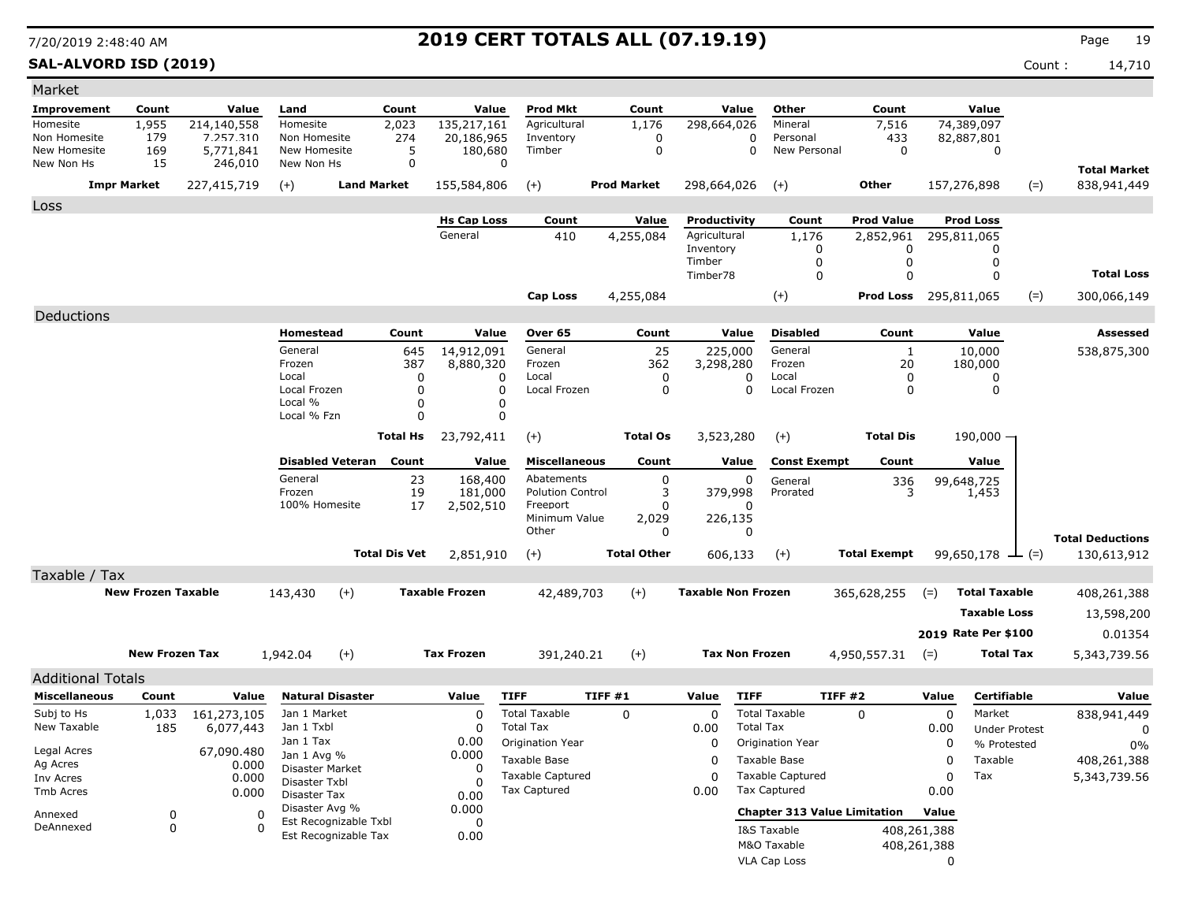# 2019 CERT TOTALS ALL (07.19.19)

7/20/2019 2:48:40 AM

**SAL-ALVORD ISD (2019)** Count : 14,710

## Market

| Improvement | Count | Value | Land | Count | Value | Prod Mkt | Count | Value | Other | Count | Value | | |
|---|---|---|---|---|---|---|---|---|---|---|---|---|---|
| Homesite | 1,955 | 214,140,558 | Homesite | 2,023 | 135,217,161 | Agricultural | 1,176 | 298,664,026 | Mineral | 7,516 | 74,389,097 | | |
| Non Homesite | 179 | 7,257,310 | Non Homesite | 274 | 20,186,965 | Inventory | 0 | 0 | Personal | 433 | 82,887,801 | | |
| New Homesite | 169 | 5,771,841 | New Homesite | 5 | 180,680 | Timber | 0 | 0 | New Personal | 0 | 0 | | |
| New Non Hs | 15 | 246,010 | New Non Hs | 0 | 0 | | | | | | | | **Total Market** |
| **Impr Market** | | 227,415,719 | (+) **Land Market** | | 155,584,806 | (+) **Prod Market** | | 298,664,026 | (+) **Other** | | 157,276,898 | (=) | 838,941,449 |

## Loss

| Hs Cap Loss | Count | Value | Productivity | Count | Prod Value | Prod Loss | | |
|---|---|---|---|---|---|---|---|---|
| General | 410 | 4,255,084 | Agricultural | 1,176 | 2,852,961 | 295,811,065 | | |
| | | | Inventory | 0 | 0 | 0 | | |
| | | | Timber | 0 | 0 | 0 | | |
| | | | Timber78 | 0 | 0 | 0 | | **Total Loss** |
| **Cap Loss** | | 4,255,084 | (+) | | **Prod Loss** | 295,811,065 | (=) | 300,066,149 |

## Deductions

| Homestead | Count | Value | Over 65 | Count | Value | Disabled | Count | Value | Assessed |
|---|---|---|---|---|---|---|---|---|---|
| General | 645 | 14,912,091 | General | 25 | 225,000 | General | 1 | 10,000 | 538,875,300 |
| Frozen | 387 | 8,880,320 | Frozen | 362 | 3,298,280 | Frozen | 20 | 180,000 | |
| Local | 0 | 0 | Local | 0 | 0 | Local | 0 | 0 | |
| Local Frozen | 0 | 0 | Local Frozen | 0 | 0 | Local Frozen | 0 | 0 | |
| Local % | 0 | 0 | | | | | | | |
| Local % Fzn | 0 | 0 | | | | | | | |
| **Total Hs** | | 23,792,411 | (+) **Total Os** | | 3,523,280 | (+) **Total Dis** | | 190,000 | |

| Disabled Veteran | Count | Value | Miscellaneous | Count | Value | Const Exempt | Count | Value | | |
|---|---|---|---|---|---|---|---|---|---|---|
| General | 23 | 168,400 | Abatements | 0 | 0 | General | 336 | 99,648,725 | | |
| Frozen | 19 | 181,000 | Polution Control | 3 | 379,998 | Prorated | 3 | 1,453 | | |
| 100% Homesite | 17 | 2,502,510 | Freeport | 0 | 0 | | | | | |
| | | | Minimum Value | 2,029 | 226,135 | | | | | |
| | | | Other | 0 | 0 | | | | | **Total Deductions** |
| **Total Dis Vet** | | 2,851,910 | (+) **Total Other** | | 606,133 | (+) **Total Exempt** | | 99,650,178 | (=) | 130,613,912 |

## Taxable / Tax

| New Frozen Taxable | | Taxable Frozen | | Taxable Non Frozen | | Total Taxable | |
|---|---|---|---|---|---|---|---|
| 143,430 | (+) | 42,489,703 | (+) | 365,628,255 | (=) | | 408,261,388 |
| | | | | | | Taxable Loss | 13,598,200 |
| | | | | | | 2019 Rate Per $100 | 0.01354 |

| New Frozen Tax | | Tax Frozen | | Tax Non Frozen | | Total Tax |
|---|---|---|---|---|---|---|
| 1,942.04 | (+) | 391,240.21 | (+) | 4,950,557.31 | (=) | 5,343,739.56 |

## Additional Totals

| Miscellaneous | Count | Value |
|---|---|---|
| Subj to Hs | 1,033 | 161,273,105 |
| New Taxable | 185 | 6,077,443 |
| Legal Acres | | 67,090.480 |
| Ag Acres | | 0.000 |
| Inv Acres | | 0.000 |
| Tmb Acres | | 0.000 |
| Annexed | 0 | 0 |
| DeAnnexed | 0 | 0 |

| Natural Disaster | Value |
|---|---|
| Jan 1 Market | 0 |
| Jan 1 Txbl | 0 |
| Jan 1 Tax | 0.00 |
| Jan 1 Avg % | 0.000 |
| Disaster Market | 0 |
| Disaster Txbl | 0 |
| Disaster Tax | 0.00 |
| Disaster Avg % | 0.000 |
| Est Recognizable Txbl | 0 |
| Est Recognizable Tax | 0.00 |

| TIFF | TIFF #1 | Value |
|---|---|---|
| Total Taxable | 0 | 0 |
| Total Tax | | 0.00 |
| Origination Year | | 0 |
| Taxable Base | | 0 |
| Taxable Captured | | 0 |
| Tax Captured | | 0.00 |

| TIFF | TIFF #2 | Value |
|---|---|---|
| Total Taxable | 0 | 0 |
| Total Tax | | 0.00 |
| Origination Year | | 0 |
| Taxable Base | | 0 |
| Taxable Captured | | 0 |
| Tax Captured | | 0.00 |

| Chapter 313 Value Limitation | Value |
|---|---|
| I&S Taxable | 408,261,388 |
| M&O Taxable | 408,261,388 |
| VLA Cap Loss | 0 |

| Certifiable | Value |
|---|---|
| Market | 838,941,449 |
| Under Protest | 0 |
| % Protested | 0% |
| Taxable | 408,261,388 |
| Tax | 5,343,739.56 |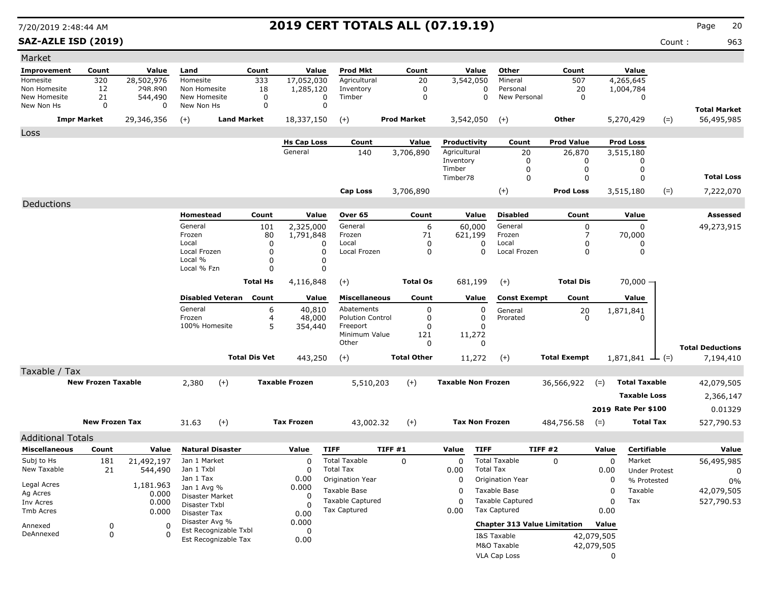# 2019 CERT TOTALS ALL (07.19.19)

**SAZ-AZLE ISD (2019)**

Count : 963

## Market

| Improvement | Count | Value | Land | Count | Value | Prod Mkt | Count | Value | Other | Count | Value | | |
|---|---|---|---|---|---|---|---|---|---|---|---|---|---|
| Homesite | 320 | 28,502,976 | Homesite | 333 | 17,052,030 | Agricultural | 20 | 3,542,050 | Mineral | 507 | 4,265,645 | | |
| Non Homesite | 12 | 298,890 | Non Homesite | 18 | 1,285,120 | Inventory | 0 | 0 | Personal | 20 | 1,004,784 | | |
| New Homesite | 21 | 544,490 | New Homesite | 0 | 0 | Timber | 0 | 0 | New Personal | 0 | 0 | | |
| New Non Hs | 0 | 0 | New Non Hs | 0 | 0 | | | | | | | | **Total Market** |
| **Impr Market** | | 29,346,356 | (+) **Land Market** | | 18,337,150 | (+) **Prod Market** | | 3,542,050 | (+) **Other** | | 5,270,429 | (=) | 56,495,985 |

## Loss

| Hs Cap Loss | Count | Value | Productivity | Count | Prod Value | Prod Loss | | |
|---|---|---|---|---|---|---|---|---|
| General | 140 | 3,706,890 | Agricultural | 20 | 26,870 | 3,515,180 | | |
| | | | Inventory | 0 | 0 | 0 | | |
| | | | Timber | 0 | 0 | 0 | | |
| | | | Timber78 | 0 | 0 | 0 | | **Total Loss** |
| **Cap Loss** | | 3,706,890 | (+) | | **Prod Loss** | 3,515,180 | (=) | 7,222,070 |

## Deductions

| Homestead | Count | Value | Over 65 | Count | Value | Disabled | Count | Value | | Assessed |
|---|---|---|---|---|---|---|---|---|---|---|
| General | 101 | 2,325,000 | General | 6 | 60,000 | General | 0 | 0 | | 49,273,915 |
| Frozen | 80 | 1,791,848 | Frozen | 71 | 621,199 | Frozen | 7 | 70,000 | | |
| Local | 0 | 0 | Local | 0 | 0 | Local | 0 | 0 | | |
| Local Frozen | 0 | 0 | Local Frozen | 0 | 0 | Local Frozen | 0 | 0 | | |
| Local % | 0 | 0 | | | | | | | | |
| Local % Fzn | 0 | 0 | | | | | | | | |
| **Total Hs** | | 4,116,848 | (+) **Total Os** | | 681,199 | (+) **Total Dis** | | 70,000 | | |

| Disabled Veteran | Count | Value | Miscellaneous | Count | Value | Const Exempt | Count | Value | | |
|---|---|---|---|---|---|---|---|---|---|---|
| General | 6 | 40,810 | Abatements | 0 | 0 | General | 20 | 1,871,841 | | |
| Frozen | 4 | 48,000 | Polution Control | 0 | 0 | Prorated | 0 | 0 | | |
| 100% Homesite | 5 | 354,440 | Freeport | 0 | 0 | | | | | |
| | | | Minimum Value | 121 | 11,272 | | | | | |
| | | | Other | 0 | 0 | | | | | **Total Deductions** |
| **Total Dis Vet** | | 443,250 | (+) **Total Other** | | 11,272 | (+) **Total Exempt** | | 1,871,841 | (=) | 7,194,410 |

## Taxable / Tax

| | | | | | | | | |
|---|---|---|---|---|---|---|---|---|
| **New Frozen Taxable** | 2,380 | (+) | **Taxable Frozen** | 5,510,203 | (+) | **Taxable Non Frozen** | 36,566,922 | (=) **Total Taxable** 42,079,505 |
| | | | | | | | | **Taxable Loss** 2,366,147 |
| | | | | | | | | **2019 Rate Per $100** 0.01329 |
| **New Frozen Tax** | 31.63 | (+) | **Tax Frozen** | 43,002.32 | (+) | **Tax Non Frozen** | 484,756.58 | (=) **Total Tax** 527,790.53 |

## Additional Totals

| Miscellaneous | Count | Value |
|---|---|---|
| Subj to Hs | 181 | 21,492,197 |
| New Taxable | 21 | 544,490 |
| Legal Acres | | 1,181.963 |
| Ag Acres | | 0.000 |
| Inv Acres | | 0.000 |
| Tmb Acres | | 0.000 |
| Annexed | 0 | 0 |
| DeAnnexed | 0 | 0 |

| Natural Disaster | Value |
|---|---|
| Jan 1 Market | 0 |
| Jan 1 Txbl | 0 |
| Jan 1 Tax | 0.00 |
| Jan 1 Avg % | 0.000 |
| Disaster Market | 0 |
| Disaster Txbl | 0 |
| Disaster Tax | 0.00 |
| Disaster Avg % | 0.000 |
| Est Recognizable Txbl | 0 |
| Est Recognizable Tax | 0.00 |

| TIFF | TIFF #1 | Value |
|---|---|---|
| Total Taxable | 0 | 0 |
| Total Tax | | 0.00 |
| Origination Year | | 0 |
| Taxable Base | | 0 |
| Taxable Captured | | 0 |
| Tax Captured | | 0.00 |

| TIFF | TIFF #2 | Value |
|---|---|---|
| Total Taxable | 0 | 0 |
| Total Tax | | 0.00 |
| Origination Year | | 0 |
| Taxable Base | | 0 |
| Taxable Captured | | 0 |
| Tax Captured | | 0.00 |

| Chapter 313 Value Limitation | Value |
|---|---|
| I&S Taxable | 42,079,505 |
| M&O Taxable | 42,079,505 |
| VLA Cap Loss | 0 |

| Certifiable | Value |
|---|---|
| Market | 56,495,985 |
| Under Protest | 0 |
| % Protested | 0% |
| Taxable | 42,079,505 |
| Tax | 527,790.53 |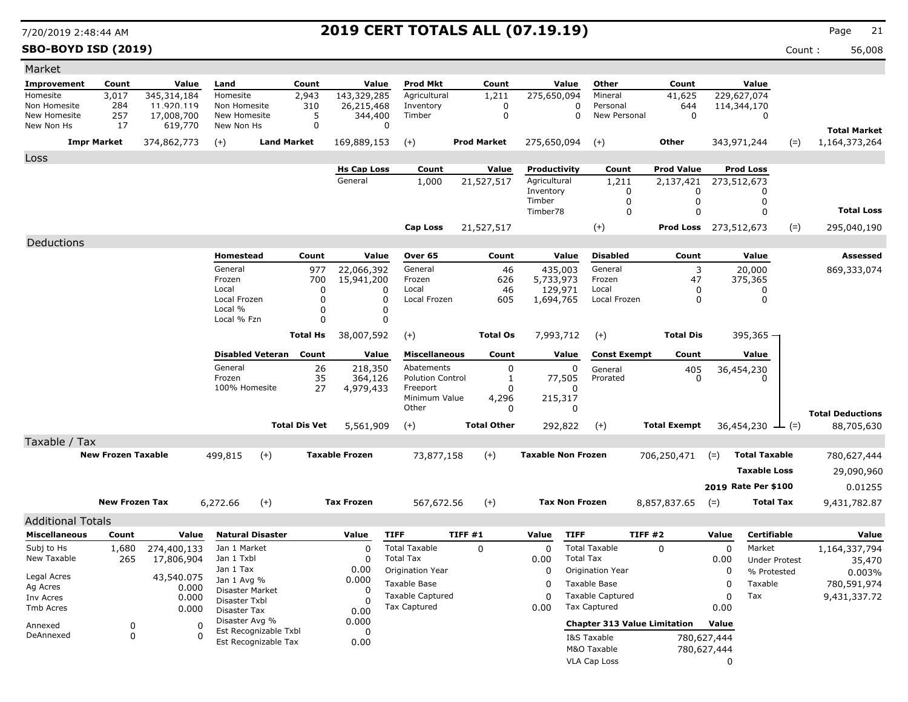# 2019 CERT TOTALS ALL (07.19.19)

7/20/2019 2:48:44 AM

**SBO-BOYD ISD (2019)** — Count : 56,008

## Market

| Improvement | Count | Value | Land | Count | Value | Prod Mkt | Count | Value | Other | Count | Value | | |
|---|---|---|---|---|---|---|---|---|---|---|---|---|---|
| Homesite | 3,017 | 345,314,184 | Homesite | 2,943 | 143,329,285 | Agricultural | 1,211 | 275,650,094 | Mineral | 41,625 | 229,627,074 | | |
| Non Homesite | 284 | 11,920,119 | Non Homesite | 310 | 26,215,468 | Inventory | 0 | 0 | Personal | 644 | 114,344,170 | | |
| New Homesite | 257 | 17,008,700 | New Homesite | 5 | 344,400 | Timber | 0 | 0 | New Personal | 0 | 0 | | |
| New Non Hs | 17 | 619,770 | New Non Hs | 0 | 0 | | | | | | | | **Total Market** |
| **Impr Market** | | 374,862,773 | (+) **Land Market** | | 169,889,153 | (+) **Prod Market** | | 275,650,094 | (+) **Other** | | 343,971,244 | (=) | 1,164,373,264 |

## Loss

| Hs Cap Loss | Count | Value | Productivity | Count | Prod Value | Prod Loss | | |
|---|---|---|---|---|---|---|---|---|
| General | 1,000 | 21,527,517 | Agricultural | 1,211 | 2,137,421 | 273,512,673 | | |
| | | | Inventory | 0 | 0 | 0 | | |
| | | | Timber | 0 | 0 | 0 | | |
| | | | Timber78 | 0 | 0 | 0 | | **Total Loss** |
| **Cap Loss** | | 21,527,517 | (+) | | **Prod Loss** | 273,512,673 | (=) | 295,040,190 |

## Deductions

| Homestead | Count | Value | Over 65 | Count | Value | Disabled | Count | Value | | Assessed |
|---|---|---|---|---|---|---|---|---|---|---|
| General | 977 | 22,066,392 | General | 46 | 435,003 | General | 3 | 20,000 | | 869,333,074 |
| Frozen | 700 | 15,941,200 | Frozen | 626 | 5,733,973 | Frozen | 47 | 375,365 | | |
| Local | 0 | 0 | Local | 46 | 129,971 | Local | 0 | 0 | | |
| Local Frozen | 0 | 0 | Local Frozen | 605 | 1,694,765 | Local Frozen | 0 | 0 | | |
| Local % | 0 | 0 | | | | | | | | |
| Local % Fzn | 0 | 0 | | | | | | | | |
| **Total Hs** | | 38,007,592 | (+) **Total Os** | | 7,993,712 | (+) **Total Dis** | | 395,365 | | |

| Disabled Veteran | Count | Value | Miscellaneous | Count | Value | Const Exempt | Count | Value | | |
|---|---|---|---|---|---|---|---|---|---|---|
| General | 26 | 218,350 | Abatements | 0 | 0 | General | 405 | 36,454,230 | | |
| Frozen | 35 | 364,126 | Polution Control | 1 | 77,505 | Prorated | 0 | 0 | | |
| 100% Homesite | 27 | 4,979,433 | Freeport | 0 | 0 | | | | | |
| | | | Minimum Value | 4,296 | 215,317 | | | | | |
| | | | Other | 0 | 0 | | | | | **Total Deductions** |
| **Total Dis Vet** | | 5,561,909 | (+) **Total Other** | | 292,822 | (+) **Total Exempt** | | 36,454,230 | (=) | 88,705,630 |

## Taxable / Tax

| New Frozen Taxable | | Taxable Frozen | | Taxable Non Frozen | | | |
|---|---|---|---|---|---|---|---|
| 499,815 | (+) | 73,877,158 | (+) | 706,250,471 | (=) | **Total Taxable** | 780,627,444 |
| | | | | | | **Taxable Loss** | 29,090,960 |
| | | | | | | **2019 Rate Per $100** | 0.01255 |
| **New Frozen Tax** 6,272.66 | (+) | **Tax Frozen** 567,672.56 | (+) | **Tax Non Frozen** 8,857,837.65 | (=) | **Total Tax** | 9,431,782.87 |

## Additional Totals

| Miscellaneous | Count | Value |
|---|---|---|
| Subj to Hs | 1,680 | 274,400,133 |
| New Taxable | 265 | 17,806,904 |
| Legal Acres | | 43,540.075 |
| Ag Acres | | 0.000 |
| Inv Acres | | 0.000 |
| Tmb Acres | | 0.000 |
| Annexed | 0 | 0 |
| DeAnnexed | 0 | 0 |

| Natural Disaster | Value |
|---|---|
| Jan 1 Market | 0 |
| Jan 1 Txbl | 0 |
| Jan 1 Tax | 0.00 |
| Jan 1 Avg % | 0.000 |
| Disaster Market | 0 |
| Disaster Txbl | 0 |
| Disaster Tax | 0.00 |
| Disaster Avg % | 0.000 |
| Est Recognizable Txbl | 0 |
| Est Recognizable Tax | 0.00 |

| TIFF | TIFF #1 | Value |
|---|---|---|
| Total Taxable | 0 | 0 |
| Total Tax | | 0.00 |
| Origination Year | | 0 |
| Taxable Base | | 0 |
| Taxable Captured | | 0 |
| Tax Captured | | 0.00 |

| TIFF | TIFF #2 | Value |
|---|---|---|
| Total Taxable | 0 | 0 |
| Total Tax | | 0.00 |
| Origination Year | | 0 |
| Taxable Base | | 0 |
| Taxable Captured | | 0 |
| Tax Captured | | 0.00 |

| Chapter 313 Value Limitation | Value |
|---|---|
| I&S Taxable | 780,627,444 |
| M&O Taxable | 780,627,444 |
| VLA Cap Loss | 0 |

| Certifiable | Value |
|---|---|
| Market | 1,164,337,794 |
| Under Protest | 35,470 |
| % Protested | 0.003% |
| Taxable | 780,591,974 |
| Tax | 9,431,337.72 |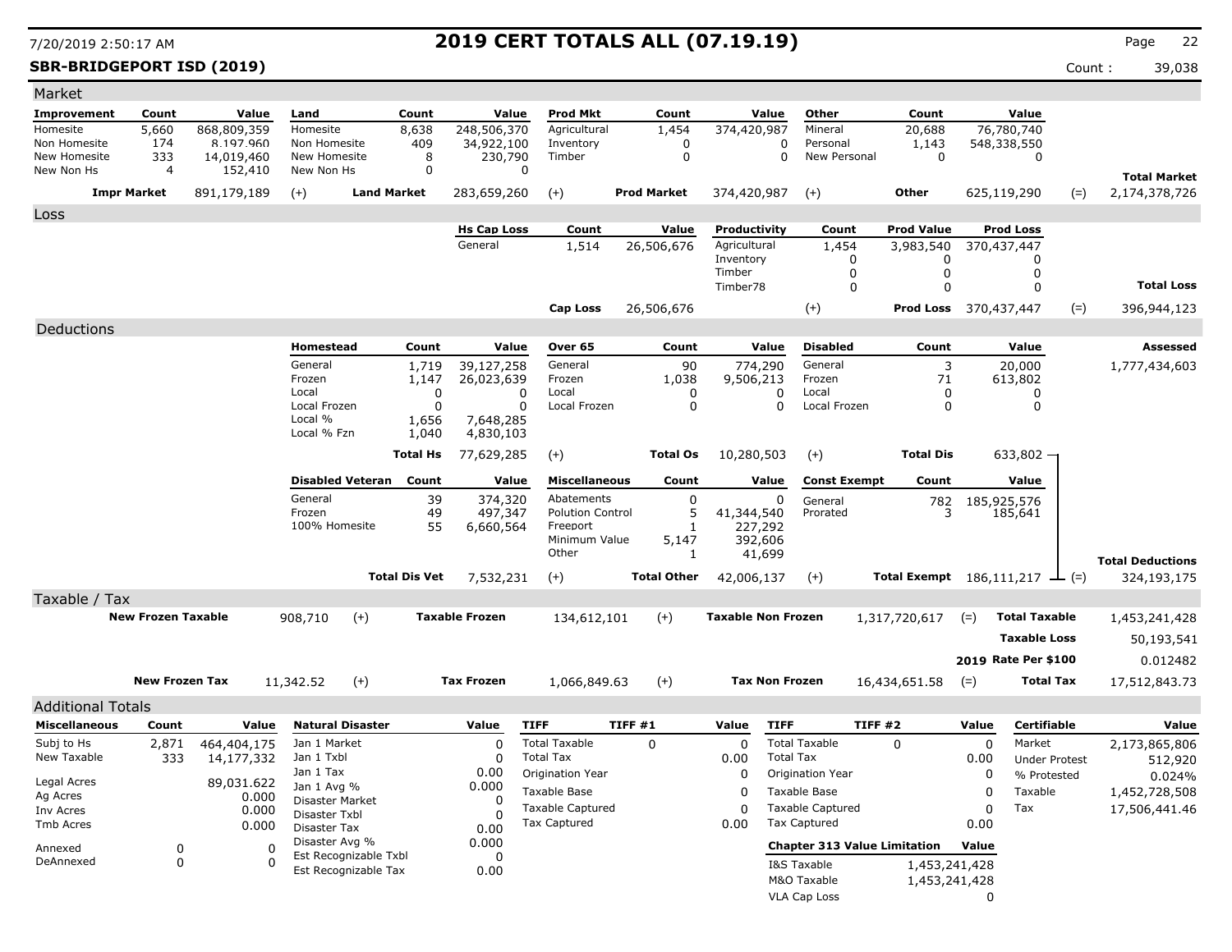# 2019 CERT TOTALS ALL (07.19.19)

**SBR-BRIDGEPORT ISD (2019)** Count : 39,038

## Market

| Improvement | Count | Value | Land | Count | Value | Prod Mkt | Count | Value | Other | Count | Value | | |
|---|---|---|---|---|---|---|---|---|---|---|---|---|---|
| Homesite | 5,660 | 868,809,359 | Homesite | 8,638 | 248,506,370 | Agricultural | 1,454 | 374,420,987 | Mineral | 20,688 | 76,780,740 | | |
| Non Homesite | 174 | 8,197,960 | Non Homesite | 409 | 34,922,100 | Inventory | 0 | 0 | Personal | 1,143 | 548,338,550 | | |
| New Homesite | 333 | 14,019,460 | New Homesite | 8 | 230,790 | Timber | 0 | 0 | New Personal | 0 | 0 | | |
| New Non Hs | 4 | 152,410 | New Non Hs | 0 | 0 | | | | | | | | **Total Market** |
| **Impr Market** | | 891,179,189 | (+) **Land Market** | | 283,659,260 | (+) **Prod Market** | | 374,420,987 | (+) **Other** | | 625,119,290 | (=) | 2,174,378,726 |

## Loss

| Hs Cap Loss | Count | Value | Productivity | Count | Prod Value | Prod Loss | | |
|---|---|---|---|---|---|---|---|---|
| General | 1,514 | 26,506,676 | Agricultural | 1,454 | 3,983,540 | 370,437,447 | | |
| | | | Inventory | 0 | 0 | 0 | | |
| | | | Timber | 0 | 0 | 0 | | |
| | | | Timber78 | 0 | 0 | 0 | | **Total Loss** |
| **Cap Loss** | | 26,506,676 | (+) | | **Prod Loss** | 370,437,447 | (=) | 396,944,123 |

## Deductions

**Assessed:** 1,777,434,603

| Homestead | Count | Value | Over 65 | Count | Value | Disabled | Count | Value |
|---|---|---|---|---|---|---|---|---|
| General | 1,719 | 39,127,258 | General | 90 | 774,290 | General | 3 | 20,000 |
| Frozen | 1,147 | 26,023,639 | Frozen | 1,038 | 9,506,213 | Frozen | 71 | 613,802 |
| Local | 0 | 0 | Local | 0 | 0 | Local | 0 | 0 |
| Local Frozen | 0 | 0 | Local Frozen | 0 | 0 | Local Frozen | 0 | 0 |
| Local % | 1,656 | 7,648,285 | | | | | | |
| Local % Fzn | 1,040 | 4,830,103 | | | | | | |
| **Total Hs** | | 77,629,285 | (+) **Total Os** | | 10,280,503 | (+) **Total Dis** | | 633,802 |

| Disabled Veteran | Count | Value | Miscellaneous | Count | Value | Const Exempt | Count | Value | | |
|---|---|---|---|---|---|---|---|---|---|---|
| General | 39 | 374,320 | Abatements | 0 | 0 | General | 782 | 185,925,576 | | |
| Frozen | 49 | 497,347 | Polution Control | 5 | 41,344,540 | Prorated | 3 | 185,641 | | |
| 100% Homesite | 55 | 6,660,564 | Freeport | 1 | 227,292 | | | | | |
| | | | Minimum Value | 5,147 | 392,606 | | | | | |
| | | | Other | 1 | 41,699 | | | | | **Total Deductions** |
| **Total Dis Vet** | | 7,532,231 | (+) **Total Other** | | 42,006,137 | (+) **Total Exempt** | | 186,111,217 | (=) | 324,193,175 |

## Taxable / Tax

| New Frozen Taxable | | Taxable Frozen | | Taxable Non Frozen | | Total Taxable | |
|---|---|---|---|---|---|---|---|
| 908,710 | (+) | 134,612,101 | (+) | 1,317,720,617 | (=) | **Total Taxable** | 1,453,241,428 |
| | | | | | | **Taxable Loss** | 50,193,541 |
| | | | | | | **2019 Rate Per $100** | 0.012482 |
| **New Frozen Tax** 11,342.52 | (+) | **Tax Frozen** 1,066,849.63 | (+) | **Tax Non Frozen** 16,434,651.58 | (=) | **Total Tax** | 17,512,843.73 |

## Additional Totals

| Miscellaneous | Count | Value |
|---|---|---|
| Subj to Hs | 2,871 | 464,404,175 |
| New Taxable | 333 | 14,177,332 |
| Legal Acres | | 89,031.622 |
| Ag Acres | | 0.000 |
| Inv Acres | | 0.000 |
| Tmb Acres | | 0.000 |
| Annexed | 0 | 0 |
| DeAnnexed | 0 | 0 |

| Natural Disaster | Value |
|---|---|
| Jan 1 Market | 0 |
| Jan 1 Txbl | 0 |
| Jan 1 Tax | 0.00 |
| Jan 1 Avg % | 0.000 |
| Disaster Market | 0 |
| Disaster Txbl | 0 |
| Disaster Tax | 0.00 |
| Disaster Avg % | 0.000 |
| Est Recognizable Txbl | 0 |
| Est Recognizable Tax | 0.00 |

| TIFF | TIFF #1 | Value |
|---|---|---|
| Total Taxable | 0 | 0 |
| Total Tax | | 0.00 |
| Origination Year | | 0 |
| Taxable Base | | 0 |
| Taxable Captured | | 0 |
| Tax Captured | | 0.00 |

| TIFF | TIFF #2 | Value |
|---|---|---|
| Total Taxable | 0 | 0 |
| Total Tax | | 0.00 |
| Origination Year | | 0 |
| Taxable Base | | 0 |
| Taxable Captured | | 0 |
| Tax Captured | | 0.00 |

| Chapter 313 Value Limitation | Value |
|---|---|
| I&S Taxable | 1,453,241,428 |
| M&O Taxable | 1,453,241,428 |
| VLA Cap Loss | 0 |

| Certifiable | Value |
|---|---|
| Market | 2,173,865,806 |
| Under Protest | 512,920 |
| % Protested | 0.024% |
| Taxable | 1,452,728,508 |
| Tax | 17,506,441.46 |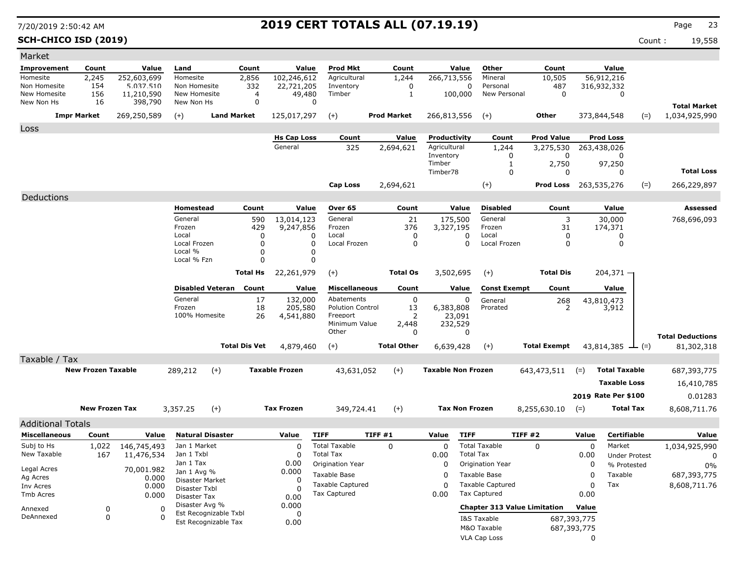# 2019 CERT TOTALS ALL (07.19.19)

7/20/2019 2:50:42 AM

**SCH-CHICO ISD (2019)** Count : 19,558

## Market

| Improvement | Count | Value | Land | Count | Value | Prod Mkt | Count | Value | Other | Count | Value | | |
|---|---|---|---|---|---|---|---|---|---|---|---|---|---|
| Homesite | 2,245 | 252,603,699 | Homesite | 2,856 | 102,246,612 | Agricultural | 1,244 | 266,713,556 | Mineral | 10,505 | 56,912,216 | | |
| Non Homesite | 154 | 5,037,510 | Non Homesite | 332 | 22,721,205 | Inventory | 0 | 0 | Personal | 487 | 316,932,332 | | |
| New Homesite | 156 | 11,210,590 | New Homesite | 4 | 49,480 | Timber | 1 | 100,000 | New Personal | 0 | 0 | | |
| New Non Hs | 16 | 398,790 | New Non Hs | 0 | 0 | | | | | | | | **Total Market** |
| **Impr Market** | | 269,250,589 | (+) **Land Market** | | 125,017,297 | (+) | **Prod Market** | 266,813,556 | (+) | **Other** | 373,844,548 | (=) | 1,034,925,990 |

## Loss

| Hs Cap Loss | Count | Value | Productivity | Count | Prod Value | Prod Loss | | |
|---|---|---|---|---|---|---|---|---|
| General | 325 | 2,694,621 | Agricultural | 1,244 | 3,275,530 | 263,438,026 | | |
| | | | Inventory | 0 | 0 | 0 | | |
| | | | Timber | 1 | 2,750 | 97,250 | | |
| | | | Timber78 | 0 | 0 | 0 | | **Total Loss** |
| **Cap Loss** | | 2,694,621 | | (+) | **Prod Loss** | 263,535,276 | (=) | 266,229,897 |

## Deductions

| Homestead | Count | Value | Over 65 | Count | Value | Disabled | Count | Value | | Assessed |
|---|---|---|---|---|---|---|---|---|---|---|
| General | 590 | 13,014,123 | General | 21 | 175,500 | General | 3 | 30,000 | | 768,696,093 |
| Frozen | 429 | 9,247,856 | Frozen | 376 | 3,327,195 | Frozen | 31 | 174,371 | | |
| Local | 0 | 0 | Local | 0 | 0 | Local | 0 | 0 | | |
| Local Frozen | 0 | 0 | Local Frozen | 0 | 0 | Local Frozen | 0 | 0 | | |
| Local % | 0 | 0 | | | | | | | | |
| Local % Fzn | 0 | 0 | | | | | | | | |
| **Total Hs** | | 22,261,979 | (+) | **Total Os** | 3,502,695 | (+) | **Total Dis** | 204,371 | | |

| Disabled Veteran | Count | Value | Miscellaneous | Count | Value | Const Exempt | Count | Value | | |
|---|---|---|---|---|---|---|---|---|---|---|
| General | 17 | 132,000 | Abatements | 0 | 0 | General | 268 | 43,810,473 | | |
| Frozen | 18 | 205,580 | Polution Control | 13 | 6,383,808 | Prorated | 2 | 3,912 | | |
| 100% Homesite | 26 | 4,541,880 | Freeport | 2 | 23,091 | | | | | |
| | | | Minimum Value | 2,448 | 232,529 | | | | | |
| | | | Other | 0 | 0 | | | | | **Total Deductions** |
| **Total Dis Vet** | | 4,879,460 | (+) | **Total Other** | 6,639,428 | (+) | **Total Exempt** | 43,814,385 | (=) | 81,302,318 |

## Taxable / Tax

| | | | | | | | | |
|---|---|---|---|---|---|---|---|---|
| **New Frozen Taxable** | 289,212 | (+) | **Taxable Frozen** | 43,631,052 | (+) | **Taxable Non Frozen** | 643,473,511 | (=) **Total Taxable** 687,393,775 |
| | | | | | | | | **Taxable Loss** 16,410,785 |
| | | | | | | | | **2019 Rate Per $100** 0.01283 |
| **New Frozen Tax** | 3,357.25 | (+) | **Tax Frozen** | 349,724.41 | (+) | **Tax Non Frozen** | 8,255,630.10 | (=) **Total Tax** 8,608,711.76 |

## Additional Totals

| Miscellaneous | Count | Value |
|---|---|---|
| Subj to Hs | 1,022 | 146,745,493 |
| New Taxable | 167 | 11,476,534 |
| Legal Acres | | 70,001.982 |
| Ag Acres | | 0.000 |
| Inv Acres | | 0.000 |
| Tmb Acres | | 0.000 |
| Annexed | 0 | 0 |
| DeAnnexed | 0 | 0 |

| Natural Disaster | Value |
|---|---|
| Jan 1 Market | 0 |
| Jan 1 Txbl | 0 |
| Jan 1 Tax | 0.00 |
| Jan 1 Avg % | 0.000 |
| Disaster Market | 0 |
| Disaster Txbl | 0 |
| Disaster Tax | 0.00 |
| Disaster Avg % | 0.000 |
| Est Recognizable Txbl | 0 |
| Est Recognizable Tax | 0.00 |

| TIFF | TIFF #1 | Value |
|---|---|---|
| Total Taxable | 0 | 0 |
| Total Tax | | 0.00 |
| Origination Year | | 0 |
| Taxable Base | | 0 |
| Taxable Captured | | 0 |
| Tax Captured | | 0.00 |

| TIFF | TIFF #2 | Value |
|---|---|---|
| Total Taxable | 0 | 0 |
| Total Tax | | 0.00 |
| Origination Year | | 0 |
| Taxable Base | | 0 |
| Taxable Captured | | 0 |
| Tax Captured | | 0.00 |

| Chapter 313 Value Limitation | Value |
|---|---|
| I&S Taxable | 687,393,775 |
| M&O Taxable | 687,393,775 |
| VLA Cap Loss | 0 |

| Certifiable | Value |
|---|---|
| Market | 1,034,925,990 |
| Under Protest | 0 |
| % Protested | 0% |
| Taxable | 687,393,775 |
| Tax | 8,608,711.76 |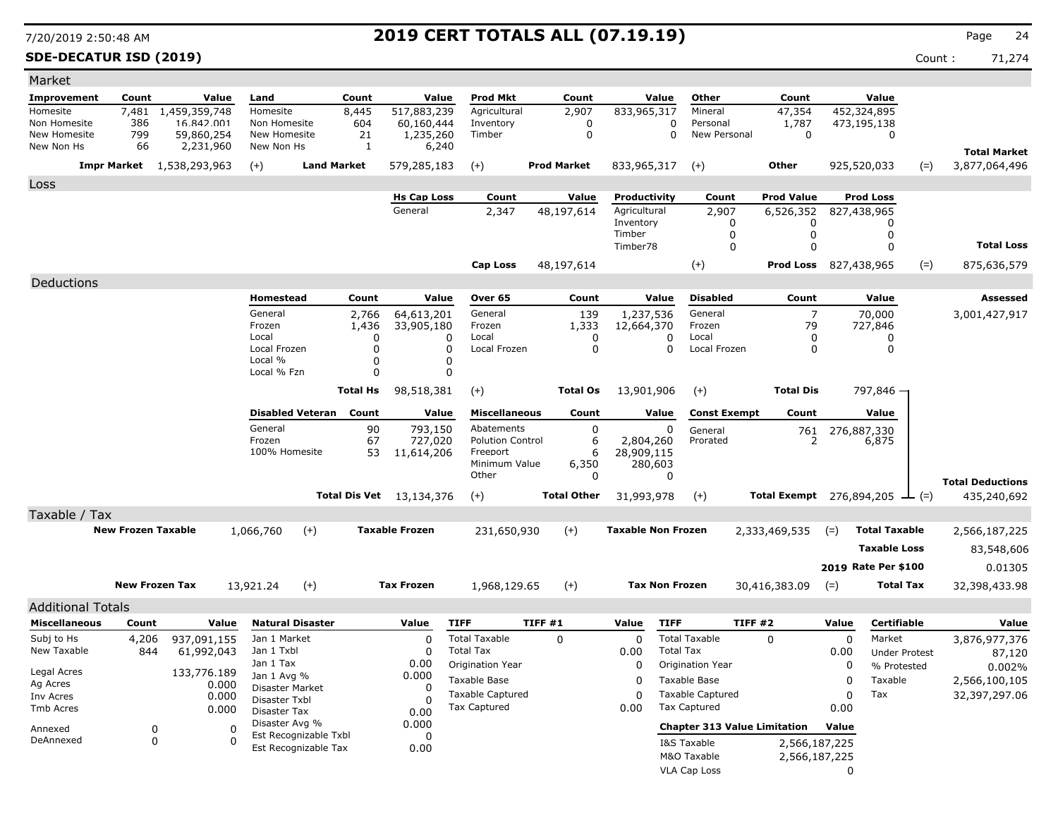# 2019 CERT TOTALS ALL (07.19.19)

**SDE-DECATUR ISD (2019)** Count : 71,274

## Market

| Improvement | Count | Value | Land | Count | Value | Prod Mkt | Count | Value | Other | Count | Value | | |
|---|---|---|---|---|---|---|---|---|---|---|---|---|---|
| Homesite | 7,481 | 1,459,359,748 | Homesite | 8,445 | 517,883,239 | Agricultural | 2,907 | 833,965,317 | Mineral | 47,354 | 452,324,895 | | |
| Non Homesite | 386 | 16,842,001 | Non Homesite | 604 | 60,160,444 | Inventory | 0 | 0 | Personal | 1,787 | 473,195,138 | | |
| New Homesite | 799 | 59,860,254 | New Homesite | 21 | 1,235,260 | Timber | 0 | 0 | New Personal | 0 | 0 | | |
| New Non Hs | 66 | 2,231,960 | New Non Hs | 1 | 6,240 | | | | | | | | **Total Market** |
| **Impr Market** | | 1,538,293,963 | (+) **Land Market** | | 579,285,183 | (+) **Prod Market** | | 833,965,317 | (+) **Other** | | 925,520,033 | (=) | 3,877,064,496 |

## Loss

| Hs Cap Loss | Count | Value | Productivity | Count | Prod Value | Prod Loss | | |
|---|---|---|---|---|---|---|---|---|
| General | 2,347 | 48,197,614 | Agricultural | 2,907 | 6,526,352 | 827,438,965 | | |
| | | | Inventory | 0 | 0 | 0 | | |
| | | | Timber | 0 | 0 | 0 | | |
| | | | Timber78 | 0 | 0 | 0 | | **Total Loss** |
| **Cap Loss** | | 48,197,614 | (+) | | **Prod Loss** | 827,438,965 | (=) | 875,636,579 |

## Deductions

**Assessed:** 3,001,427,917

| Homestead | Count | Value | Over 65 | Count | Value | Disabled | Count | Value |
|---|---|---|---|---|---|---|---|---|
| General | 2,766 | 64,613,201 | General | 139 | 1,237,536 | General | 7 | 70,000 |
| Frozen | 1,436 | 33,905,180 | Frozen | 1,333 | 12,664,370 | Frozen | 79 | 727,846 |
| Local | 0 | 0 | Local | 0 | 0 | Local | 0 | 0 |
| Local Frozen | 0 | 0 | Local Frozen | 0 | 0 | Local Frozen | 0 | 0 |
| Local % | 0 | 0 | | | | | | |
| Local % Fzn | 0 | 0 | | | | | | |
| **Total Hs** | | 98,518,381 | (+) **Total Os** | | 13,901,906 | (+) **Total Dis** | | 797,846 |

| Disabled Veteran | Count | Value | Miscellaneous | Count | Value | Const Exempt | Count | Value | | |
|---|---|---|---|---|---|---|---|---|---|---|
| General | 90 | 793,150 | Abatements | 0 | 0 | General | 761 | 276,887,330 | | |
| Frozen | 67 | 727,020 | Polution Control | 6 | 2,804,260 | Prorated | 2 | 6,875 | | |
| 100% Homesite | 53 | 11,614,206 | Freeport | 6 | 28,909,115 | | | | | |
| | | | Minimum Value | 6,350 | 280,603 | | | | | |
| | | | Other | 0 | 0 | | | | | **Total Deductions** |
| **Total Dis Vet** | | 13,134,376 | (+) **Total Other** | | 31,993,978 | (+) **Total Exempt** | | 276,894,205 | (=) | 435,240,692 |

## Taxable / Tax

| | | | | | | | |
|---|---|---|---|---|---|---|---|
| **New Frozen Taxable** | 1,066,760 | (+) **Taxable Frozen** | 231,650,930 | (+) **Taxable Non Frozen** | 2,333,469,535 | (=) **Total Taxable** | 2,566,187,225 |
| | | | | | | **Taxable Loss** | 83,548,606 |
| | | | | | | **2019 Rate Per $100** | 0.01305 |
| **New Frozen Tax** | 13,921.24 | (+) **Tax Frozen** | 1,968,129.65 | (+) **Tax Non Frozen** | 30,416,383.09 | (=) **Total Tax** | 32,398,433.98 |

## Additional Totals

| Miscellaneous | Count | Value |
|---|---|---|
| Subj to Hs | 4,206 | 937,091,155 |
| New Taxable | 844 | 61,992,043 |
| Legal Acres | | 133,776.189 |
| Ag Acres | | 0.000 |
| Inv Acres | | 0.000 |
| Tmb Acres | | 0.000 |
| Annexed | 0 | 0 |
| DeAnnexed | 0 | 0 |

| Natural Disaster | Value |
|---|---|
| Jan 1 Market | 0 |
| Jan 1 Txbl | 0 |
| Jan 1 Tax | 0.00 |
| Jan 1 Avg % | 0.000 |
| Disaster Market | 0 |
| Disaster Txbl | 0 |
| Disaster Tax | 0.00 |
| Disaster Avg % | 0.000 |
| Est Recognizable Txbl | 0 |
| Est Recognizable Tax | 0.00 |

| TIFF | TIFF #1 | Value |
|---|---|---|
| Total Taxable | 0 | 0 |
| Total Tax | | 0.00 |
| Origination Year | | 0 |
| Taxable Base | | 0 |
| Taxable Captured | | 0 |
| Tax Captured | | 0.00 |

| TIFF | TIFF #2 | Value |
|---|---|---|
| Total Taxable | 0 | 0 |
| Total Tax | | 0.00 |
| Origination Year | | 0 |
| Taxable Base | | 0 |
| Taxable Captured | | 0 |
| Tax Captured | | 0.00 |

| Chapter 313 Value Limitation | Value |
|---|---|
| I&S Taxable | 2,566,187,225 |
| M&O Taxable | 2,566,187,225 |
| VLA Cap Loss | 0 |

| Certifiable | Value |
|---|---|
| Market | 3,876,977,376 |
| Under Protest | 87,120 |
| % Protested | 0.002% |
| Taxable | 2,566,100,105 |
| Tax | 32,397,297.06 |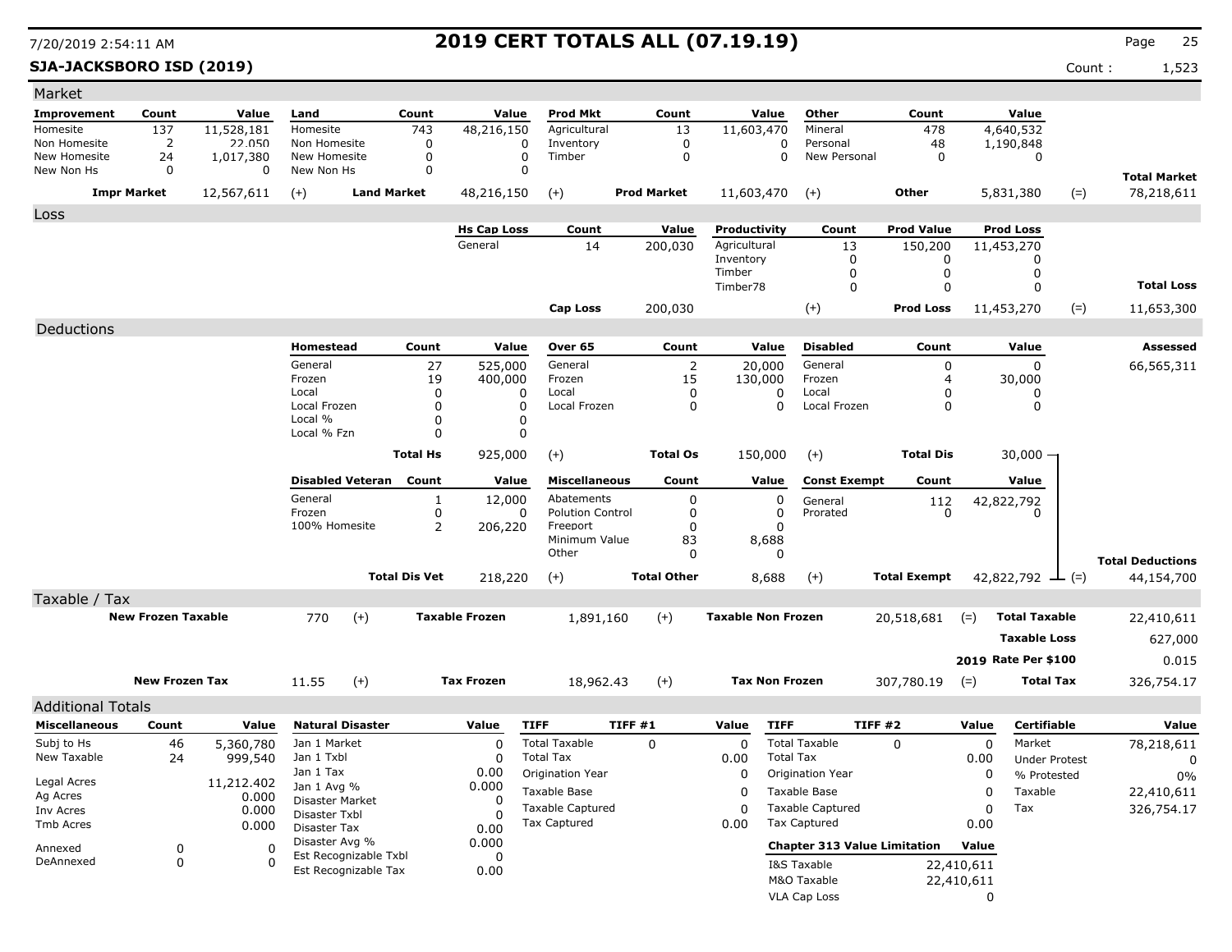# 2019 CERT TOTALS ALL (07.19.19)

7/20/2019 2:54:11 AM

**SJA-JACKSBORO ISD (2019)** Count : 1,523

## Market

| Improvement | Count | Value | Land | Count | Value | Prod Mkt | Count | Value | Other | Count | Value | | |
|---|---|---|---|---|---|---|---|---|---|---|---|---|---|
| Homesite | 137 | 11,528,181 | Homesite | 743 | 48,216,150 | Agricultural | 13 | 11,603,470 | Mineral | 478 | 4,640,532 | | |
| Non Homesite | 2 | 22,050 | Non Homesite | 0 | 0 | Inventory | 0 | 0 | Personal | 48 | 1,190,848 | | |
| New Homesite | 24 | 1,017,380 | New Homesite | 0 | 0 | Timber | 0 | 0 | New Personal | 0 | 0 | | |
| New Non Hs | 0 | 0 | New Non Hs | 0 | 0 | | | | | | | | **Total Market** |
| **Impr Market** | | 12,567,611 | (+) **Land Market** | | 48,216,150 | (+) **Prod Market** | | 11,603,470 | (+) **Other** | | 5,831,380 | (=) | 78,218,611 |

## Loss

| Hs Cap Loss | Count | Value | Productivity | Count | Prod Value | Prod Loss | | |
|---|---|---|---|---|---|---|---|---|
| General | 14 | 200,030 | Agricultural | 13 | 150,200 | 11,453,270 | | |
| | | | Inventory | 0 | 0 | 0 | | |
| | | | Timber | 0 | 0 | 0 | | |
| | | | Timber78 | 0 | 0 | 0 | | **Total Loss** |
| **Cap Loss** | | 200,030 | (+) | | **Prod Loss** | 11,453,270 | (=) | 11,653,300 |

## Deductions

| Homestead | Count | Value | Over 65 | Count | Value | Disabled | Count | Value | | **Assessed** |
|---|---|---|---|---|---|---|---|---|---|---|
| General | 27 | 525,000 | General | 2 | 20,000 | General | 0 | 0 | | 66,565,311 |
| Frozen | 19 | 400,000 | Frozen | 15 | 130,000 | Frozen | 4 | 30,000 | | |
| Local | 0 | 0 | Local | 0 | 0 | Local | 0 | 0 | | |
| Local Frozen | 0 | 0 | Local Frozen | 0 | 0 | Local Frozen | 0 | 0 | | |
| Local % | 0 | 0 | | | | | | | | |
| Local % Fzn | 0 | 0 | | | | | | | | |
| **Total Hs** | | 925,000 | (+) **Total Os** | | 150,000 | (+) **Total Dis** | | 30,000 | | |

| Disabled Veteran | Count | Value | Miscellaneous | Count | Value | Const Exempt | Count | Value | | |
|---|---|---|---|---|---|---|---|---|---|---|
| General | 1 | 12,000 | Abatements | 0 | 0 | General | 112 | 42,822,792 | | |
| Frozen | 0 | 0 | Polution Control | 0 | 0 | Prorated | 0 | 0 | | |
| 100% Homesite | 2 | 206,220 | Freeport | 0 | 0 | | | | | |
| | | | Minimum Value | 83 | 8,688 | | | | | |
| | | | Other | 0 | 0 | | | | | **Total Deductions** |
| **Total Dis Vet** | | 218,220 | (+) **Total Other** | | 8,688 | (+) **Total Exempt** | | 42,822,792 | (=) | 44,154,700 |

## Taxable / Tax

| | | | | | | | | |
|---|---|---|---|---|---|---|---|---|
| **New Frozen Taxable** | 770 | (+) **Taxable Frozen** | 1,891,160 | (+) **Taxable Non Frozen** | 20,518,681 | (=) | **Total Taxable** | 22,410,611 |
| | | | | | | | **Taxable Loss** | 627,000 |
| | | | | | | | **2019 Rate Per $100** | 0.015 |
| **New Frozen Tax** | 11.55 | (+) **Tax Frozen** | 18,962.43 | (+) **Tax Non Frozen** | 307,780.19 | (=) | **Total Tax** | 326,754.17 |

## Additional Totals

| Miscellaneous | Count | Value |
|---|---|---|
| Subj to Hs | 46 | 5,360,780 |
| New Taxable | 24 | 999,540 |
| Legal Acres | | 11,212.402 |
| Ag Acres | | 0.000 |
| Inv Acres | | 0.000 |
| Tmb Acres | | 0.000 |
| Annexed | 0 | 0 |
| DeAnnexed | 0 | 0 |

| Natural Disaster | Value |
|---|---|
| Jan 1 Market | 0 |
| Jan 1 Txbl | 0 |
| Jan 1 Tax | 0.00 |
| Jan 1 Avg % | 0.000 |
| Disaster Market | 0 |
| Disaster Txbl | 0 |
| Disaster Tax | 0.00 |
| Disaster Avg % | 0.000 |
| Est Recognizable Txbl | 0 |
| Est Recognizable Tax | 0.00 |

| TIFF | TIFF #1 | Value |
|---|---|---|
| Total Taxable | 0 | 0 |
| Total Tax | | 0.00 |
| Origination Year | | 0 |
| Taxable Base | | 0 |
| Taxable Captured | | 0 |
| Tax Captured | | 0.00 |

| TIFF | TIFF #2 | Value |
|---|---|---|
| Total Taxable | 0 | 0 |
| Total Tax | | 0.00 |
| Origination Year | | 0 |
| Taxable Base | | 0 |
| Taxable Captured | | 0 |
| Tax Captured | | 0.00 |

| Chapter 313 Value Limitation | Value |
|---|---|
| I&S Taxable | 22,410,611 |
| M&O Taxable | 22,410,611 |
| VLA Cap Loss | 0 |

| Certifiable | Value |
|---|---|
| Market | 78,218,611 |
| Under Protest | 0 |
| % Protested | 0% |
| Taxable | 22,410,611 |
| Tax | 326,754.17 |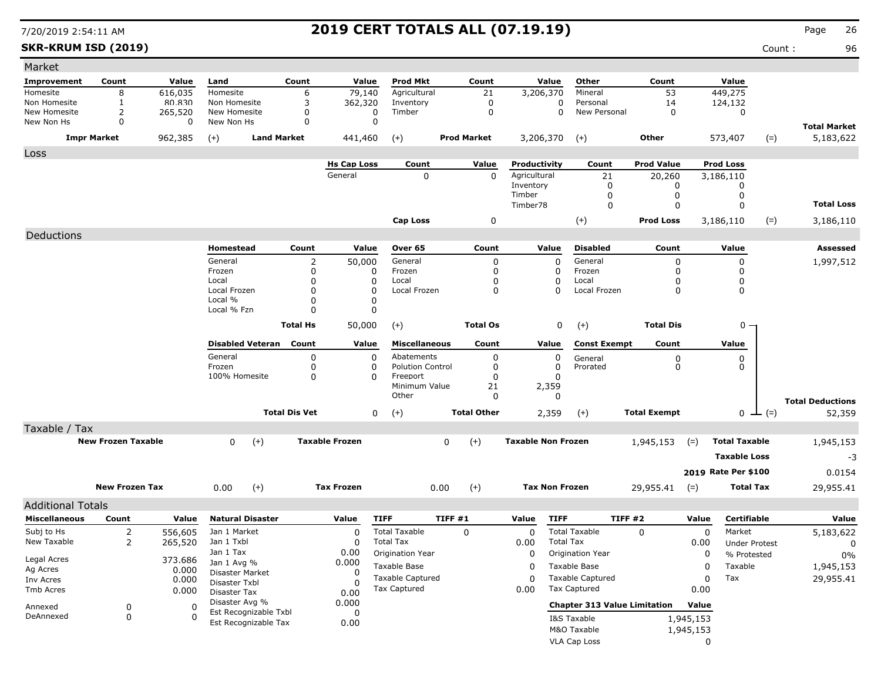# 2019 CERT TOTALS ALL (07.19.19)

7/20/2019 2:54:11 AM

**SKR-KRUM ISD (2019)** Count : 96

## Market

| Improvement | Count | Value | Land | Count | Value | Prod Mkt | Count | Value | Other | Count | Value | | |
|---|---|---|---|---|---|---|---|---|---|---|---|---|---|
| Homesite | 8 | 616,035 | Homesite | 6 | 79,140 | Agricultural | 21 | 3,206,370 | Mineral | 53 | 449,275 | | |
| Non Homesite | 1 | 80,830 | Non Homesite | 3 | 362,320 | Inventory | 0 | 0 | Personal | 14 | 124,132 | | |
| New Homesite | 2 | 265,520 | New Homesite | 0 | 0 | Timber | 0 | 0 | New Personal | 0 | 0 | | |
| New Non Hs | 0 | 0 | New Non Hs | 0 | 0 | | | | | | | | **Total Market** |
| **Impr Market** | | 962,385 | (+) **Land Market** | | 441,460 | (+) **Prod Market** | | 3,206,370 | (+) **Other** | | 573,407 | (=) | 5,183,622 |

## Loss

| Hs Cap Loss | Count | Value | Productivity | Count | Prod Value | Prod Loss | | |
|---|---|---|---|---|---|---|---|---|
| General | 0 | 0 | Agricultural | 21 | 20,260 | 3,186,110 | | |
| | | | Inventory | 0 | 0 | 0 | | |
| | | | Timber | 0 | 0 | 0 | | |
| | | | Timber78 | 0 | 0 | 0 | | **Total Loss** |
| **Cap Loss** | | 0 | (+) **Prod Loss** | | | 3,186,110 | (=) | 3,186,110 |

## Deductions

| Homestead | Count | Value | Over 65 | Count | Value | Disabled | Count | Value | **Assessed** |
|---|---|---|---|---|---|---|---|---|---|
| General | 2 | 50,000 | General | 0 | 0 | General | 0 | 0 | 1,997,512 |
| Frozen | 0 | 0 | Frozen | 0 | 0 | Frozen | 0 | 0 | |
| Local | 0 | 0 | Local | 0 | 0 | Local | 0 | 0 | |
| Local Frozen | 0 | 0 | Local Frozen | 0 | 0 | Local Frozen | 0 | 0 | |
| Local % | 0 | 0 | | | | | | | |
| Local % Fzn | 0 | 0 | | | | | | | |
| **Total Hs** | | 50,000 | (+) **Total Os** | | 0 | (+) **Total Dis** | | 0 | |

| Disabled Veteran | Count | Value | Miscellaneous | Count | Value | Const Exempt | Count | Value | | |
|---|---|---|---|---|---|---|---|---|---|---|
| General | 0 | 0 | Abatements | 0 | 0 | General | 0 | 0 | | |
| Frozen | 0 | 0 | Polution Control | 0 | 0 | Prorated | 0 | 0 | | |
| 100% Homesite | 0 | 0 | Freeport | 0 | 0 | | | | | |
| | | | Minimum Value | 21 | 2,359 | | | | | |
| | | | Other | 0 | 0 | | | | | **Total Deductions** |
| **Total Dis Vet** | | 0 | (+) **Total Other** | | 2,359 | (+) **Total Exempt** | | 0 | (=) | 52,359 |

## Taxable / Tax

| | | | | | | | |
|---|---|---|---|---|---|---|---|
| **New Frozen Taxable** | 0 | (+) **Taxable Frozen** | 0 | (+) **Taxable Non Frozen** | 1,945,153 | (=) **Total Taxable** | 1,945,153 |
| | | | | | | **Taxable Loss** | -3 |
| | | | | | | **2019 Rate Per $100** | 0.0154 |
| **New Frozen Tax** | 0.00 | (+) **Tax Frozen** | 0.00 | (+) **Tax Non Frozen** | 29,955.41 | (=) **Total Tax** | 29,955.41 |

## Additional Totals

| Miscellaneous | Count | Value |
|---|---|---|
| Subj to Hs | 2 | 556,605 |
| New Taxable | 2 | 265,520 |
| Legal Acres | | 373.686 |
| Ag Acres | | 0.000 |
| Inv Acres | | 0.000 |
| Tmb Acres | | 0.000 |
| Annexed | 0 | 0 |
| DeAnnexed | 0 | 0 |

| Natural Disaster | Value |
|---|---|
| Jan 1 Market | 0 |
| Jan 1 Txbl | 0 |
| Jan 1 Tax | 0.00 |
| Jan 1 Avg % | 0.000 |
| Disaster Market | 0 |
| Disaster Txbl | 0 |
| Disaster Tax | 0.00 |
| Disaster Avg % | 0.000 |
| Est Recognizable Txbl | 0 |
| Est Recognizable Tax | 0.00 |

| TIFF | TIFF #1 | Value |
|---|---|---|
| Total Taxable | 0 | 0 |
| Total Tax | | 0.00 |
| Origination Year | | 0 |
| Taxable Base | | 0 |
| Taxable Captured | | 0 |
| Tax Captured | | 0.00 |

| TIFF | TIFF #2 | Value |
|---|---|---|
| Total Taxable | 0 | 0 |
| Total Tax | | 0.00 |
| Origination Year | | 0 |
| Taxable Base | | 0 |
| Taxable Captured | | 0 |
| Tax Captured | | 0.00 |

| Chapter 313 Value Limitation | Value |
|---|---|
| I&S Taxable | 1,945,153 |
| M&O Taxable | 1,945,153 |
| VLA Cap Loss | 0 |

| Certifiable | Value |
|---|---|
| Market | 5,183,622 |
| Under Protest | 0 |
| % Protested | 0% |
| Taxable | 1,945,153 |
| Tax | 29,955.41 |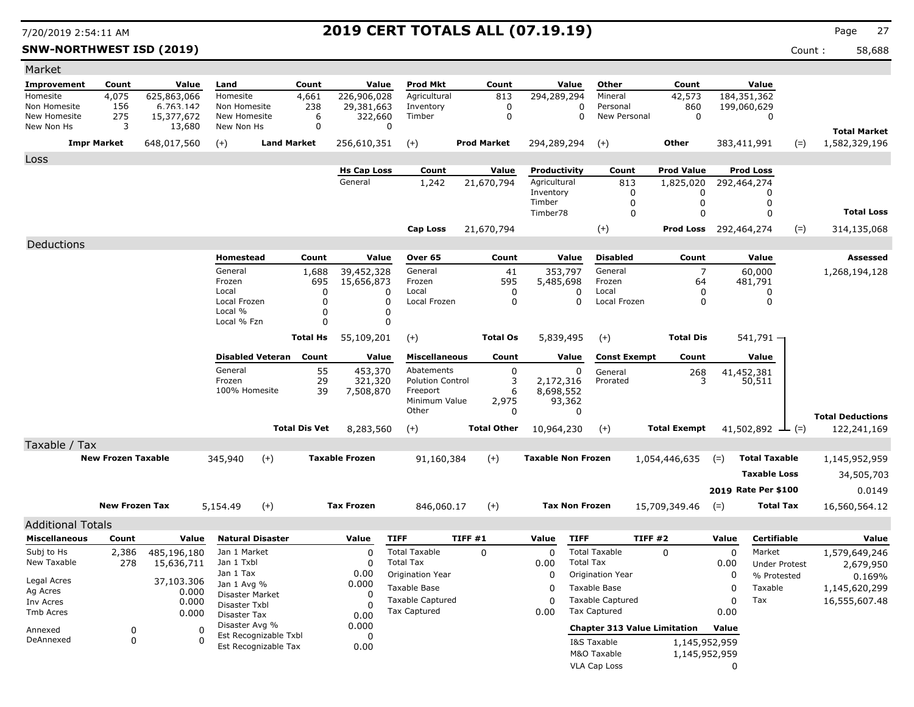# 2019 CERT TOTALS ALL (07.19.19)

7/20/2019 2:54:11 AM

**SNW-NORTHWEST ISD (2019)** Count : 58,688

## Market

| Improvement | Count | Value | Land | Count | Value | Prod Mkt | Count | Value | Other | Count | Value |
|---|---|---|---|---|---|---|---|---|---|---|---|
| Homesite | 4,075 | 625,863,066 | Homesite | 4,661 | 226,906,028 | Agricultural | 813 | 294,289,294 | Mineral | 42,573 | 184,351,362 |
| Non Homesite | 156 | 6,763,142 | Non Homesite | 238 | 29,381,663 | Inventory | 0 | 0 | Personal | 860 | 199,060,629 |
| New Homesite | 275 | 15,377,672 | New Homesite | 6 | 322,660 | Timber | 0 | 0 | New Personal | 0 | 0 |
| New Non Hs | 3 | 13,680 | New Non Hs | 0 | 0 | | | | | | |

| Impr Market | | Land Market | | Prod Market | | Other | | Total Market |
|---|---|---|---|---|---|---|---|---|
| 648,017,560 | (+) | 256,610,351 | (+) | 294,289,294 | (+) | 383,411,991 | (=) | 1,582,329,196 |

## Loss

| Hs Cap Loss | Count | Value | Productivity | Count | Prod Value | Prod Loss |
|---|---|---|---|---|---|---|
| General | 1,242 | 21,670,794 | Agricultural | 813 | 1,825,020 | 292,464,274 |
| | | | Inventory | 0 | 0 | 0 |
| | | | Timber | 0 | 0 | 0 |
| | | | Timber78 | 0 | 0 | 0 |

| Cap Loss | | Prod Loss | | Total Loss |
|---|---|---|---|---|
| 21,670,794 | (+) | 292,464,274 | (=) | 314,135,068 |

## Deductions

**Assessed:** 1,268,194,128

| Homestead | Count | Value | Over 65 | Count | Value | Disabled | Count | Value |
|---|---|---|---|---|---|---|---|---|
| General | 1,688 | 39,452,328 | General | 41 | 353,797 | General | 7 | 60,000 |
| Frozen | 695 | 15,656,873 | Frozen | 595 | 5,485,698 | Frozen | 64 | 481,791 |
| Local | 0 | 0 | Local | 0 | 0 | Local | 0 | 0 |
| Local Frozen | 0 | 0 | Local Frozen | 0 | 0 | Local Frozen | 0 | 0 |
| Local % | 0 | 0 | | | | | | |
| Local % Fzn | 0 | 0 | | | | | | |
| **Total Hs** | | 55,109,201 | **Total Os** (+) | | 5,839,495 | **Total Dis** (+) | | 541,791 |

| Disabled Veteran | Count | Value | Miscellaneous | Count | Value | Const Exempt | Count | Value |
|---|---|---|---|---|---|---|---|---|
| General | 55 | 453,370 | Abatements | 0 | 0 | General | 268 | 41,452,381 |
| Frozen | 29 | 321,320 | Polution Control | 3 | 2,172,316 | Prorated | 3 | 50,511 |
| 100% Homesite | 39 | 7,508,870 | Freeport | 6 | 8,698,552 | | | |
| | | | Minimum Value | 2,975 | 93,362 | | | |
| | | | Other | 0 | 0 | | | |
| **Total Dis Vet** | | 8,283,560 | **Total Other** (+) | | 10,964,230 | **Total Exempt** (+) | | 41,502,892 |

**Total Deductions** (=) 122,241,169

## Taxable / Tax

| New Frozen Taxable | | Taxable Frozen | | Taxable Non Frozen | | Total Taxable |
|---|---|---|---|---|---|---|
| 345,940 | (+) | 91,160,384 | (+) | 1,054,446,635 | (=) | 1,145,952,959 |

**Taxable Loss:** 34,505,703

**2019 Rate Per $100:** 0.0149

| New Frozen Tax | | Tax Frozen | | Tax Non Frozen | | Total Tax |
|---|---|---|---|---|---|---|
| 5,154.49 | (+) | 846,060.17 | (+) | 15,709,349.46 | (=) | 16,560,564.12 |

## Additional Totals

| Miscellaneous | Count | Value |
|---|---|---|
| Subj to Hs | 2,386 | 485,196,180 |
| New Taxable | 278 | 15,636,711 |
| Legal Acres | | 37,103.306 |
| Ag Acres | | 0.000 |
| Inv Acres | | 0.000 |
| Tmb Acres | | 0.000 |
| Annexed | 0 | 0 |
| DeAnnexed | 0 | 0 |

| Natural Disaster | Value |
|---|---|
| Jan 1 Market | 0 |
| Jan 1 Txbl | 0 |
| Jan 1 Tax | 0.00 |
| Jan 1 Avg % | 0.000 |
| Disaster Market | 0 |
| Disaster Txbl | 0 |
| Disaster Tax | 0.00 |
| Disaster Avg % | 0.000 |
| Est Recognizable Txbl | 0 |
| Est Recognizable Tax | 0.00 |

| TIFF | TIFF #1 | Value |
|---|---|---|
| Total Taxable | 0 | 0 |
| Total Tax | | 0.00 |
| Origination Year | | 0 |
| Taxable Base | | 0 |
| Taxable Captured | | 0 |
| Tax Captured | | 0.00 |

| TIFF | TIFF #2 | Value |
|---|---|---|
| Total Taxable | 0 | 0 |
| Total Tax | | 0.00 |
| Origination Year | | 0 |
| Taxable Base | | 0 |
| Taxable Captured | | 0 |
| Tax Captured | | 0.00 |

| Chapter 313 Value Limitation | Value |
|---|---|
| I&S Taxable | 1,145,952,959 |
| M&O Taxable | 1,145,952,959 |
| VLA Cap Loss | 0 |

| Certifiable | Value |
|---|---|
| Market | 1,579,649,246 |
| Under Protest | 2,679,950 |
| % Protested | 0.169% |
| Taxable | 1,145,620,299 |
| Tax | 16,555,607.48 |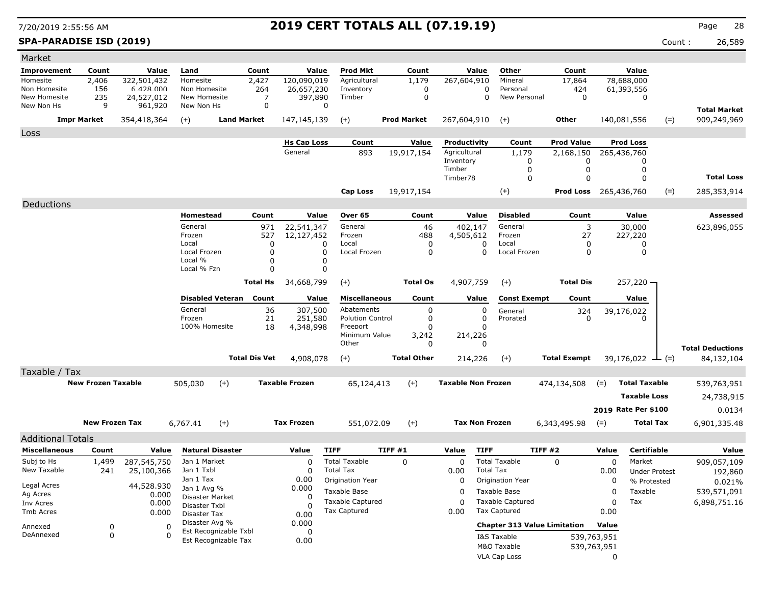# 2019 CERT TOTALS ALL (07.19.19)

**SPA-PARADISE ISD (2019)**

Count : 26,589

## Market

| Improvement | Count | Value | Land | Count | Value | Prod Mkt | Count | Value | Other | Count | Value | | |
|---|---|---|---|---|---|---|---|---|---|---|---|---|---|
| Homesite | 2,406 | 322,501,432 | Homesite | 2,427 | 120,090,019 | Agricultural | 1,179 | 267,604,910 | Mineral | 17,864 | 78,688,000 | | |
| Non Homesite | 156 | 6,428,000 | Non Homesite | 264 | 26,657,230 | Inventory | 0 | 0 | Personal | 424 | 61,393,556 | | |
| New Homesite | 235 | 24,527,012 | New Homesite | 7 | 397,890 | Timber | 0 | 0 | New Personal | 0 | 0 | | |
| New Non Hs | 9 | 961,920 | New Non Hs | 0 | 0 | | | | | | | | **Total Market** |
| **Impr Market** | | 354,418,364 | (+) **Land Market** | | 147,145,139 | (+) **Prod Market** | | 267,604,910 | (+) **Other** | | 140,081,556 | (=) | 909,249,969 |

## Loss

| Hs Cap Loss | Count | Value | Productivity | Count | Prod Value | Prod Loss | | |
|---|---|---|---|---|---|---|---|---|
| General | 893 | 19,917,154 | Agricultural | 1,179 | 2,168,150 | 265,436,760 | | |
| | | | Inventory | 0 | 0 | 0 | | |
| | | | Timber | 0 | 0 | 0 | | |
| | | | Timber78 | 0 | 0 | 0 | | **Total Loss** |
| **Cap Loss** | | 19,917,154 | (+) | | **Prod Loss** | 265,436,760 | (=) | 285,353,914 |

## Deductions

| Homestead | Count | Value | Over 65 | Count | Value | Disabled | Count | Value | | **Assessed** |
|---|---|---|---|---|---|---|---|---|---|---|
| General | 971 | 22,541,347 | General | 46 | 402,147 | General | 3 | 30,000 | | 623,896,055 |
| Frozen | 527 | 12,127,452 | Frozen | 488 | 4,505,612 | Frozen | 27 | 227,220 | | |
| Local | 0 | 0 | Local | 0 | 0 | Local | 0 | 0 | | |
| Local Frozen | 0 | 0 | Local Frozen | 0 | 0 | Local Frozen | 0 | 0 | | |
| Local % | 0 | 0 | | | | | | | | |
| Local % Fzn | 0 | 0 | | | | | | | | |
| **Total Hs** | | 34,668,799 | (+) **Total Os** | | 4,907,759 | (+) **Total Dis** | | 257,220 | | |

| Disabled Veteran | Count | Value | Miscellaneous | Count | Value | Const Exempt | Count | Value | | |
|---|---|---|---|---|---|---|---|---|---|---|
| General | 36 | 307,500 | Abatements | 0 | 0 | General | 324 | 39,176,022 | | |
| Frozen | 21 | 251,580 | Polution Control | 0 | 0 | Prorated | 0 | 0 | | |
| 100% Homesite | 18 | 4,348,998 | Freeport | 0 | 0 | | | | | |
| | | | Minimum Value | 3,242 | 214,226 | | | | | |
| | | | Other | 0 | 0 | | | | | **Total Deductions** |
| **Total Dis Vet** | | 4,908,078 | (+) **Total Other** | | 214,226 | (+) **Total Exempt** | | 39,176,022 | (=) | 84,132,104 |

## Taxable / Tax

| | | | | | | | | |
|---|---|---|---|---|---|---|---|---|
| **New Frozen Taxable** | 505,030 | (+) | **Taxable Frozen** | 65,124,413 | (+) | **Taxable Non Frozen** | 474,134,508 | (=) **Total Taxable** 539,763,951 |
| | | | | | | | | **Taxable Loss** 24,738,915 |
| | | | | | | | | **2019 Rate Per $100** 0.0134 |
| **New Frozen Tax** | 6,767.41 | (+) | **Tax Frozen** | 551,072.09 | (+) | **Tax Non Frozen** | 6,343,495.98 | (=) **Total Tax** 6,901,335.48 |

## Additional Totals

| Miscellaneous | Count | Value |
|---|---|---|
| Subj to Hs | 1,499 | 287,545,750 |
| New Taxable | 241 | 25,100,366 |
| Legal Acres | | 44,528.930 |
| Ag Acres | | 0.000 |
| Inv Acres | | 0.000 |
| Tmb Acres | | 0.000 |
| Annexed | 0 | 0 |
| DeAnnexed | 0 | 0 |

| Natural Disaster | Value |
|---|---|
| Jan 1 Market | 0 |
| Jan 1 Txbl | 0 |
| Jan 1 Tax | 0.00 |
| Jan 1 Avg % | 0.000 |
| Disaster Market | 0 |
| Disaster Txbl | 0 |
| Disaster Tax | 0.00 |
| Disaster Avg % | 0.000 |
| Est Recognizable Txbl | 0 |
| Est Recognizable Tax | 0.00 |

| TIFF | TIFF #1 | Value |
|---|---|---|
| Total Taxable | 0 | 0 |
| Total Tax | | 0.00 |
| Origination Year | | 0 |
| Taxable Base | | 0 |
| Taxable Captured | | 0 |
| Tax Captured | | 0.00 |

| TIFF | TIFF #2 | Value |
|---|---|---|
| Total Taxable | 0 | 0 |
| Total Tax | | 0.00 |
| Origination Year | | 0 |
| Taxable Base | | 0 |
| Taxable Captured | | 0 |
| Tax Captured | | 0.00 |

| Chapter 313 Value Limitation | Value |
|---|---|
| I&S Taxable | 539,763,951 |
| M&O Taxable | 539,763,951 |
| VLA Cap Loss | 0 |

| Certifiable | Value |
|---|---|
| Market | 909,057,109 |
| Under Protest | 192,860 |
| % Protested | 0.021% |
| Taxable | 539,571,091 |
| Tax | 6,898,751.16 |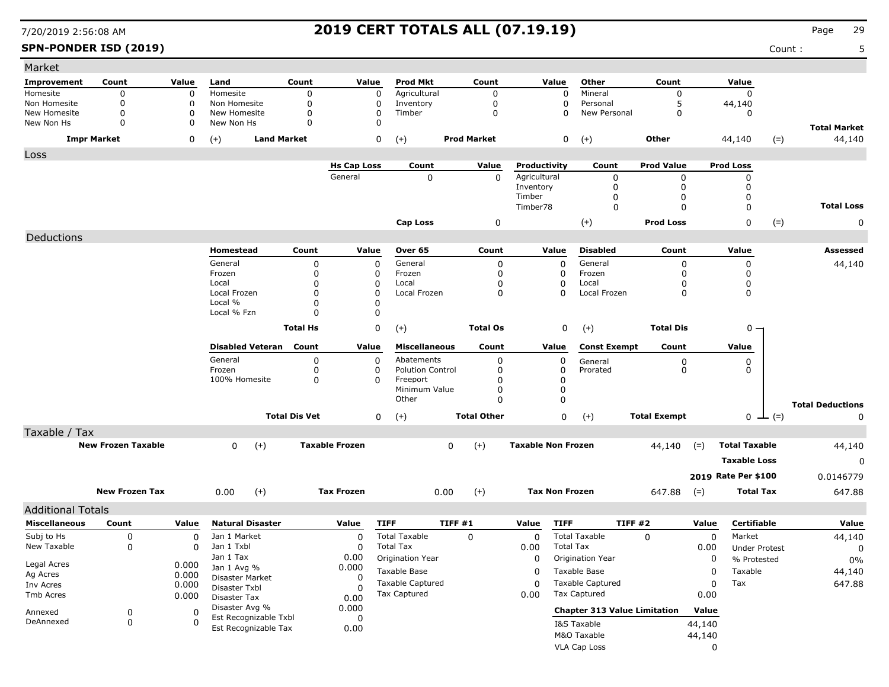# 2019 CERT TOTALS ALL (07.19.19)

7/20/2019 2:56:08 AM

**SPN-PONDER ISD (2019)**

Count : 5

## Market

| Improvement | Count | Value | Land | Count | Value | Prod Mkt | Count | Value | Other | Count | Value | | |
|---|---|---|---|---|---|---|---|---|---|---|---|---|---|
| Homesite | 0 | 0 | Homesite | 0 | 0 | Agricultural | 0 | 0 | Mineral | 0 | 0 | | |
| Non Homesite | 0 | 0 | Non Homesite | 0 | 0 | Inventory | 0 | 0 | Personal | 5 | 44,140 | | |
| New Homesite | 0 | 0 | New Homesite | 0 | 0 | Timber | 0 | 0 | New Personal | 0 | 0 | | |
| New Non Hs | 0 | 0 | New Non Hs | 0 | 0 | | | | | | | | **Total Market** |
| **Impr Market** | | 0 | (+) **Land Market** | | 0 | (+) **Prod Market** | | 0 | (+) **Other** | | 44,140 | (=) | 44,140 |

## Loss

| Hs Cap Loss | Count | Value | Productivity | Count | Prod Value | Prod Loss | | |
|---|---|---|---|---|---|---|---|---|
| General | 0 | 0 | Agricultural | 0 | 0 | 0 | | |
| | | | Inventory | 0 | 0 | 0 | | |
| | | | Timber | 0 | 0 | 0 | | |
| | | | Timber78 | 0 | 0 | 0 | | **Total Loss** |
| **Cap Loss** | | 0 | (+) **Prod Loss** | | | 0 | (=) | 0 |

## Deductions

| Homestead | Count | Value | Over 65 | Count | Value | Disabled | Count | Value | Assessed |
|---|---|---|---|---|---|---|---|---|---|
| General | 0 | 0 | General | 0 | 0 | General | 0 | 0 | 44,140 |
| Frozen | 0 | 0 | Frozen | 0 | 0 | Frozen | 0 | 0 | |
| Local | 0 | 0 | Local | 0 | 0 | Local | 0 | 0 | |
| Local Frozen | 0 | 0 | Local Frozen | 0 | 0 | Local Frozen | 0 | 0 | |
| Local % | 0 | 0 | | | | | | | |
| Local % Fzn | 0 | 0 | | | | | | | |
| **Total Hs** | | 0 | (+) **Total Os** | | 0 | (+) **Total Dis** | | 0 | |

| Disabled Veteran | Count | Value | Miscellaneous | Count | Value | Const Exempt | Count | Value | | |
|---|---|---|---|---|---|---|---|---|---|---|
| General | 0 | 0 | Abatements | 0 | 0 | General | 0 | 0 | | |
| Frozen | 0 | 0 | Polution Control | 0 | 0 | Prorated | 0 | 0 | | |
| 100% Homesite | 0 | 0 | Freeport | 0 | 0 | | | | | |
| | | | Minimum Value | 0 | 0 | | | | | |
| | | | Other | 0 | 0 | | | | | **Total Deductions** |
| **Total Dis Vet** | | 0 | (+) **Total Other** | | 0 | (+) **Total Exempt** | | 0 | (=) | 0 |

## Taxable / Tax

| | | | | | | | | | |
|---|---|---|---|---|---|---|---|---|---|
| **New Frozen Taxable** | 0 | (+) | **Taxable Frozen** | 0 | (+) | **Taxable Non Frozen** | 44,140 | (=) **Total Taxable** | 44,140 |
| | | | | | | | | **Taxable Loss** | 0 |
| | | | | | | | | **2019 Rate Per $100** | 0.0146779 |
| **New Frozen Tax** | 0.00 | (+) | **Tax Frozen** | 0.00 | (+) | **Tax Non Frozen** | 647.88 | (=) **Total Tax** | 647.88 |

## Additional Totals

| Miscellaneous | Count | Value |
|---|---|---|
| Subj to Hs | 0 | 0 |
| New Taxable | 0 | 0 |
| Legal Acres | | 0.000 |
| Ag Acres | | 0.000 |
| Inv Acres | | 0.000 |
| Tmb Acres | | 0.000 |
| Annexed | 0 | 0 |
| DeAnnexed | 0 | 0 |

| Natural Disaster | Value |
|---|---|
| Jan 1 Market | 0 |
| Jan 1 Txbl | 0 |
| Jan 1 Tax | 0.00 |
| Jan 1 Avg % | 0.000 |
| Disaster Market | 0 |
| Disaster Txbl | 0 |
| Disaster Tax | 0.00 |
| Disaster Avg % | 0.000 |
| Est Recognizable Txbl | 0 |
| Est Recognizable Tax | 0.00 |

| TIFF | TIFF #1 | Value |
|---|---|---|
| Total Taxable | 0 | 0 |
| Total Tax | | 0.00 |
| Origination Year | | 0 |
| Taxable Base | | 0 |
| Taxable Captured | | 0 |
| Tax Captured | | 0.00 |

| TIFF | TIFF #2 | Value |
|---|---|---|
| Total Taxable | 0 | 0 |
| Total Tax | | 0.00 |
| Origination Year | | 0 |
| Taxable Base | | 0 |
| Taxable Captured | | 0 |
| Tax Captured | | 0.00 |

| Chapter 313 Value Limitation | Value |
|---|---|
| I&S Taxable | 44,140 |
| M&O Taxable | 44,140 |
| VLA Cap Loss | 0 |

| Certifiable | Value |
|---|---|
| Market | 44,140 |
| Under Protest | 0 |
| % Protested | 0% |
| Taxable | 44,140 |
| Tax | 647.88 |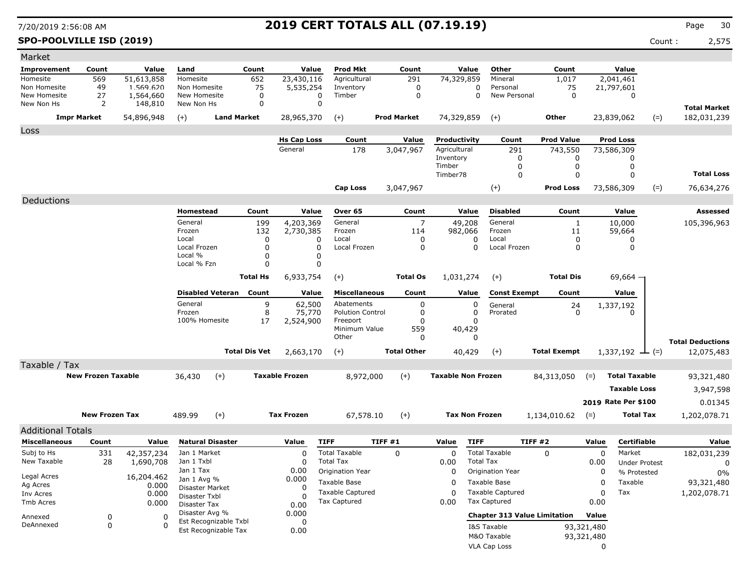# 2019 CERT TOTALS ALL (07.19.19)

7/20/2019 2:56:08 AM

**SPO-POOLVILLE ISD (2019)** Count : 2,575

## Market

| Improvement | Count | Value | Land | Count | Value | Prod Mkt | Count | Value | Other | Count | Value | | |
|---|---|---|---|---|---|---|---|---|---|---|---|---|---|
| Homesite | 569 | 51,613,858 | Homesite | 652 | 23,430,116 | Agricultural | 291 | 74,329,859 | Mineral | 1,017 | 2,041,461 | | |
| Non Homesite | 49 | 1,569,620 | Non Homesite | 75 | 5,535,254 | Inventory | 0 | 0 | Personal | 75 | 21,797,601 | | |
| New Homesite | 27 | 1,564,660 | New Homesite | 0 | 0 | Timber | 0 | 0 | New Personal | 0 | 0 | | |
| New Non Hs | 2 | 148,810 | New Non Hs | 0 | 0 | | | | | | | | **Total Market** |
| **Impr Market** | | 54,896,948 | (+) **Land Market** | | 28,965,370 | (+) **Prod Market** | | 74,329,859 | (+) **Other** | | 23,839,062 | (=) | 182,031,239 |

## Loss

| Hs Cap Loss | Count | Value | Productivity | Count | Prod Value | Prod Loss | | |
|---|---|---|---|---|---|---|---|---|
| General | 178 | 3,047,967 | Agricultural | 291 | 743,550 | 73,586,309 | | |
| | | | Inventory | 0 | 0 | 0 | | |
| | | | Timber | 0 | 0 | 0 | | |
| | | | Timber78 | 0 | 0 | 0 | | **Total Loss** |
| **Cap Loss** | | 3,047,967 | (+) | | **Prod Loss** | 73,586,309 | (=) | 76,634,276 |

## Deductions

| Homestead | Count | Value | Over 65 | Count | Value | Disabled | Count | Value | | Assessed |
|---|---|---|---|---|---|---|---|---|---|---|
| General | 199 | 4,203,369 | General | 7 | 49,208 | General | 1 | 10,000 | | 105,396,963 |
| Frozen | 132 | 2,730,385 | Frozen | 114 | 982,066 | Frozen | 11 | 59,664 | | |
| Local | 0 | 0 | Local | 0 | 0 | Local | 0 | 0 | | |
| Local Frozen | 0 | 0 | Local Frozen | 0 | 0 | Local Frozen | 0 | 0 | | |
| Local % | 0 | 0 | | | | | | | | |
| Local % Fzn | 0 | 0 | | | | | | | | |
| | **Total Hs** | 6,933,754 | (+) | **Total Os** | 1,031,274 | (+) | **Total Dis** | 69,664 | | |

| Disabled Veteran | Count | Value | Miscellaneous | Count | Value | Const Exempt | Count | Value | | |
|---|---|---|---|---|---|---|---|---|---|---|
| General | 9 | 62,500 | Abatements | 0 | 0 | General | 24 | 1,337,192 | | |
| Frozen | 8 | 75,770 | Polution Control | 0 | 0 | Prorated | 0 | 0 | | |
| 100% Homesite | 17 | 2,524,900 | Freeport | 0 | 0 | | | | | |
| | | | Minimum Value | 559 | 40,429 | | | | | |
| | | | Other | 0 | 0 | | | | | **Total Deductions** |
| | **Total Dis Vet** | 2,663,170 | (+) | **Total Other** | 40,429 | (+) | **Total Exempt** | 1,337,192 | (=) | 12,075,483 |

## Taxable / Tax

| New Frozen Taxable | | | Taxable Frozen | | | Taxable Non Frozen | | | | |
|---|---|---|---|---|---|---|---|---|---|---|
| **New Frozen Taxable** | 36,430 | (+) | **Taxable Frozen** | 8,972,000 | (+) | **Taxable Non Frozen** | 84,313,050 | (=) | **Total Taxable** | 93,321,480 |
| | | | | | | | | | **Taxable Loss** | 3,947,598 |
| | | | | | | | | | **2019 Rate Per $100** | 0.01345 |
| **New Frozen Tax** | 489.99 | (+) | **Tax Frozen** | 67,578.10 | (+) | **Tax Non Frozen** | 1,134,010.62 | (=) | **Total Tax** | 1,202,078.71 |

## Additional Totals

| Miscellaneous | Count | Value |
|---|---|---|
| Subj to Hs | 331 | 42,357,234 |
| New Taxable | 28 | 1,690,708 |
| Legal Acres | | 16,204.462 |
| Ag Acres | | 0.000 |
| Inv Acres | | 0.000 |
| Tmb Acres | | 0.000 |
| Annexed | 0 | 0 |
| DeAnnexed | 0 | 0 |

| Natural Disaster | Value |
|---|---|
| Jan 1 Market | 0 |
| Jan 1 Txbl | 0 |
| Jan 1 Tax | 0.00 |
| Jan 1 Avg % | 0.000 |
| Disaster Market | 0 |
| Disaster Txbl | 0 |
| Disaster Tax | 0.00 |
| Disaster Avg % | 0.000 |
| Est Recognizable Txbl | 0 |
| Est Recognizable Tax | 0.00 |

| TIFF | TIFF #1 | Value |
|---|---|---|
| Total Taxable | 0 | 0 |
| Total Tax | | 0.00 |
| Origination Year | | 0 |
| Taxable Base | | 0 |
| Taxable Captured | | 0 |
| Tax Captured | | 0.00 |

| TIFF | TIFF #2 | Value |
|---|---|---|
| Total Taxable | 0 | 0 |
| Total Tax | | 0.00 |
| Origination Year | | 0 |
| Taxable Base | | 0 |
| Taxable Captured | | 0 |
| Tax Captured | | 0.00 |

| Chapter 313 Value Limitation | Value |
|---|---|
| I&S Taxable | 93,321,480 |
| M&O Taxable | 93,321,480 |
| VLA Cap Loss | 0 |

| Certifiable | Value |
|---|---|
| Market | 182,031,239 |
| Under Protest | 0 |
| % Protested | 0% |
| Taxable | 93,321,480 |
| Tax | 1,202,078.71 |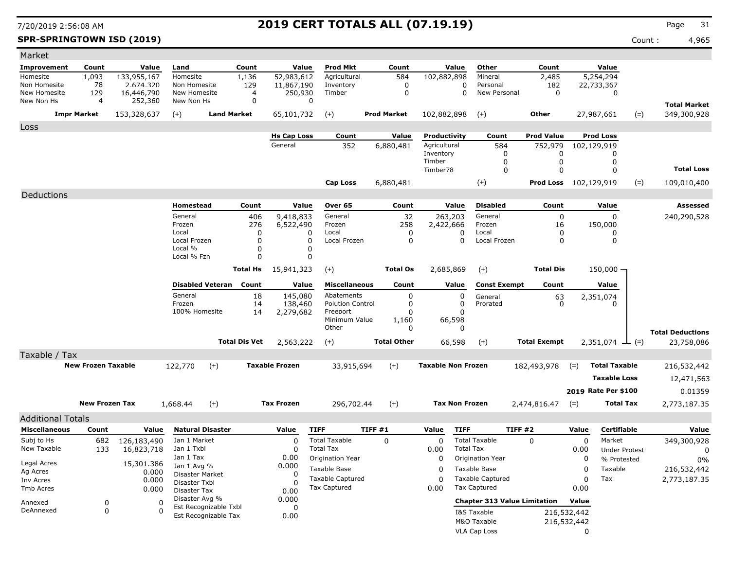7/20/2019 2:56:08 AM

# 2019 CERT TOTALS ALL (07.19.19)

**SPR-SPRINGTOWN ISD (2019)**

Count : 4,965

## Market

| Improvement | Count | Value | Land | Count | Value | Prod Mkt | Count | Value | Other | Count | Value | | |
|---|---|---|---|---|---|---|---|---|---|---|---|---|---|
| Homesite | 1,093 | 133,955,167 | Homesite | 1,136 | 52,983,612 | Agricultural | 584 | 102,882,898 | Mineral | 2,485 | 5,254,294 | | |
| Non Homesite | 78 | 2,674,320 | Non Homesite | 129 | 11,867,190 | Inventory | 0 | 0 | Personal | 182 | 22,733,367 | | |
| New Homesite | 129 | 16,446,790 | New Homesite | 4 | 250,930 | Timber | 0 | 0 | New Personal | 0 | 0 | | |
| New Non Hs | 4 | 252,360 | New Non Hs | 0 | 0 | | | | | | | | **Total Market** |
| **Impr Market** | | 153,328,637 | (+) | **Land Market** | 65,101,732 | (+) | **Prod Market** | 102,882,898 | (+) | **Other** | 27,987,661 | (=) | 349,300,928 |

## Loss

| Hs Cap Loss | Count | Value | Productivity | Count | Prod Value | Prod Loss | | |
|---|---|---|---|---|---|---|---|---|
| General | 352 | 6,880,481 | Agricultural | 584 | 752,979 | 102,129,919 | | |
| | | | Inventory | 0 | 0 | 0 | | |
| | | | Timber | 0 | 0 | 0 | | |
| | | | Timber78 | 0 | 0 | 0 | | **Total Loss** |
| **Cap Loss** | | 6,880,481 | (+) | | **Prod Loss** | 102,129,919 | (=) | 109,010,400 |

## Deductions

| Homestead | Count | Value | Over 65 | Count | Value | Disabled | Count | Value | | Assessed |
|---|---|---|---|---|---|---|---|---|---|---|
| General | 406 | 9,418,833 | General | 32 | 263,203 | General | 0 | 0 | | 240,290,528 |
| Frozen | 276 | 6,522,490 | Frozen | 258 | 2,422,666 | Frozen | 16 | 150,000 | | |
| Local | 0 | 0 | Local | 0 | 0 | Local | 0 | 0 | | |
| Local Frozen | 0 | 0 | Local Frozen | 0 | 0 | Local Frozen | 0 | 0 | | |
| Local % | 0 | 0 | | | | | | | | |
| Local % Fzn | 0 | 0 | | | | | | | | |
| **Total Hs** | | 15,941,323 | (+) **Total Os** | | 2,685,869 | (+) **Total Dis** | | 150,000 | | |

| Disabled Veteran | Count | Value | Miscellaneous | Count | Value | Const Exempt | Count | Value | | |
|---|---|---|---|---|---|---|---|---|---|---|
| General | 18 | 145,080 | Abatements | 0 | 0 | General | 63 | 2,351,074 | | |
| Frozen | 14 | 138,460 | Polution Control | 0 | 0 | Prorated | 0 | 0 | | |
| 100% Homesite | 14 | 2,279,682 | Freeport | 0 | 0 | | | | | |
| | | | Minimum Value | 1,160 | 66,598 | | | | | |
| | | | Other | 0 | 0 | | | | | **Total Deductions** |
| **Total Dis Vet** | | 2,563,222 | (+) **Total Other** | | 66,598 | (+) **Total Exempt** | | 2,351,074 | (=) | 23,758,086 |

## Taxable / Tax

| | | | | | | | | |
|---|---|---|---|---|---|---|---|---|
| **New Frozen Taxable** | 122,770 | (+) | **Taxable Frozen** | 33,915,694 | (+) | **Taxable Non Frozen** | 182,493,978 | (=) **Total Taxable** 216,532,442 |
| | | | | | | | | **Taxable Loss** 12,471,563 |
| | | | | | | | | **2019 Rate Per $100** 0.01359 |
| **New Frozen Tax** | 1,668.44 | (+) | **Tax Frozen** | 296,702.44 | (+) | **Tax Non Frozen** | 2,474,816.47 | (=) **Total Tax** 2,773,187.35 |

## Additional Totals

| Miscellaneous | Count | Value |
|---|---|---|
| Subj to Hs | 682 | 126,183,490 |
| New Taxable | 133 | 16,823,718 |
| Legal Acres | | 15,301.386 |
| Ag Acres | | 0.000 |
| Inv Acres | | 0.000 |
| Tmb Acres | | 0.000 |
| Annexed | 0 | 0 |
| DeAnnexed | 0 | 0 |

| Natural Disaster | Value |
|---|---|
| Jan 1 Market | 0 |
| Jan 1 Txbl | 0 |
| Jan 1 Tax | 0.00 |
| Jan 1 Avg % | 0.000 |
| Disaster Market | 0 |
| Disaster Txbl | 0 |
| Disaster Tax | 0.00 |
| Disaster Avg % | 0.000 |
| Est Recognizable Txbl | 0 |
| Est Recognizable Tax | 0.00 |

| TIFF | TIFF #1 | Value |
|---|---|---|
| Total Taxable | 0 | 0 |
| Total Tax | | 0.00 |
| Origination Year | | 0 |
| Taxable Base | | 0 |
| Taxable Captured | | 0 |
| Tax Captured | | 0.00 |

| TIFF | TIFF #2 | Value |
|---|---|---|
| Total Taxable | 0 | 0 |
| Total Tax | | 0.00 |
| Origination Year | | 0 |
| Taxable Base | | 0 |
| Taxable Captured | | 0 |
| Tax Captured | | 0.00 |

| Chapter 313 Value Limitation | Value |
|---|---|
| I&S Taxable | 216,532,442 |
| M&O Taxable | 216,532,442 |
| VLA Cap Loss | 0 |

| Certifiable | Value |
|---|---|
| Market | 349,300,928 |
| Under Protest | 0 |
| % Protested | 0% |
| Taxable | 216,532,442 |
| Tax | 2,773,187.35 |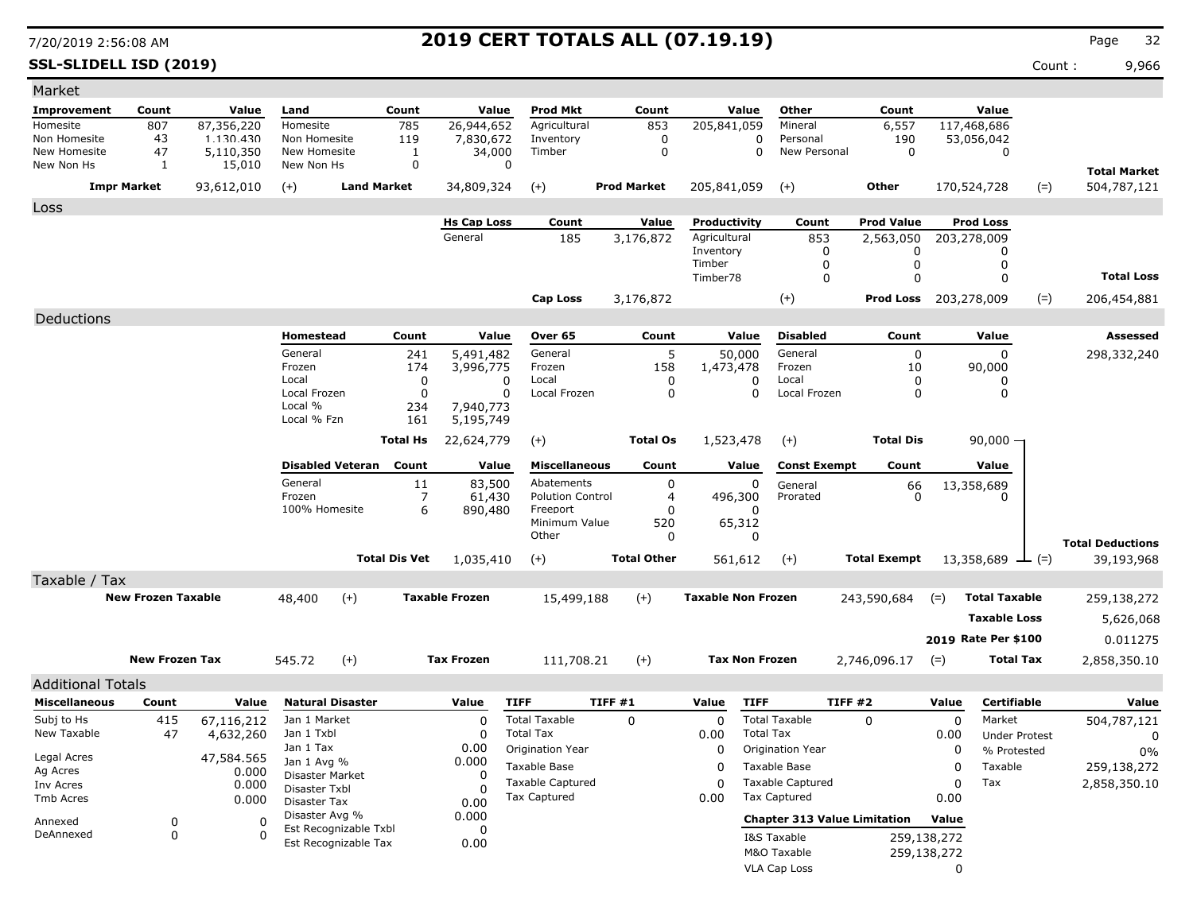# 2019 CERT TOTALS ALL (07.19.19)

**SSL-SLIDELL ISD (2019)**

Count : 9,966

## Market

| Improvement | Count | Value | Land | Count | Value | Prod Mkt | Count | Value | Other | Count | Value | | |
|---|---|---|---|---|---|---|---|---|---|---|---|---|---|
| Homesite | 807 | 87,356,220 | Homesite | 785 | 26,944,652 | Agricultural | 853 | 205,841,059 | Mineral | 6,557 | 117,468,686 | | |
| Non Homesite | 43 | 1,130,430 | Non Homesite | 119 | 7,830,672 | Inventory | 0 | 0 | Personal | 190 | 53,056,042 | | |
| New Homesite | 47 | 5,110,350 | New Homesite | 1 | 34,000 | Timber | 0 | 0 | New Personal | 0 | 0 | | |
| New Non Hs | 1 | 15,010 | New Non Hs | 0 | 0 | | | | | | | | **Total Market** |
| **Impr Market** | | 93,612,010 | (+) **Land Market** | | 34,809,324 | (+) **Prod Market** | | 205,841,059 | (+) **Other** | | 170,524,728 | (=) | 504,787,121 |

## Loss

| Hs Cap Loss | Count | Value | Productivity | Count | Prod Value | Prod Loss | | |
|---|---|---|---|---|---|---|---|---|
| General | 185 | 3,176,872 | Agricultural | 853 | 2,563,050 | 203,278,009 | | |
| | | | Inventory | 0 | 0 | 0 | | |
| | | | Timber | 0 | 0 | 0 | | |
| | | | Timber78 | 0 | 0 | 0 | | **Total Loss** |
| **Cap Loss** | | 3,176,872 | (+) | | **Prod Loss** | 203,278,009 | (=) | 206,454,881 |

## Deductions

| Homestead | Count | Value | Over 65 | Count | Value | Disabled | Count | Value | Assessed |
|---|---|---|---|---|---|---|---|---|---|
| General | 241 | 5,491,482 | General | 5 | 50,000 | General | 0 | 0 | 298,332,240 |
| Frozen | 174 | 3,996,775 | Frozen | 158 | 1,473,478 | Frozen | 10 | 90,000 | |
| Local | 0 | 0 | Local | 0 | 0 | Local | 0 | 0 | |
| Local Frozen | 0 | 0 | Local Frozen | 0 | 0 | Local Frozen | 0 | 0 | |
| Local % | 234 | 7,940,773 | | | | | | | |
| Local % Fzn | 161 | 5,195,749 | | | | | | | |
| **Total Hs** | | 22,624,779 | (+) **Total Os** | | 1,523,478 | (+) **Total Dis** | | 90,000 | |

| Disabled Veteran | Count | Value | Miscellaneous | Count | Value | Const Exempt | Count | Value | |
|---|---|---|---|---|---|---|---|---|---|
| General | 11 | 83,500 | Abatements | 0 | 0 | General | 66 | 13,358,689 | |
| Frozen | 7 | 61,430 | Polution Control | 4 | 496,300 | Prorated | 0 | 0 | |
| 100% Homesite | 6 | 890,480 | Freeport | 0 | 0 | | | | |
| | | | Minimum Value | 520 | 65,312 | | | | |
| | | | Other | 0 | 0 | | | | **Total Deductions** |
| **Total Dis Vet** | | 1,035,410 | (+) **Total Other** | | 561,612 | (+) **Total Exempt** | | 13,358,689 | (=) 39,193,968 |

## Taxable / Tax

| New Frozen Taxable | | Taxable Frozen | | Taxable Non Frozen | | Total Taxable | |
|---|---|---|---|---|---|---|---|
| 48,400 | (+) | 15,499,188 | (+) | 243,590,684 | (=) | | 259,138,272 |
| | | | | | | Taxable Loss | 5,626,068 |
| | | | | | | 2019 Rate Per $100 | 0.011275 |

| New Frozen Tax | | Tax Frozen | | Tax Non Frozen | | Total Tax |
|---|---|---|---|---|---|---|
| 545.72 | (+) | 111,708.21 | (+) | 2,746,096.17 | (=) | 2,858,350.10 |

## Additional Totals

| Miscellaneous | Count | Value |
|---|---|---|
| Subj to Hs | 415 | 67,116,212 |
| New Taxable | 47 | 4,632,260 |
| Legal Acres | | 47,584.565 |
| Ag Acres | | 0.000 |
| Inv Acres | | 0.000 |
| Tmb Acres | | 0.000 |
| Annexed | 0 | 0 |
| DeAnnexed | 0 | 0 |

| Natural Disaster | Value |
|---|---|
| Jan 1 Market | 0 |
| Jan 1 Txbl | 0 |
| Jan 1 Tax | 0.00 |
| Jan 1 Avg % | 0.000 |
| Disaster Market | 0 |
| Disaster Txbl | 0 |
| Disaster Tax | 0.00 |
| Disaster Avg % | 0.000 |
| Est Recognizable Txbl | 0 |
| Est Recognizable Tax | 0.00 |

| TIFF | TIFF #1 | Value |
|---|---|---|
| Total Taxable | 0 | 0 |
| Total Tax | | 0.00 |
| Origination Year | | 0 |
| Taxable Base | | 0 |
| Taxable Captured | | 0 |
| Tax Captured | | 0.00 |

| TIFF | TIFF #2 | Value |
|---|---|---|
| Total Taxable | 0 | 0 |
| Total Tax | | 0.00 |
| Origination Year | | 0 |
| Taxable Base | | 0 |
| Taxable Captured | | 0 |
| Tax Captured | | 0.00 |

| Chapter 313 Value Limitation | Value |
|---|---|
| I&S Taxable | 259,138,272 |
| M&O Taxable | 259,138,272 |
| VLA Cap Loss | 0 |

| Certifiable | Value |
|---|---|
| Market | 504,787,121 |
| Under Protest | 0 |
| % Protested | 0% |
| Taxable | 259,138,272 |
| Tax | 2,858,350.10 |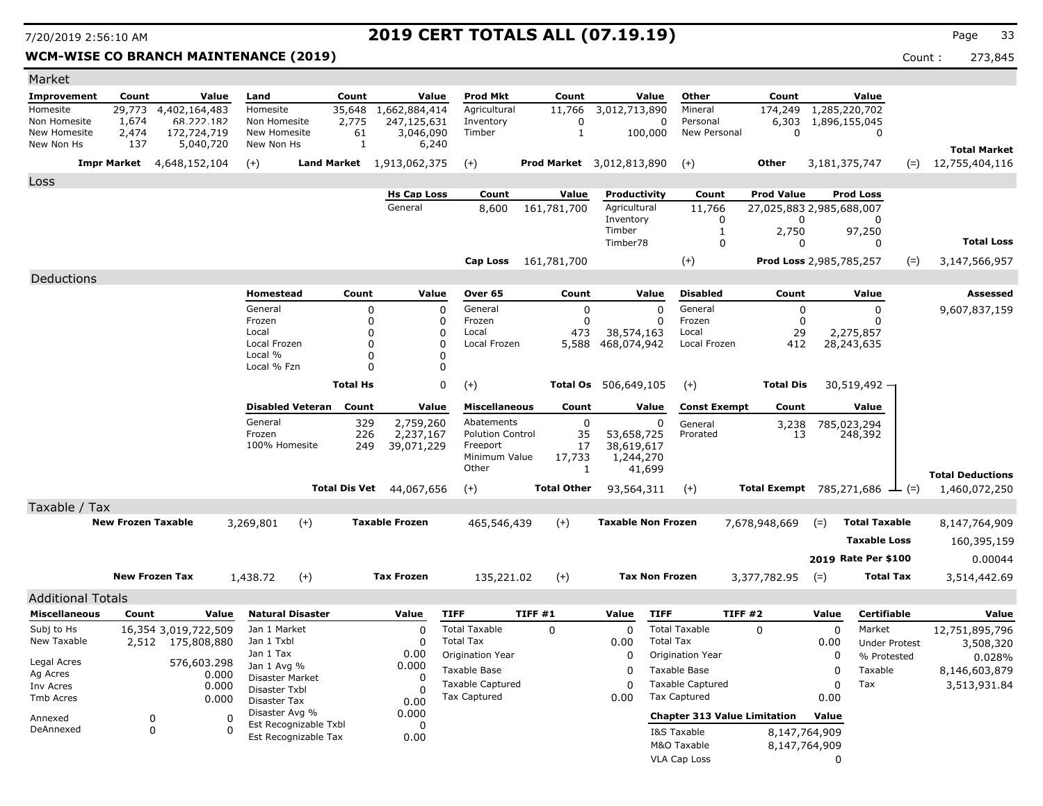# 2019 CERT TOTALS ALL (07.19.19)

7/20/2019 2:56:10 AM

**WCM-WISE CO BRANCH MAINTENANCE (2019)** Count : 273,845

## Market

| Improvement | Count | Value | Land | Count | Value | Prod Mkt | Count | Value | Other | Count | Value | | |
|---|---|---|---|---|---|---|---|---|---|---|---|---|---|
| Homesite | 29,773 | 4,402,164,483 | Homesite | 35,648 | 1,662,884,414 | Agricultural | 11,766 | 3,012,713,890 | Mineral | 174,249 | 1,285,220,702 | | |
| Non Homesite | 1,674 | 68,222,182 | Non Homesite | 2,775 | 247,125,631 | Inventory | 0 | 0 | Personal | 6,303 | 1,896,155,045 | | |
| New Homesite | 2,474 | 172,724,719 | New Homesite | 61 | 3,046,090 | Timber | 1 | 100,000 | New Personal | 0 | 0 | | |
| New Non Hs | 137 | 5,040,720 | New Non Hs | 1 | 6,240 | | | | | | | | **Total Market** |
| **Impr Market** | | 4,648,152,104 | (+) **Land Market** | | 1,913,062,375 | (+) **Prod Market** | | 3,012,813,890 | (+) **Other** | | 3,181,375,747 | (=) | 12,755,404,116 |

## Loss

| Hs Cap Loss | Count | Value | Productivity | Count | Prod Value | Prod Loss | | |
|---|---|---|---|---|---|---|---|---|
| General | 8,600 | 161,781,700 | Agricultural | 11,766 | 27,025,883 | 2,985,688,007 | | |
| | | | Inventory | 0 | 0 | 0 | | |
| | | | Timber | 1 | 2,750 | 97,250 | | |
| | | | Timber78 | 0 | 0 | 0 | | **Total Loss** |
| **Cap Loss** | | 161,781,700 | (+) | | **Prod Loss** | 2,985,785,257 | (=) | 3,147,566,957 |

## Deductions

**Assessed:** 9,607,837,159

| Homestead | Count | Value | Over 65 | Count | Value | Disabled | Count | Value |
|---|---|---|---|---|---|---|---|---|
| General | 0 | 0 | General | 0 | 0 | General | 0 | 0 |
| Frozen | 0 | 0 | Frozen | 0 | 0 | Frozen | 0 | 0 |
| Local | 0 | 0 | Local | 473 | 38,574,163 | Local | 29 | 2,275,857 |
| Local Frozen | 0 | 0 | Local Frozen | 5,588 | 468,074,942 | Local Frozen | 412 | 28,243,635 |
| Local % | 0 | 0 | | | | | | |
| Local % Fzn | 0 | 0 | | | | | | |
| **Total Hs** | | 0 | (+) **Total Os** | | 506,649,105 | (+) **Total Dis** | | 30,519,492 |

| Disabled Veteran | Count | Value | Miscellaneous | Count | Value | Const Exempt | Count | Value | | |
|---|---|---|---|---|---|---|---|---|---|---|
| General | 329 | 2,759,260 | Abatements | 0 | 0 | General | 3,238 | 785,023,294 | | |
| Frozen | 226 | 2,237,167 | Polution Control | 35 | 53,658,725 | Prorated | 13 | 248,392 | | |
| 100% Homesite | 249 | 39,071,229 | Freeport | 17 | 38,619,617 | | | | | |
| | | | Minimum Value | 17,733 | 1,244,270 | | | | | |
| | | | Other | 1 | 41,699 | | | | | **Total Deductions** |
| **Total Dis Vet** | | 44,067,656 | (+) **Total Other** | | 93,564,311 | (+) **Total Exempt** | | 785,271,686 | (=) | 1,460,072,250 |

## Taxable / Tax

| | | | | | | | | |
|---|---|---|---|---|---|---|---|---|
| **New Frozen Taxable** | 3,269,801 | (+) | **Taxable Frozen** | 465,546,439 | (+) | **Taxable Non Frozen** | 7,678,948,669 | (=) **Total Taxable** 8,147,764,909 |
| | | | | | | | | **Taxable Loss** 160,395,159 |
| | | | | | | | | **2019 Rate Per $100** 0.00044 |
| **New Frozen Tax** | 1,438.72 | (+) | **Tax Frozen** | 135,221.02 | (+) | **Tax Non Frozen** | 3,377,782.95 | (=) **Total Tax** 3,514,442.69 |

## Additional Totals

| Miscellaneous | Count | Value |
|---|---|---|
| Subj to Hs | 16,354 | 3,019,722,509 |
| New Taxable | 2,512 | 175,808,880 |
| Legal Acres | | 576,603.298 |
| Ag Acres | | 0.000 |
| Inv Acres | | 0.000 |
| Tmb Acres | | 0.000 |
| Annexed | 0 | 0 |
| DeAnnexed | 0 | 0 |

| Natural Disaster | Value |
|---|---|
| Jan 1 Market | 0 |
| Jan 1 Txbl | 0 |
| Jan 1 Tax | 0.00 |
| Jan 1 Avg % | 0.000 |
| Disaster Market | 0 |
| Disaster Txbl | 0 |
| Disaster Tax | 0.00 |
| Disaster Avg % | 0.000 |
| Est Recognizable Txbl | 0 |
| Est Recognizable Tax | 0.00 |

| TIFF | TIFF #1 | Value |
|---|---|---|
| Total Taxable | 0 | 0 |
| Total Tax | | 0.00 |
| Origination Year | | 0 |
| Taxable Base | | 0 |
| Taxable Captured | | 0 |
| Tax Captured | | 0.00 |

| TIFF | TIFF #2 | Value |
|---|---|---|
| Total Taxable | 0 | 0 |
| Total Tax | | 0.00 |
| Origination Year | | 0 |
| Taxable Base | | 0 |
| Taxable Captured | | 0 |
| Tax Captured | | 0.00 |

| Chapter 313 Value Limitation | Value |
|---|---|
| I&S Taxable | 8,147,764,909 |
| M&O Taxable | 8,147,764,909 |
| VLA Cap Loss | 0 |

| Certifiable | Value |
|---|---|
| Market | 12,751,895,796 |
| Under Protest | 3,508,320 |
| % Protested | 0.028% |
| Taxable | 8,146,603,879 |
| Tax | 3,513,931.84 |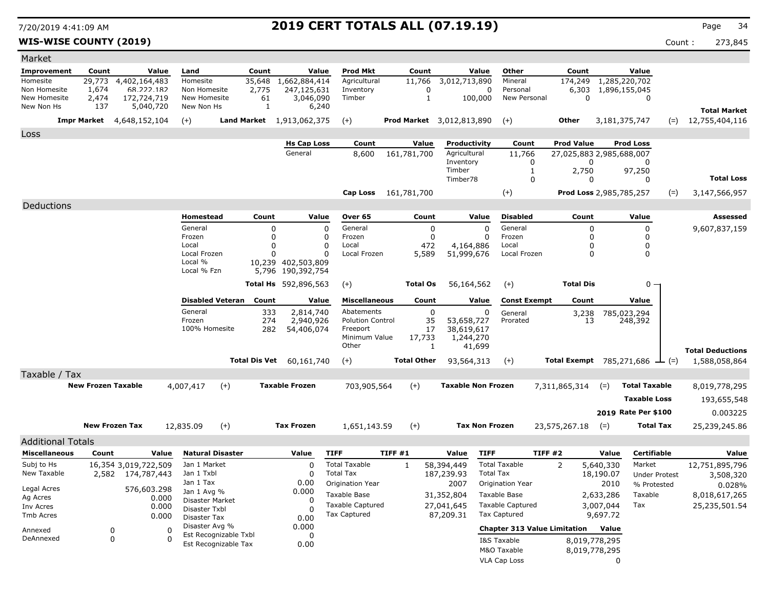# 2019 CERT TOTALS ALL (07.19.19)

**WIS-WISE COUNTY (2019)**

Count : 273,845

## Market

| Improvement | Count | Value | Land | Count | Value | Prod Mkt | Count | Value | Other | Count | Value |
|---|---|---|---|---|---|---|---|---|---|---|---|
| Homesite | 29,773 | 4,402,164,483 | Homesite | 35,648 | 1,662,884,414 | Agricultural | 11,766 | 3,012,713,890 | Mineral | 174,249 | 1,285,220,702 |
| Non Homesite | 1,674 | 68,222,182 | Non Homesite | 2,775 | 247,125,631 | Inventory | 0 | 0 | Personal | 6,303 | 1,896,155,045 |
| New Homesite | 2,474 | 172,724,719 | New Homesite | 61 | 3,046,090 | Timber | 1 | 100,000 | New Personal | 0 | 0 |
| New Non Hs | 137 | 5,040,720 | New Non Hs | 1 | 6,240 | | | | | | |

| Impr Market | | Land Market | | Prod Market | | Other | | Total Market |
|---|---|---|---|---|---|---|---|---|
| 4,648,152,104 | (+) | 1,913,062,375 | (+) | 3,012,813,890 | (+) | 3,181,375,747 | (=) | 12,755,404,116 |

## Loss

| Hs Cap Loss | Count | Value | Productivity | Count | Prod Value | Prod Loss |
|---|---|---|---|---|---|---|
| General | 8,600 | 161,781,700 | Agricultural | 11,766 | 27,025,883 | 2,985,688,007 |
| | | | Inventory | 0 | 0 | 0 |
| | | | Timber | 1 | 2,750 | 97,250 |
| | | | Timber78 | 0 | 0 | 0 |

| Cap Loss | | | Prod Loss | | Total Loss |
|---|---|---|---|---|---|
| 161,781,700 | (+) | | 2,985,785,257 | (=) | 3,147,566,957 |

## Deductions

| Homestead | Count | Value | Over 65 | Count | Value | Disabled | Count | Value |
|---|---|---|---|---|---|---|---|---|
| General | 0 | 0 | General | 0 | 0 | General | 0 | 0 |
| Frozen | 0 | 0 | Frozen | 0 | 0 | Frozen | 0 | 0 |
| Local | 0 | 0 | Local | 472 | 4,164,886 | Local | 0 | 0 |
| Local Frozen | 0 | 0 | Local Frozen | 5,589 | 51,999,676 | Local Frozen | 0 | 0 |
| Local % | 10,239 | 402,503,809 | | | | | | |
| Local % Fzn | 5,796 | 190,392,754 | | | | | | |
| **Total Hs** | | 592,896,563 | (+) **Total Os** | | 56,164,562 | (+) **Total Dis** | | 0 |

Assessed: 9,607,837,159

| Disabled Veteran | Count | Value | Miscellaneous | Count | Value | Const Exempt | Count | Value |
|---|---|---|---|---|---|---|---|---|
| General | 333 | 2,814,740 | Abatements | 0 | 0 | General | 3,238 | 785,023,294 |
| Frozen | 274 | 2,940,926 | Polution Control | 35 | 53,658,727 | Prorated | 13 | 248,392 |
| 100% Homesite | 282 | 54,406,074 | Freeport | 17 | 38,619,617 | | | |
| | | | Minimum Value | 17,733 | 1,244,270 | | | |
| | | | Other | 1 | 41,699 | | | |
| **Total Dis Vet** | | 60,161,740 | (+) **Total Other** | | 93,564,313 | (+) **Total Exempt** | | 785,271,686 |

**Total Deductions** (=) 1,588,058,864

## Taxable / Tax

| New Frozen Taxable | | Taxable Frozen | | Taxable Non Frozen | | Total Taxable |
|---|---|---|---|---|---|---|
| 4,007,417 | (+) | 703,905,564 | (+) | 7,311,865,314 | (=) | 8,019,778,295 |

Taxable Loss: 193,655,548

2019 Rate Per $100: 0.003225

| New Frozen Tax | | Tax Frozen | | Tax Non Frozen | | Total Tax |
|---|---|---|---|---|---|---|
| 12,835.09 | (+) | 1,651,143.59 | (+) | 23,575,267.18 | (=) | 25,239,245.86 |

## Additional Totals

| Miscellaneous | Count | Value |
|---|---|---|
| Subj to Hs | 16,354 | 3,019,722,509 |
| New Taxable | 2,582 | 174,787,443 |
| Legal Acres | | 576,603.298 |
| Ag Acres | | 0.000 |
| Inv Acres | | 0.000 |
| Tmb Acres | | 0.000 |
| Annexed | 0 | 0 |
| DeAnnexed | 0 | 0 |

| Natural Disaster | Value |
|---|---|
| Jan 1 Market | 0 |
| Jan 1 Txbl | 0 |
| Jan 1 Tax | 0.00 |
| Jan 1 Avg % | 0.000 |
| Disaster Market | 0 |
| Disaster Txbl | 0 |
| Disaster Tax | 0.00 |
| Disaster Avg % | 0.000 |
| Est Recognizable Txbl | 0 |
| Est Recognizable Tax | 0.00 |

| TIFF | TIFF #1 | Value |
|---|---|---|
| Total Taxable | 1 | 58,394,449 |
| Total Tax | | 187,239.93 |
| Origination Year | | 2007 |
| Taxable Base | | 31,352,804 |
| Taxable Captured | | 27,041,645 |
| Tax Captured | | 87,209.31 |

| TIFF | TIFF #2 | Value |
|---|---|---|
| Total Taxable | 2 | 5,640,330 |
| Total Tax | | 18,190.07 |
| Origination Year | | 2010 |
| Taxable Base | | 2,633,286 |
| Taxable Captured | | 3,007,044 |
| Tax Captured | | 9,697.72 |

| Chapter 313 Value Limitation | Value |
|---|---|
| I&S Taxable | 8,019,778,295 |
| M&O Taxable | 8,019,778,295 |
| VLA Cap Loss | 0 |

| Certifiable | Value |
|---|---|
| Market | 12,751,895,796 |
| Under Protest | 3,508,320 |
| % Protested | 0.028% |
| Taxable | 8,018,617,265 |
| Tax | 25,235,501.54 |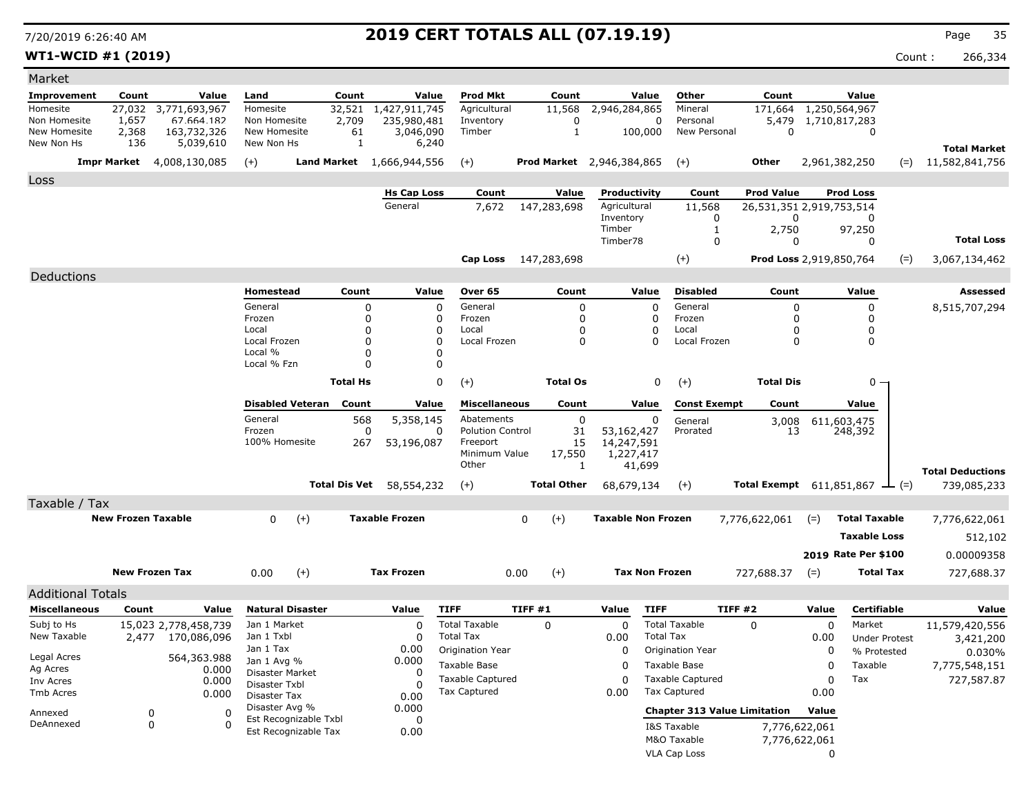# 2019 CERT TOTALS ALL (07.19.19)

7/20/2019 6:26:40 AM

**WT1-WCID #1 (2019)** Count : 266,334

## Market

| Improvement | Count | Value | Land | Count | Value | Prod Mkt | Count | Value | Other | Count | Value |
|---|---|---|---|---|---|---|---|---|---|---|---|
| Homesite | 27,032 | 3,771,693,967 | Homesite | 32,521 | 1,427,911,745 | Agricultural | 11,568 | 2,946,284,865 | Mineral | 171,664 | 1,250,564,967 |
| Non Homesite | 1,657 | 67,664,182 | Non Homesite | 2,709 | 235,980,481 | Inventory | 0 | 0 | Personal | 5,479 | 1,710,817,283 |
| New Homesite | 2,368 | 163,732,326 | New Homesite | 61 | 3,046,090 | Timber | 1 | 100,000 | New Personal | 0 | 0 |
| New Non Hs | 136 | 5,039,610 | New Non Hs | 1 | 6,240 | | | | | | |

**Impr Market** 4,008,130,085 (+) **Land Market** 1,666,944,556 (+) **Prod Market** 2,946,384,865 (+) **Other** 2,961,382,250 (=) **Total Market** 11,582,841,756

## Loss

| Hs Cap Loss | Count | Value |
|---|---|---|
| General | 7,672 | 147,283,698 |

| Productivity | Count | Prod Value | Prod Loss |
|---|---|---|---|
| Agricultural | 11,568 | 26,531,351 | 2,919,753,514 |
| Inventory | 0 | 0 | 0 |
| Timber | 1 | 2,750 | 97,250 |
| Timber78 | 0 | 0 | 0 |

**Cap Loss** 147,283,698 (+) **Prod Loss** 2,919,850,764 (=) **Total Loss** 3,067,134,462

## Deductions

**Assessed** 8,515,707,294

| Homestead | Count | Value | Over 65 | Count | Value | Disabled | Count | Value |
|---|---|---|---|---|---|---|---|---|
| General | 0 | 0 | General | 0 | 0 | General | 0 | 0 |
| Frozen | 0 | 0 | Frozen | 0 | 0 | Frozen | 0 | 0 |
| Local | 0 | 0 | Local | 0 | 0 | Local | 0 | 0 |
| Local Frozen | 0 | 0 | Local Frozen | 0 | 0 | Local Frozen | 0 | 0 |
| Local % | 0 | 0 | | | | | | |
| Local % Fzn | 0 | 0 | | | | | | |
| **Total Hs** | | 0 | (+) **Total Os** | | 0 | (+) **Total Dis** | | 0 |

| Disabled Veteran | Count | Value | Miscellaneous | Count | Value | Const Exempt | Count | Value |
|---|---|---|---|---|---|---|---|---|
| General | 568 | 5,358,145 | Abatements | 0 | 0 | General | 3,008 | 611,603,475 |
| Frozen | 0 | 0 | Polution Control | 31 | 53,162,427 | Prorated | 13 | 248,392 |
| 100% Homesite | 267 | 53,196,087 | Freeport | 15 | 14,247,591 | | | |
| | | | Minimum Value | 17,550 | 1,227,417 | | | |
| | | | Other | 1 | 41,699 | | | |
| **Total Dis Vet** | | 58,554,232 | (+) **Total Other** | | 68,679,134 | (+) **Total Exempt** | | 611,851,867 |

(=) **Total Deductions** 739,085,233

## Taxable / Tax

**New Frozen Taxable** 0 (+) **Taxable Frozen** 0 (+) **Taxable Non Frozen** 7,776,622,061 (=) **Total Taxable** 7,776,622,061

**Taxable Loss** 512,102

**2019 Rate Per $100** 0.00009358

**New Frozen Tax** 0.00 (+) **Tax Frozen** 0.00 (+) **Tax Non Frozen** 727,688.37 (=) **Total Tax** 727,688.37

## Additional Totals

| Miscellaneous | Count | Value |
|---|---|---|
| Subj to Hs | 15,023 | 2,778,458,739 |
| New Taxable | 2,477 | 170,086,096 |
| Legal Acres | | 564,363.988 |
| Ag Acres | | 0.000 |
| Inv Acres | | 0.000 |
| Tmb Acres | | 0.000 |
| Annexed | 0 | 0 |
| DeAnnexed | 0 | 0 |

| Natural Disaster | Value |
|---|---|
| Jan 1 Market | 0 |
| Jan 1 Txbl | 0 |
| Jan 1 Tax | 0.00 |
| Jan 1 Avg % | 0.000 |
| Disaster Market | 0 |
| Disaster Txbl | 0 |
| Disaster Tax | 0.00 |
| Disaster Avg % | 0.000 |
| Est Recognizable Txbl | 0 |
| Est Recognizable Tax | 0.00 |

| TIFF | TIFF #1 | Value |
|---|---|---|
| Total Taxable | 0 | 0 |
| Total Tax | | 0.00 |
| Origination Year | | 0 |
| Taxable Base | | 0 |
| Taxable Captured | | 0 |
| Tax Captured | | 0.00 |

| TIFF | TIFF #2 | Value |
|---|---|---|
| Total Taxable | 0 | 0 |
| Total Tax | | 0.00 |
| Origination Year | | 0 |
| Taxable Base | | 0 |
| Taxable Captured | | 0 |
| Tax Captured | | 0.00 |

| Chapter 313 Value Limitation | Value |
|---|---|
| I&S Taxable | 7,776,622,061 |
| M&O Taxable | 7,776,622,061 |
| VLA Cap Loss | 0 |

| Certifiable | Value |
|---|---|
| Market | 11,579,420,556 |
| Under Protest | 3,421,200 |
| % Protested | 0.030% |
| Taxable | 7,775,548,151 |
| Tax | 727,587.87 |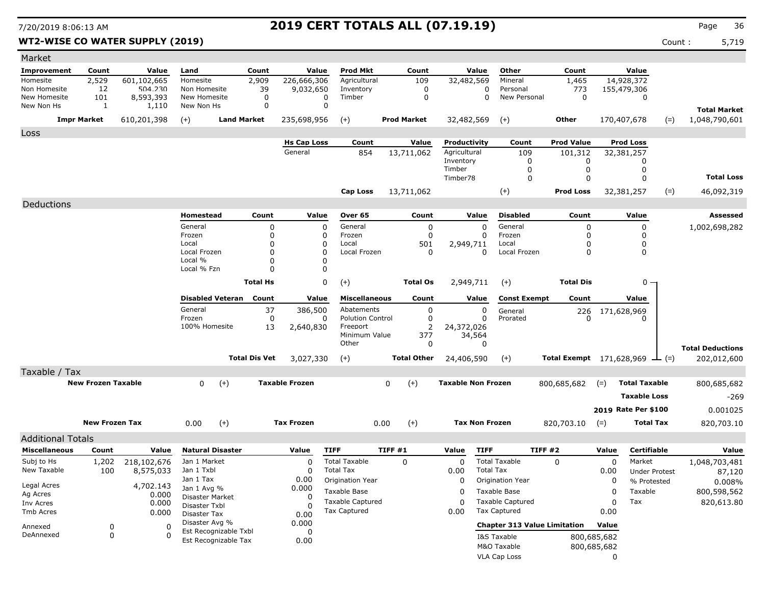# 2019 CERT TOTALS ALL (07.19.19)

**WT2-WISE CO WATER SUPPLY (2019)**

Count : 5,719

## Market

| Improvement | Count | Value | Land | Count | Value | Prod Mkt | Count | Value | Other | Count | Value | | |
|---|---|---|---|---|---|---|---|---|---|---|---|---|---|
| Homesite | 2,529 | 601,102,665 | Homesite | 2,909 | 226,666,306 | Agricultural | 109 | 32,482,569 | Mineral | 1,465 | 14,928,372 | | |
| Non Homesite | 12 | 504,230 | Non Homesite | 39 | 9,032,650 | Inventory | 0 | 0 | Personal | 773 | 155,479,306 | | |
| New Homesite | 101 | 8,593,393 | New Homesite | 0 | 0 | Timber | 0 | 0 | New Personal | 0 | 0 | | |
| New Non Hs | 1 | 1,110 | New Non Hs | 0 | 0 | | | | | | | | **Total Market** |
| **Impr Market** | | 610,201,398 | (+) | **Land Market** | 235,698,956 | (+) | **Prod Market** | 32,482,569 | (+) | **Other** | 170,407,678 | (=) | 1,048,790,601 |

## Loss

| Hs Cap Loss | Count | Value | Productivity | Count | Prod Value | Prod Loss | | |
|---|---|---|---|---|---|---|---|---|
| General | 854 | 13,711,062 | Agricultural | 109 | 101,312 | 32,381,257 | | |
| | | | Inventory | 0 | 0 | 0 | | |
| | | | Timber | 0 | 0 | 0 | | |
| | | | Timber78 | 0 | 0 | 0 | | **Total Loss** |
| **Cap Loss** | | 13,711,062 | | (+) | **Prod Loss** | 32,381,257 | (=) | 46,092,319 |

## Deductions

| Homestead | Count | Value | Over 65 | Count | Value | Disabled | Count | Value | | Assessed |
|---|---|---|---|---|---|---|---|---|---|---|
| General | 0 | 0 | General | 0 | 0 | General | 0 | 0 | | 1,002,698,282 |
| Frozen | 0 | 0 | Frozen | 0 | 0 | Frozen | 0 | 0 | | |
| Local | 0 | 0 | Local | 501 | 2,949,711 | Local | 0 | 0 | | |
| Local Frozen | 0 | 0 | Local Frozen | 0 | 0 | Local Frozen | 0 | 0 | | |
| Local % | 0 | 0 | | | | | | | | |
| Local % Fzn | 0 | 0 | | | | | | | | |
| | **Total Hs** | 0 | (+) | **Total Os** | 2,949,711 | (+) | **Total Dis** | 0 | | |

| Disabled Veteran | Count | Value | Miscellaneous | Count | Value | Const Exempt | Count | Value | | Total Deductions |
|---|---|---|---|---|---|---|---|---|---|---|
| General | 37 | 386,500 | Abatements | 0 | 0 | General | 226 | 171,628,969 | | |
| Frozen | 0 | 0 | Polution Control | 0 | 0 | Prorated | 0 | 0 | | |
| 100% Homesite | 13 | 2,640,830 | Freeport | 2 | 24,372,026 | | | | | |
| | | | Minimum Value | 377 | 34,564 | | | | | |
| | | | Other | 0 | 0 | | | | | |
| | **Total Dis Vet** | 3,027,330 | (+) | **Total Other** | 24,406,590 | (+) | **Total Exempt** | 171,628,969 | (=) | 202,012,600 |

## Taxable / Tax

| | | | | | | | | |
|---|---|---|---|---|---|---|---|---|
| **New Frozen Taxable** | 0 | (+) | **Taxable Frozen** | 0 | (+) | **Taxable Non Frozen** | 800,685,682 | (=) **Total Taxable** 800,685,682 |
| | | | | | | | | **Taxable Loss** -269 |
| | | | | | | | | **2019 Rate Per $100** 0.001025 |
| **New Frozen Tax** | 0.00 | (+) | **Tax Frozen** | 0.00 | (+) | **Tax Non Frozen** | 820,703.10 | (=) **Total Tax** 820,703.10 |

## Additional Totals

| Miscellaneous | Count | Value | Natural Disaster | Value | TIFF | TIFF #1 | Value | TIFF | TIFF #2 | Value | Certifiable | Value |
|---|---|---|---|---|---|---|---|---|---|---|---|---|
| Subj to Hs | 1,202 | 218,102,676 | Jan 1 Market | 0 | Total Taxable | 0 | 0 | Total Taxable | 0 | 0 | Market | 1,048,703,481 |
| New Taxable | 100 | 8,575,033 | Jan 1 Txbl | 0 | Total Tax | | 0.00 | Total Tax | | 0.00 | Under Protest | 87,120 |
| | | | Jan 1 Tax | 0.00 | Origination Year | | 0 | Origination Year | | 0 | % Protested | 0.008% |
| Legal Acres | | 4,702.143 | Jan 1 Avg % | 0.000 | Taxable Base | | 0 | Taxable Base | | 0 | Taxable | 800,598,562 |
| Ag Acres | | 0.000 | Disaster Market | 0 | Taxable Captured | | 0 | Taxable Captured | | 0 | Tax | 820,613.80 |
| Inv Acres | | 0.000 | Disaster Txbl | 0 | Tax Captured | | 0.00 | Tax Captured | | 0.00 | | |
| Tmb Acres | | 0.000 | Disaster Tax | 0.00 | | | | | | | | |
| Annexed | 0 | 0 | Disaster Avg % | 0.000 | | | | **Chapter 313 Value Limitation** | | **Value** | | |
| DeAnnexed | 0 | 0 | Est Recognizable Txbl | 0 | | | | I&S Taxable | | 800,685,682 | | |
| | | | Est Recognizable Tax | 0.00 | | | | M&O Taxable | | 800,685,682 | | |
| | | | | | | | | VLA Cap Loss | | 0 | | |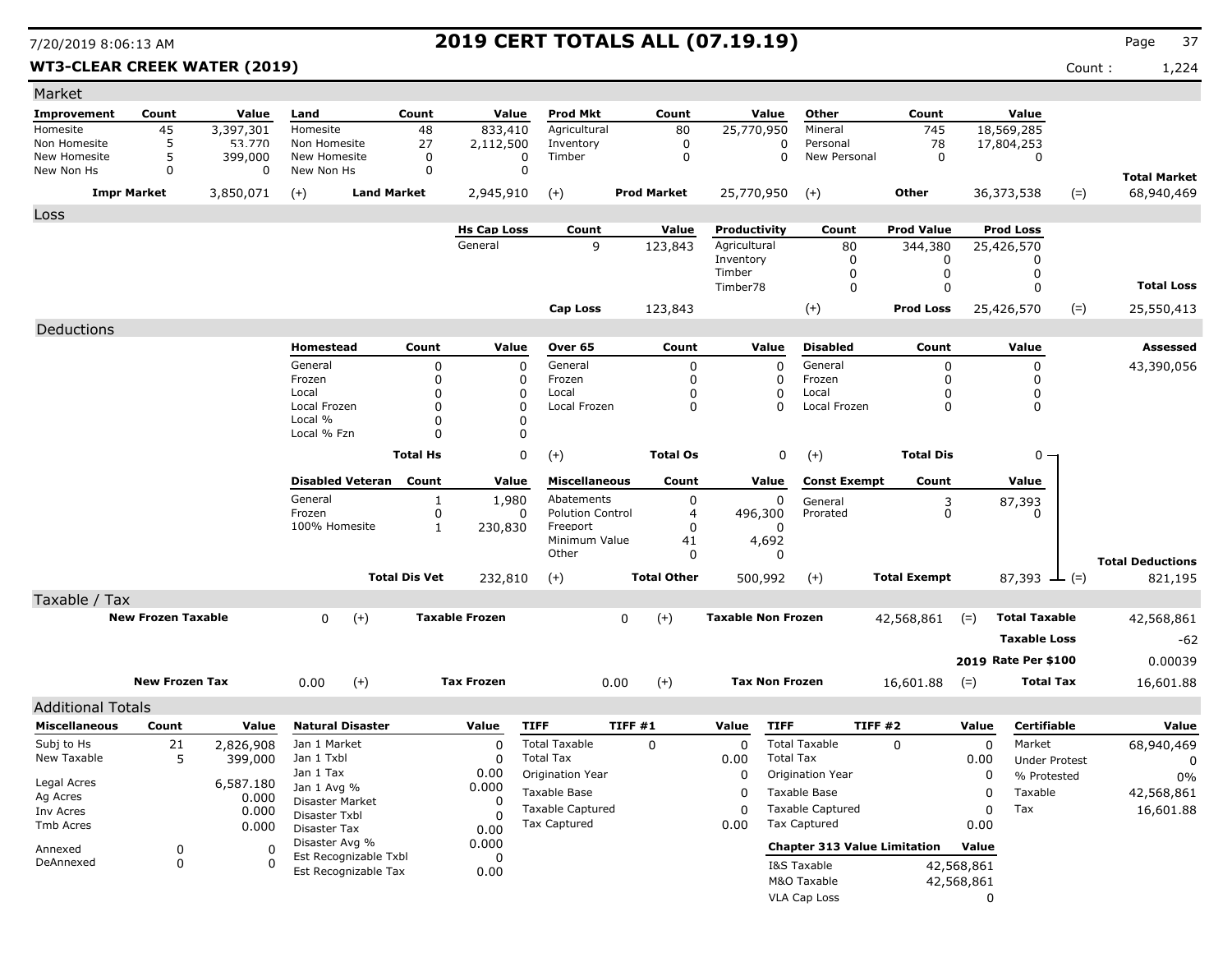# 2019 CERT TOTALS ALL (07.19.19)

**WT3-CLEAR CREEK WATER (2019)**

Count : 1,224

## Market

| Improvement | Count | Value | Land | Count | Value | Prod Mkt | Count | Value | Other | Count | Value | | |
|---|---|---|---|---|---|---|---|---|---|---|---|---|---|
| Homesite | 45 | 3,397,301 | Homesite | 48 | 833,410 | Agricultural | 80 | 25,770,950 | Mineral | 745 | 18,569,285 | | |
| Non Homesite | 5 | 53,770 | Non Homesite | 27 | 2,112,500 | Inventory | 0 | 0 | Personal | 78 | 17,804,253 | | |
| New Homesite | 5 | 399,000 | New Homesite | 0 | 0 | Timber | 0 | 0 | New Personal | 0 | 0 | | |
| New Non Hs | 0 | 0 | New Non Hs | 0 | 0 | | | | | | | | **Total Market** |
| **Impr Market** | | 3,850,071 | (+) **Land Market** | | 2,945,910 | (+) **Prod Market** | | 25,770,950 | (+) **Other** | | 36,373,538 | (=) | 68,940,469 |

## Loss

| Hs Cap Loss | Count | Value | Productivity | Count | Prod Value | Prod Loss | | |
|---|---|---|---|---|---|---|---|---|
| General | 9 | 123,843 | Agricultural | 80 | 344,380 | 25,426,570 | | |
| | | | Inventory | 0 | 0 | 0 | | |
| | | | Timber | 0 | 0 | 0 | | |
| | | | Timber78 | 0 | 0 | 0 | | **Total Loss** |
| **Cap Loss** | | 123,843 | (+) | | **Prod Loss** | 25,426,570 | (=) | 25,550,413 |

## Deductions

| Homestead | Count | Value | Over 65 | Count | Value | Disabled | Count | Value | Assessed |
|---|---|---|---|---|---|---|---|---|---|
| General | 0 | 0 | General | 0 | 0 | General | 0 | 0 | 43,390,056 |
| Frozen | 0 | 0 | Frozen | 0 | 0 | Frozen | 0 | 0 | |
| Local | 0 | 0 | Local | 0 | 0 | Local | 0 | 0 | |
| Local Frozen | 0 | 0 | Local Frozen | 0 | 0 | Local Frozen | 0 | 0 | |
| Local % | 0 | 0 | | | | | | | |
| Local % Fzn | 0 | 0 | | | | | | | |
| **Total Hs** | | 0 | (+) **Total Os** | | 0 | (+) **Total Dis** | | 0 | |

| Disabled Veteran | Count | Value | Miscellaneous | Count | Value | Const Exempt | Count | Value | | |
|---|---|---|---|---|---|---|---|---|---|---|
| General | 1 | 1,980 | Abatements | 0 | 0 | General | 3 | 87,393 | | |
| Frozen | 0 | 0 | Polution Control | 4 | 496,300 | Prorated | 0 | 0 | | |
| 100% Homesite | 1 | 230,830 | Freeport | 0 | 0 | | | | | |
| | | | Minimum Value | 41 | 4,692 | | | | | |
| | | | Other | 0 | 0 | | | | | **Total Deductions** |
| **Total Dis Vet** | | 232,810 | (+) **Total Other** | | 500,992 | (+) **Total Exempt** | | 87,393 | (=) | 821,195 |

## Taxable / Tax

| New Frozen Taxable | | Taxable Frozen | | Taxable Non Frozen | | Total Taxable | |
|---|---|---|---|---|---|---|---|
| 0 | (+) | 0 | (+) | 42,568,861 | (=) | **Total Taxable** | 42,568,861 |
| | | | | | | **Taxable Loss** | -62 |
| | | | | | | **2019 Rate Per $100** | 0.00039 |
| **New Frozen Tax** 0.00 | (+) | **Tax Frozen** 0.00 | (+) | **Tax Non Frozen** 16,601.88 | (=) | **Total Tax** | 16,601.88 |

## Additional Totals

| Miscellaneous | Count | Value |
|---|---|---|
| Subj to Hs | 21 | 2,826,908 |
| New Taxable | 5 | 399,000 |
| Legal Acres | | 6,587.180 |
| Ag Acres | | 0.000 |
| Inv Acres | | 0.000 |
| Tmb Acres | | 0.000 |
| Annexed | 0 | 0 |
| DeAnnexed | 0 | 0 |

| Natural Disaster | Value |
|---|---|
| Jan 1 Market | 0 |
| Jan 1 Txbl | 0 |
| Jan 1 Tax | 0.00 |
| Jan 1 Avg % | 0.000 |
| Disaster Market | 0 |
| Disaster Txbl | 0 |
| Disaster Tax | 0.00 |
| Disaster Avg % | 0.000 |
| Est Recognizable Txbl | 0 |
| Est Recognizable Tax | 0.00 |

| TIFF | TIFF #1 | Value |
|---|---|---|
| Total Taxable | 0 | 0 |
| Total Tax | | 0.00 |
| Origination Year | | 0 |
| Taxable Base | | 0 |
| Taxable Captured | | 0 |
| Tax Captured | | 0.00 |

| TIFF | TIFF #2 | Value |
|---|---|---|
| Total Taxable | 0 | 0 |
| Total Tax | | 0.00 |
| Origination Year | | 0 |
| Taxable Base | | 0 |
| Taxable Captured | | 0 |
| Tax Captured | | 0.00 |

| Chapter 313 Value Limitation | Value |
|---|---|
| I&S Taxable | 42,568,861 |
| M&O Taxable | 42,568,861 |
| VLA Cap Loss | 0 |

| Certifiable | Value |
|---|---|
| Market | 68,940,469 |
| Under Protest | 0 |
| % Protested | 0% |
| Taxable | 42,568,861 |
| Tax | 16,601.88 |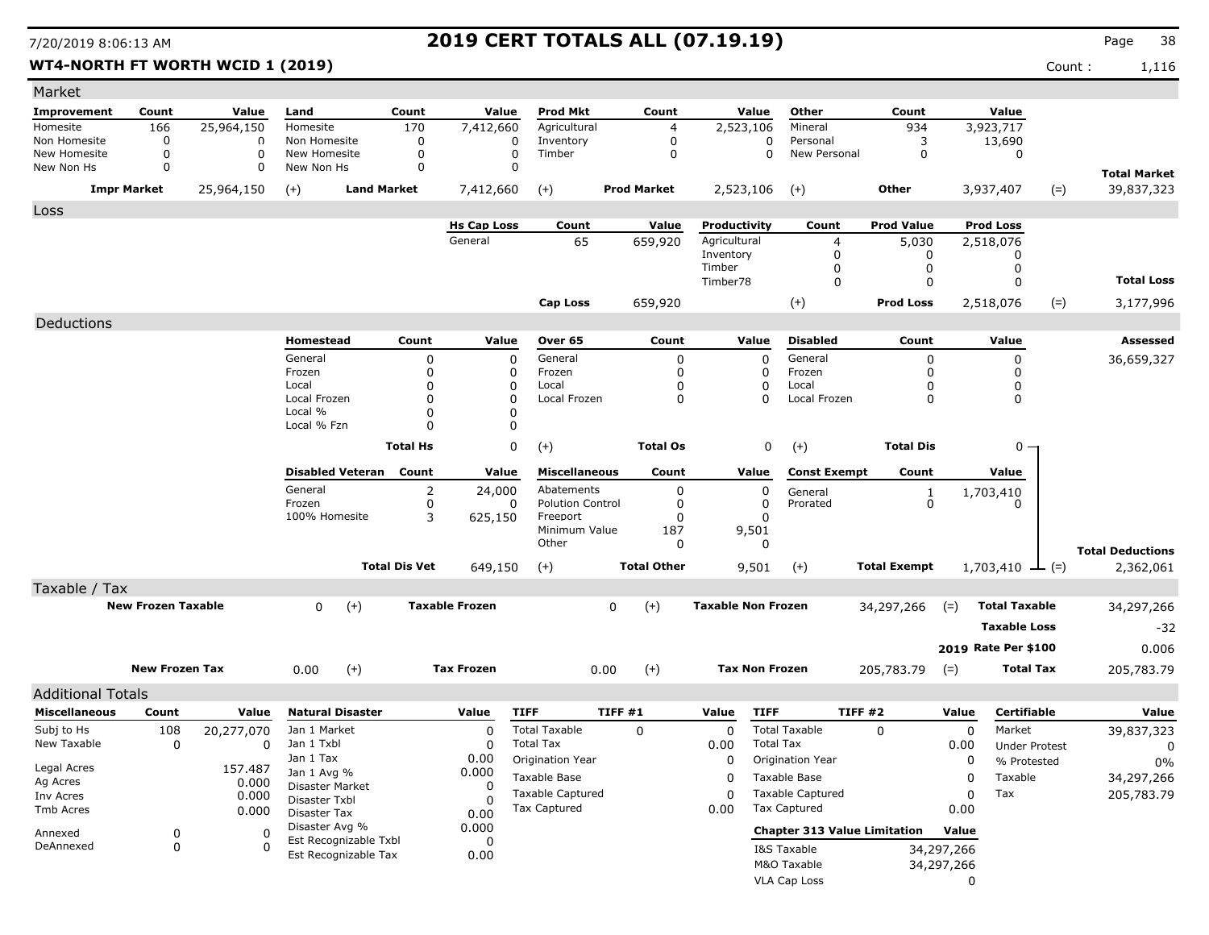# 2019 CERT TOTALS ALL (07.19.19)

7/20/2019 8:06:13 AM

**WT4-NORTH FT WORTH WCID 1 (2019)** — Count : 1,116

## Market

| Improvement | Count | Value | Land | Count | Value | Prod Mkt | Count | Value | Other | Count | Value | |
|---|---|---|---|---|---|---|---|---|---|---|---|---|
| Homesite | 166 | 25,964,150 | Homesite | 170 | 7,412,660 | Agricultural | 4 | 2,523,106 | Mineral | 934 | 3,923,717 | |
| Non Homesite | 0 | 0 | Non Homesite | 0 | 0 | Inventory | 0 | 0 | Personal | 3 | 13,690 | |
| New Homesite | 0 | 0 | New Homesite | 0 | 0 | Timber | 0 | 0 | New Personal | 0 | 0 | |
| New Non Hs | 0 | 0 | New Non Hs | 0 | 0 | | | | | | | **Total Market** |
| **Impr Market** | | 25,964,150 | (+) **Land Market** | | 7,412,660 | (+) **Prod Market** | | 2,523,106 | (+) **Other** | | 3,937,407 | (=) 39,837,323 |

## Loss

| Hs Cap Loss | Count | Value | Productivity | Count | Prod Value | Prod Loss | |
|---|---|---|---|---|---|---|---|
| General | 65 | 659,920 | Agricultural | 4 | 5,030 | 2,518,076 | |
| | | | Inventory | 0 | 0 | 0 | |
| | | | Timber | 0 | 0 | 0 | |
| | | | Timber78 | 0 | 0 | 0 | **Total Loss** |
| **Cap Loss** | | 659,920 | (+) | | **Prod Loss** | 2,518,076 | (=) 3,177,996 |

## Deductions

| Homestead | Count | Value | Over 65 | Count | Value | Disabled | Count | Value | Assessed |
|---|---|---|---|---|---|---|---|---|---|
| General | 0 | 0 | General | 0 | 0 | General | 0 | 0 | 36,659,327 |
| Frozen | 0 | 0 | Frozen | 0 | 0 | Frozen | 0 | 0 | |
| Local | 0 | 0 | Local | 0 | 0 | Local | 0 | 0 | |
| Local Frozen | 0 | 0 | Local Frozen | 0 | 0 | Local Frozen | 0 | 0 | |
| Local % | 0 | 0 | | | | | | | |
| Local % Fzn | 0 | 0 | | | | | | | |
| **Total Hs** | | 0 | (+) **Total Os** | | 0 | (+) **Total Dis** | | 0 | |

| Disabled Veteran | Count | Value | Miscellaneous | Count | Value | Const Exempt | Count | Value | |
|---|---|---|---|---|---|---|---|---|---|
| General | 2 | 24,000 | Abatements | 0 | 0 | General | 1 | 1,703,410 | |
| Frozen | 0 | 0 | Polution Control | 0 | 0 | Prorated | 0 | 0 | |
| 100% Homesite | 3 | 625,150 | Freeport | 0 | 0 | | | | |
| | | | Minimum Value | 187 | 9,501 | | | | |
| | | | Other | 0 | 0 | | | | **Total Deductions** |
| **Total Dis Vet** | | 649,150 | (+) **Total Other** | | 9,501 | (+) **Total Exempt** | | 1,703,410 | (=) 2,362,061 |

## Taxable / Tax

| | | | | | | | |
|---|---|---|---|---|---|---|---|
| **New Frozen Taxable** | 0 | (+) **Taxable Frozen** | 0 | (+) **Taxable Non Frozen** | 34,297,266 | (=) **Total Taxable** | 34,297,266 |
| | | | | | | **Taxable Loss** | -32 |
| | | | | | | **2019 Rate Per $100** | 0.006 |
| **New Frozen Tax** | 0.00 | (+) **Tax Frozen** | 0.00 | (+) **Tax Non Frozen** | 205,783.79 | (=) **Total Tax** | 205,783.79 |

## Additional Totals

| Miscellaneous | Count | Value | Natural Disaster | Value | TIFF | TIFF #1 | Value | TIFF | TIFF #2 | Value | Certifiable | Value |
|---|---|---|---|---|---|---|---|---|---|---|---|---|
| Subj to Hs | 108 | 20,277,070 | Jan 1 Market | 0 | Total Taxable | 0 | 0 | Total Taxable | 0 | 0 | Market | 39,837,323 |
| New Taxable | 0 | 0 | Jan 1 Txbl | 0 | Total Tax | | 0.00 | Total Tax | | 0.00 | Under Protest | 0 |
| | | | Jan 1 Tax | 0.00 | Origination Year | | 0 | Origination Year | | 0 | % Protested | 0% |
| Legal Acres | | 157.487 | Jan 1 Avg % | 0.000 | Taxable Base | | 0 | Taxable Base | | 0 | Taxable | 34,297,266 |
| Ag Acres | | 0.000 | Disaster Market | 0 | Taxable Captured | | 0 | Taxable Captured | | 0 | Tax | 205,783.79 |
| Inv Acres | | 0.000 | Disaster Txbl | 0 | Tax Captured | | 0.00 | Tax Captured | | 0.00 | | |
| Tmb Acres | | 0.000 | Disaster Tax | 0.00 | | | | | | | | |
| Annexed | 0 | 0 | Disaster Avg % | 0.000 | | | | **Chapter 313 Value Limitation** | | **Value** | | |
| DeAnnexed | 0 | 0 | Est Recognizable Txbl | 0 | | | | I&S Taxable | | 34,297,266 | | |
| | | | Est Recognizable Tax | 0.00 | | | | M&O Taxable | | 34,297,266 | | |
| | | | | | | | | VLA Cap Loss | | 0 | | |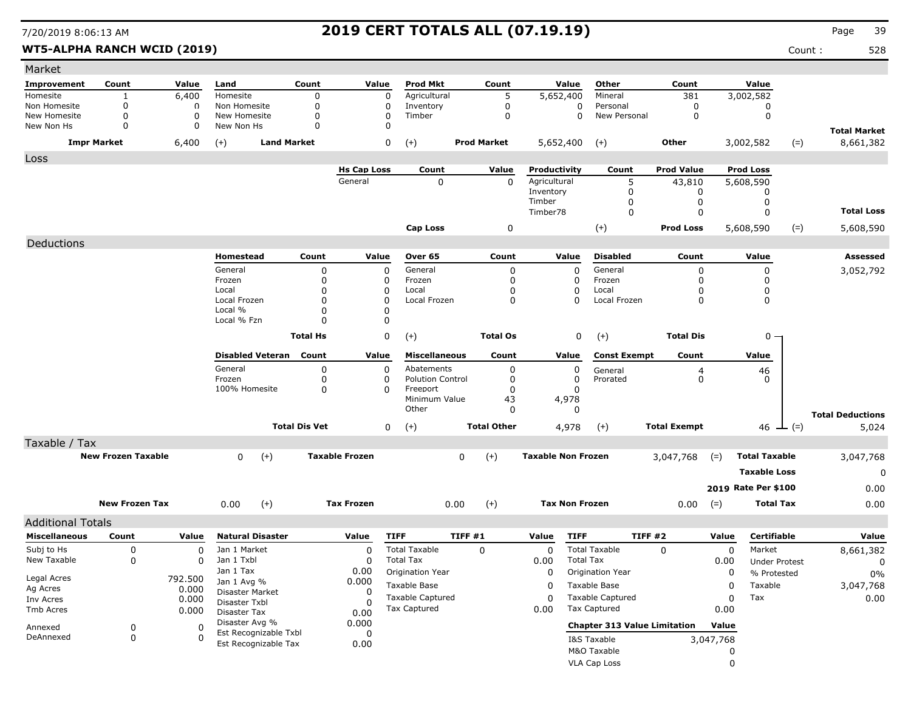# 2019 CERT TOTALS ALL (07.19.19)

**WT5-ALPHA RANCH WCID (2019)**

Count : 528

## Market

| Improvement | Count | Value | Land | Count | Value | Prod Mkt | Count | Value | Other | Count | Value | |
|---|---|---|---|---|---|---|---|---|---|---|---|---|
| Homesite | 1 | 6,400 | Homesite | 0 | 0 | Agricultural | 5 | 5,652,400 | Mineral | 381 | 3,002,582 | |
| Non Homesite | 0 | 0 | Non Homesite | 0 | 0 | Inventory | 0 | 0 | Personal | 0 | 0 | |
| New Homesite | 0 | 0 | New Homesite | 0 | 0 | Timber | 0 | 0 | New Personal | 0 | 0 | |
| New Non Hs | 0 | 0 | New Non Hs | 0 | 0 | | | | | | | **Total Market** |
| **Impr Market** | | 6,400 | (+) **Land Market** | | 0 | (+) **Prod Market** | | 5,652,400 | (+) **Other** | | 3,002,582 | (=) 8,661,382 |

## Loss

| Hs Cap Loss | Count | Value | Productivity | Count | Prod Value | Prod Loss | |
|---|---|---|---|---|---|---|---|
| General | 0 | 0 | Agricultural | 5 | 43,810 | 5,608,590 | |
| | | | Inventory | 0 | 0 | 0 | |
| | | | Timber | 0 | 0 | 0 | |
| | | | Timber78 | 0 | 0 | 0 | **Total Loss** |
| **Cap Loss** | | 0 | (+) | | **Prod Loss** | 5,608,590 | (=) 5,608,590 |

## Deductions

| Homestead | Count | Value | Over 65 | Count | Value | Disabled | Count | Value | Assessed |
|---|---|---|---|---|---|---|---|---|---|
| General | 0 | 0 | General | 0 | 0 | General | 0 | 0 | 3,052,792 |
| Frozen | 0 | 0 | Frozen | 0 | 0 | Frozen | 0 | 0 | |
| Local | 0 | 0 | Local | 0 | 0 | Local | 0 | 0 | |
| Local Frozen | 0 | 0 | Local Frozen | 0 | 0 | Local Frozen | 0 | 0 | |
| Local % | 0 | 0 | | | | | | | |
| Local % Fzn | 0 | 0 | | | | | | | |
| **Total Hs** | | 0 | (+) **Total Os** | | 0 | (+) **Total Dis** | | 0 | |

| Disabled Veteran | Count | Value | Miscellaneous | Count | Value | Const Exempt | Count | Value | |
|---|---|---|---|---|---|---|---|---|---|
| General | 0 | 0 | Abatements | 0 | 0 | General | 4 | 46 | |
| Frozen | 0 | 0 | Polution Control | 0 | 0 | Prorated | 0 | 0 | |
| 100% Homesite | 0 | 0 | Freeport | 0 | 0 | | | | |
| | | | Minimum Value | 43 | 4,978 | | | | |
| | | | Other | 0 | 0 | | | | **Total Deductions** |
| **Total Dis Vet** | | 0 | (+) **Total Other** | | 4,978 | (+) **Total Exempt** | | 46 | (=) 5,024 |

## Taxable / Tax

| | | | | | | | |
|---|---|---|---|---|---|---|---|
| **New Frozen Taxable** | 0 | (+) **Taxable Frozen** | 0 | (+) **Taxable Non Frozen** | 3,047,768 | (=) **Total Taxable** | 3,047,768 |
| | | | | | | **Taxable Loss** | 0 |
| | | | | | | **2019 Rate Per $100** | 0.00 |
| **New Frozen Tax** | 0.00 | (+) **Tax Frozen** | 0.00 | (+) **Tax Non Frozen** | 0.00 | (=) **Total Tax** | 0.00 |

## Additional Totals

| Miscellaneous | Count | Value |
|---|---|---|
| Subj to Hs | 0 | 0 |
| New Taxable | 0 | 0 |
| Legal Acres | | 792.500 |
| Ag Acres | | 0.000 |
| Inv Acres | | 0.000 |
| Tmb Acres | | 0.000 |
| Annexed | 0 | 0 |
| DeAnnexed | 0 | 0 |

| Natural Disaster | Value |
|---|---|
| Jan 1 Market | 0 |
| Jan 1 Txbl | 0 |
| Jan 1 Tax | 0.00 |
| Jan 1 Avg % | 0.000 |
| Disaster Market | 0 |
| Disaster Txbl | 0 |
| Disaster Tax | 0.00 |
| Disaster Avg % | 0.000 |
| Est Recognizable Txbl | 0 |
| Est Recognizable Tax | 0.00 |

| TIFF | TIFF #1 | Value |
|---|---|---|
| Total Taxable | 0 | 0 |
| Total Tax | | 0.00 |
| Origination Year | | 0 |
| Taxable Base | | 0 |
| Taxable Captured | | 0 |
| Tax Captured | | 0.00 |

| TIFF | TIFF #2 | Value |
|---|---|---|
| Total Taxable | 0 | 0 |
| Total Tax | | 0.00 |
| Origination Year | | 0 |
| Taxable Base | | 0 |
| Taxable Captured | | 0 |
| Tax Captured | | 0.00 |

| Chapter 313 Value Limitation | Value |
|---|---|
| I&S Taxable | 3,047,768 |
| M&O Taxable | 0 |
| VLA Cap Loss | 0 |

| Certifiable | Value |
|---|---|
| Market | 8,661,382 |
| Under Protest | 0 |
| % Protested | 0% |
| Taxable | 3,047,768 |
| Tax | 0.00 |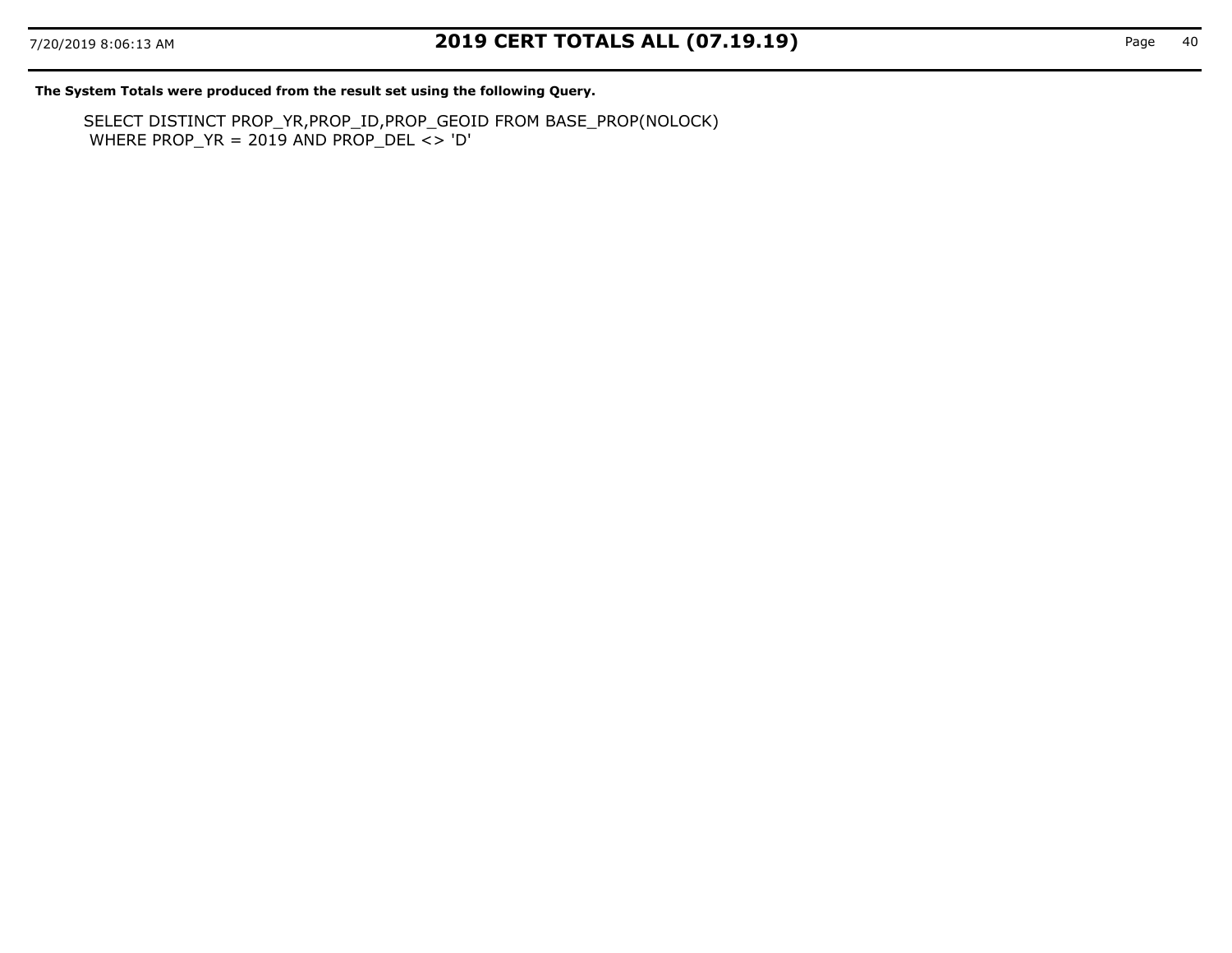**The System Totals were produced from the result set using the following Query.**

```
SELECT DISTINCT PROP_YR,PROP_ID,PROP_GEOID FROM BASE_PROP(NOLOCK)
 WHERE PROP_YR = 2019 AND PROP_DEL <> 'D'
```